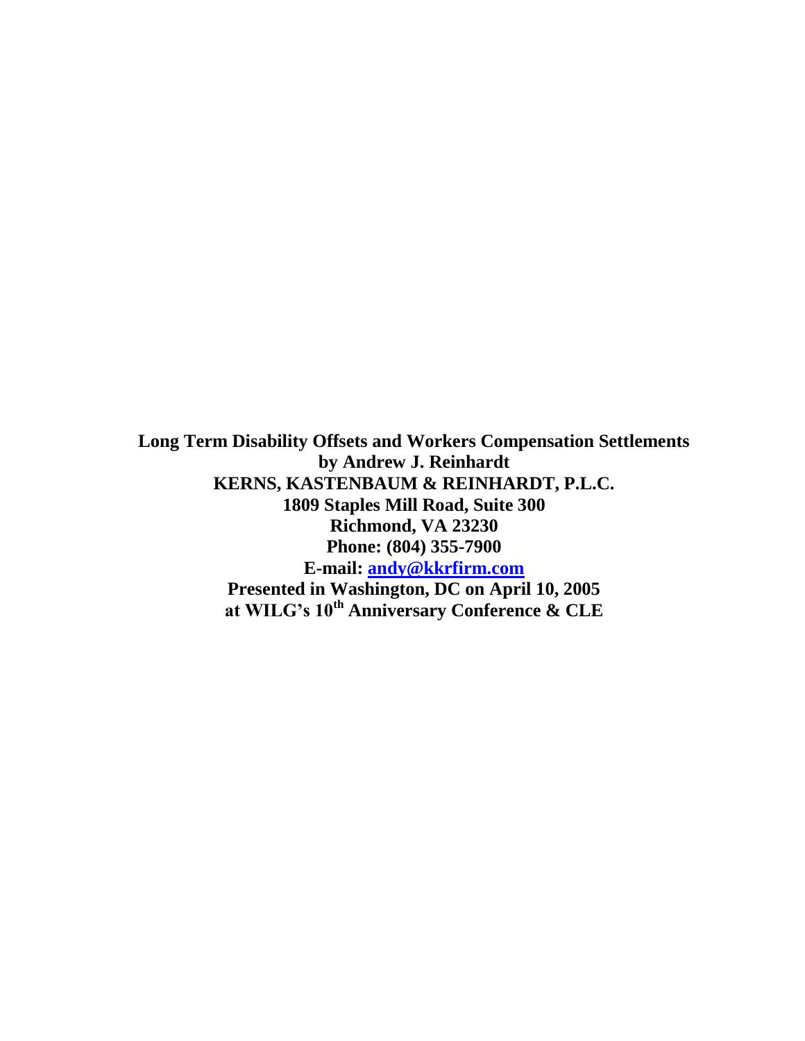**Long Term Disability Offsets and Workers Compensation Settlements**
**by Andrew J. Reinhardt**
**KERNS, KASTENBAUM & REINHARDT, P.L.C.**
**1809 Staples Mill Road, Suite 300**
**Richmond, VA 23230**
**Phone: (804) 355-7900**
**E-mail: andy@kkrfirm.com**
**Presented in Washington, DC on April 10, 2005**
**at WILG's 10th Anniversary Conference & CLE**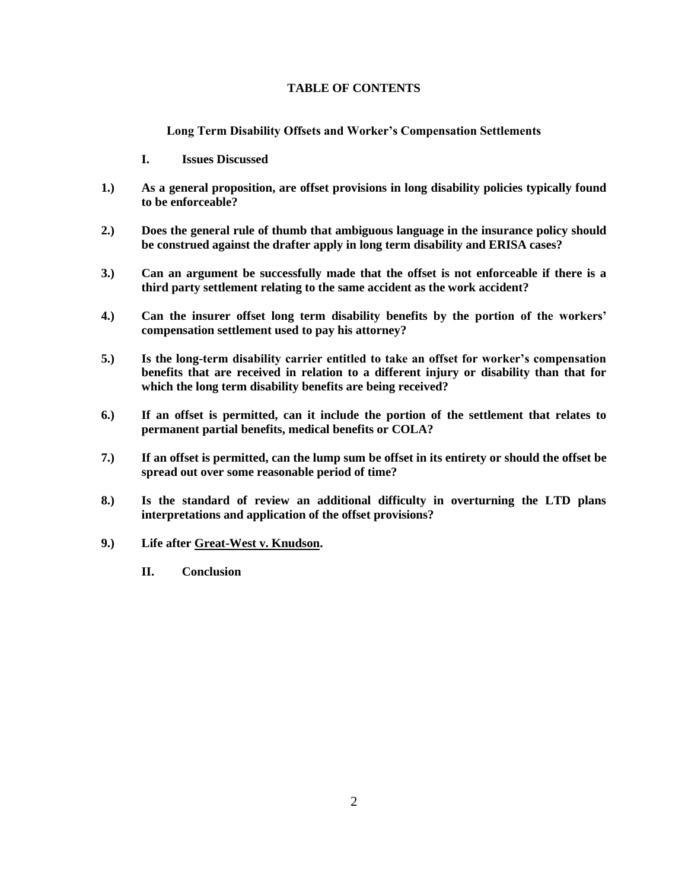# TABLE OF CONTENTS

## Long Term Disability Offsets and Worker's Compensation Settlements

### I. Issues Discussed

**1.) As a general proposition, are offset provisions in long disability policies typically found to be enforceable?**

**2.) Does the general rule of thumb that ambiguous language in the insurance policy should be construed against the drafter apply in long term disability and ERISA cases?**

**3.) Can an argument be successfully made that the offset is not enforceable if there is a third party settlement relating to the same accident as the work accident?**

**4.) Can the insurer offset long term disability benefits by the portion of the workers' compensation settlement used to pay his attorney?**

**5.) Is the long-term disability carrier entitled to take an offset for worker's compensation benefits that are received in relation to a different injury or disability than that for which the long term disability benefits are being received?**

**6.) If an offset is permitted, can it include the portion of the settlement that relates to permanent partial benefits, medical benefits or COLA?**

**7.) If an offset is permitted, can the lump sum be offset in its entirety or should the offset be spread out over some reasonable period of time?**

**8.) Is the standard of review an additional difficulty in overturning the LTD plans interpretations and application of the offset provisions?**

**9.) Life after <u>Great-West v. Knudson</u>.**

### II. Conclusion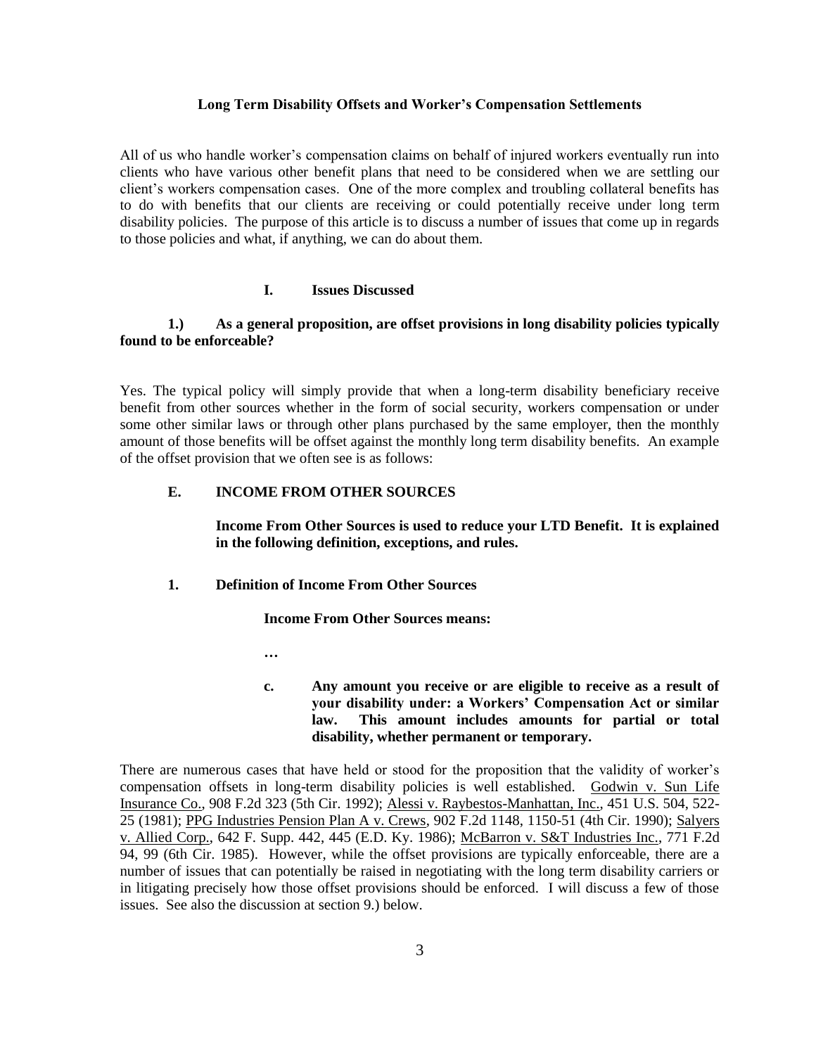**Long Term Disability Offsets and Worker's Compensation Settlements**

All of us who handle worker's compensation claims on behalf of injured workers eventually run into clients who have various other benefit plans that need to be considered when we are settling our client's workers compensation cases. One of the more complex and troubling collateral benefits has to do with benefits that our clients are receiving or could potentially receive under long term disability policies. The purpose of this article is to discuss a number of issues that come up in regards to those policies and what, if anything, we can do about them.

## I. Issues Discussed

### 1.) As a general proposition, are offset provisions in long disability policies typically found to be enforceable?

Yes. The typical policy will simply provide that when a long-term disability beneficiary receive benefit from other sources whether in the form of social security, workers compensation or under some other similar laws or through other plans purchased by the same employer, then the monthly amount of those benefits will be offset against the monthly long term disability benefits. An example of the offset provision that we often see is as follows:

> **E. INCOME FROM OTHER SOURCES**
>
> **Income From Other Sources is used to reduce your LTD Benefit. It is explained in the following definition, exceptions, and rules.**
>
> **1. Definition of Income From Other Sources**
>
> **Income From Other Sources means:**
>
> **…**
>
> **c. Any amount you receive or are eligible to receive as a result of your disability under: a Workers' Compensation Act or similar law. This amount includes amounts for partial or total disability, whether permanent or temporary.**

There are numerous cases that have held or stood for the proposition that the validity of worker's compensation offsets in long-term disability policies is well established. Godwin v. Sun Life Insurance Co., 908 F.2d 323 (5th Cir. 1992); Alessi v. Raybestos-Manhattan, Inc., 451 U.S. 504, 522-25 (1981); PPG Industries Pension Plan A v. Crews, 902 F.2d 1148, 1150-51 (4th Cir. 1990); Salyers v. Allied Corp., 642 F. Supp. 442, 445 (E.D. Ky. 1986); McBarron v. S&T Industries Inc., 771 F.2d 94, 99 (6th Cir. 1985). However, while the offset provisions are typically enforceable, there are a number of issues that can potentially be raised in negotiating with the long term disability carriers or in litigating precisely how those offset provisions should be enforced. I will discuss a few of those issues. See also the discussion at section 9.) below.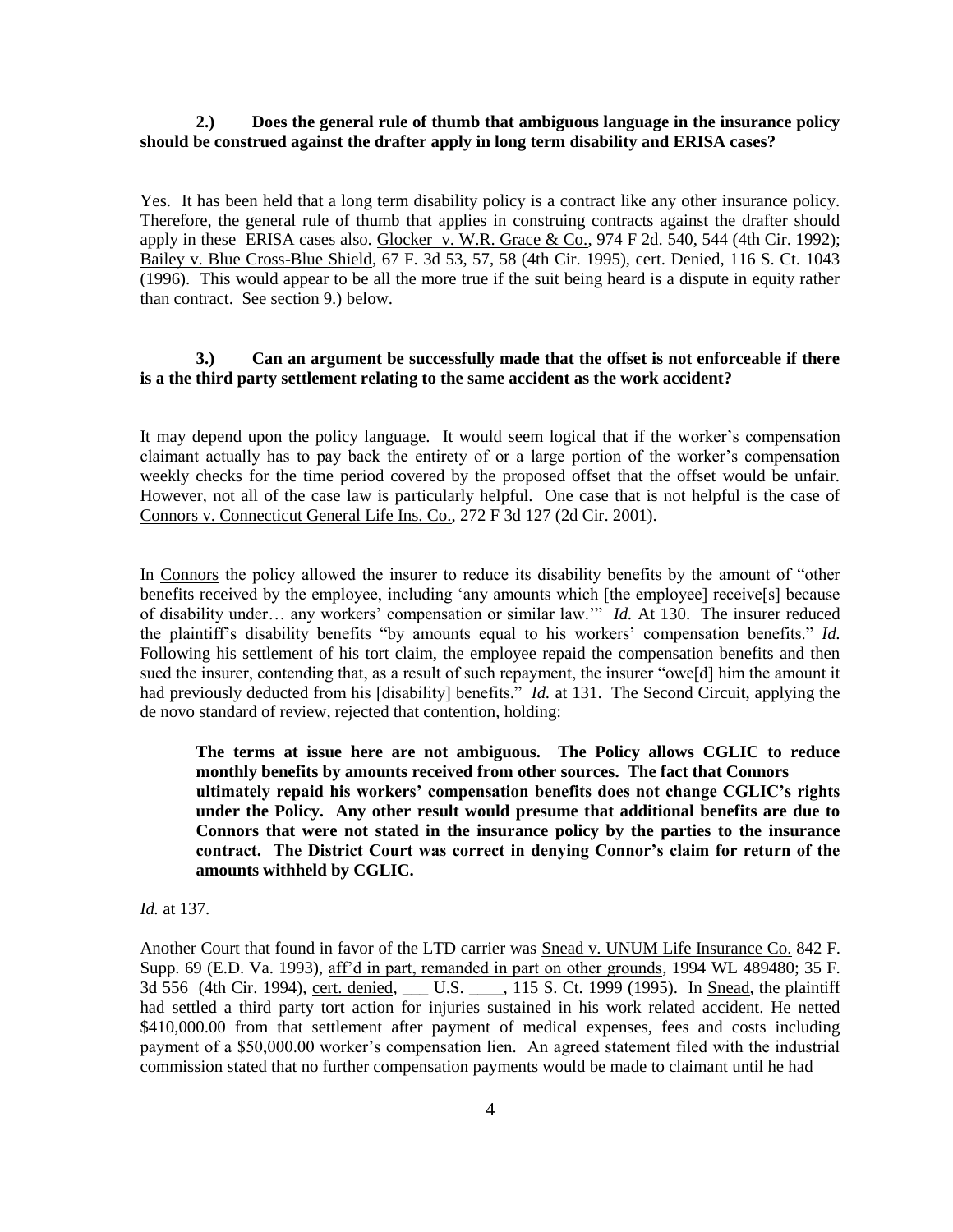**2.) Does the general rule of thumb that ambiguous language in the insurance policy should be construed against the drafter apply in long term disability and ERISA cases?**

Yes. It has been held that a long term disability policy is a contract like any other insurance policy. Therefore, the general rule of thumb that applies in construing contracts against the drafter should apply in these ERISA cases also. Glocker v. W.R. Grace & Co., 974 F 2d. 540, 544 (4th Cir. 1992); Bailey v. Blue Cross-Blue Shield, 67 F. 3d 53, 57, 58 (4th Cir. 1995), cert. Denied, 116 S. Ct. 1043 (1996). This would appear to be all the more true if the suit being heard is a dispute in equity rather than contract. See section 9.) below.

**3.) Can an argument be successfully made that the offset is not enforceable if there is a the third party settlement relating to the same accident as the work accident?**

It may depend upon the policy language. It would seem logical that if the worker's compensation claimant actually has to pay back the entirety of or a large portion of the worker's compensation weekly checks for the time period covered by the proposed offset that the offset would be unfair. However, not all of the case law is particularly helpful. One case that is not helpful is the case of Connors v. Connecticut General Life Ins. Co., 272 F 3d 127 (2d Cir. 2001).

In Connors the policy allowed the insurer to reduce its disability benefits by the amount of "other benefits received by the employee, including 'any amounts which [the employee] receive[s] because of disability under… any workers' compensation or similar law.'" *Id.* At 130. The insurer reduced the plaintiff's disability benefits "by amounts equal to his workers' compensation benefits." *Id.* Following his settlement of his tort claim, the employee repaid the compensation benefits and then sued the insurer, contending that, as a result of such repayment, the insurer "owe[d] him the amount it had previously deducted from his [disability] benefits." *Id.* at 131. The Second Circuit, applying the de novo standard of review, rejected that contention, holding:

> **The terms at issue here are not ambiguous. The Policy allows CGLIC to reduce monthly benefits by amounts received from other sources. The fact that Connors ultimately repaid his workers' compensation benefits does not change CGLIC's rights under the Policy. Any other result would presume that additional benefits are due to Connors that were not stated in the insurance policy by the parties to the insurance contract. The District Court was correct in denying Connor's claim for return of the amounts withheld by CGLIC.**

*Id.* at 137.

Another Court that found in favor of the LTD carrier was Snead v. UNUM Life Insurance Co. 842 F. Supp. 69 (E.D. Va. 1993), aff'd in part, remanded in part on other grounds, 1994 WL 489480; 35 F. 3d 556 (4th Cir. 1994), cert. denied, ___ U.S. ____, 115 S. Ct. 1999 (1995). In Snead, the plaintiff had settled a third party tort action for injuries sustained in his work related accident. He netted $410,000.00 from that settlement after payment of medical expenses, fees and costs including payment of a $50,000.00 worker's compensation lien. An agreed statement filed with the industrial commission stated that no further compensation payments would be made to claimant until he had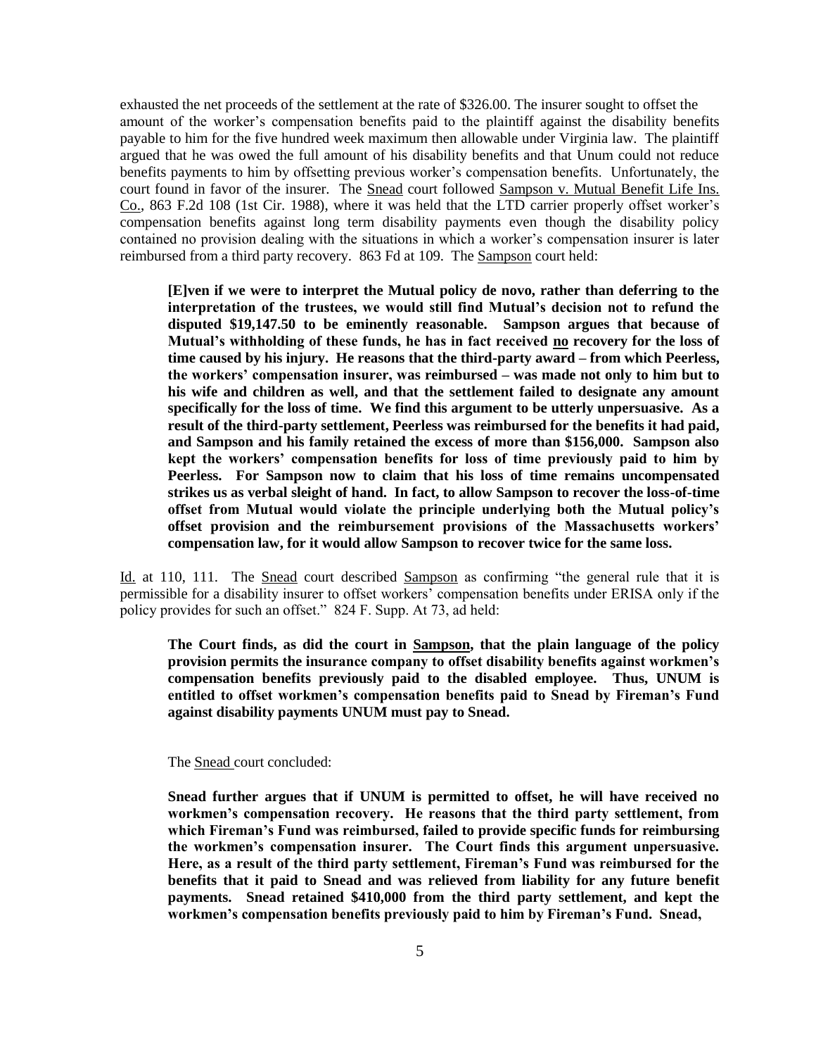exhausted the net proceeds of the settlement at the rate of $326.00. The insurer sought to offset the amount of the worker's compensation benefits paid to the plaintiff against the disability benefits payable to him for the five hundred week maximum then allowable under Virginia law. The plaintiff argued that he was owed the full amount of his disability benefits and that Unum could not reduce benefits payments to him by offsetting previous worker's compensation benefits. Unfortunately, the court found in favor of the insurer. The Snead court followed Sampson v. Mutual Benefit Life Ins. Co., 863 F.2d 108 (1st Cir. 1988), where it was held that the LTD carrier properly offset worker's compensation benefits against long term disability payments even though the disability policy contained no provision dealing with the situations in which a worker's compensation insurer is later reimbursed from a third party recovery. 863 Fd at 109. The Sampson court held:

> **[E]ven if we were to interpret the Mutual policy de novo, rather than deferring to the interpretation of the trustees, we would still find Mutual's decision not to refund the disputed $19,147.50 to be eminently reasonable. Sampson argues that because of Mutual's withholding of these funds, he has in fact received no recovery for the loss of time caused by his injury. He reasons that the third-party award – from which Peerless, the workers' compensation insurer, was reimbursed – was made not only to him but to his wife and children as well, and that the settlement failed to designate any amount specifically for the loss of time. We find this argument to be utterly unpersuasive. As a result of the third-party settlement, Peerless was reimbursed for the benefits it had paid, and Sampson and his family retained the excess of more than $156,000. Sampson also kept the workers' compensation benefits for loss of time previously paid to him by Peerless. For Sampson now to claim that his loss of time remains uncompensated strikes us as verbal sleight of hand. In fact, to allow Sampson to recover the loss-of-time offset from Mutual would violate the principle underlying both the Mutual policy's offset provision and the reimbursement provisions of the Massachusetts workers' compensation law, for it would allow Sampson to recover twice for the same loss.**

Id. at 110, 111. The Snead court described Sampson as confirming "the general rule that it is permissible for a disability insurer to offset workers' compensation benefits under ERISA only if the policy provides for such an offset." 824 F. Supp. At 73, ad held:

> **The Court finds, as did the court in Sampson, that the plain language of the policy provision permits the insurance company to offset disability benefits against workmen's compensation benefits previously paid to the disabled employee. Thus, UNUM is entitled to offset workmen's compensation benefits paid to Snead by Fireman's Fund against disability payments UNUM must pay to Snead.**

The Snead court concluded:

> **Snead further argues that if UNUM is permitted to offset, he will have received no workmen's compensation recovery. He reasons that the third party settlement, from which Fireman's Fund was reimbursed, failed to provide specific funds for reimbursing the workmen's compensation insurer. The Court finds this argument unpersuasive. Here, as a result of the third party settlement, Fireman's Fund was reimbursed for the benefits that it paid to Snead and was relieved from liability for any future benefit payments. Snead retained $410,000 from the third party settlement, and kept the workmen's compensation benefits previously paid to him by Fireman's Fund. Snead,**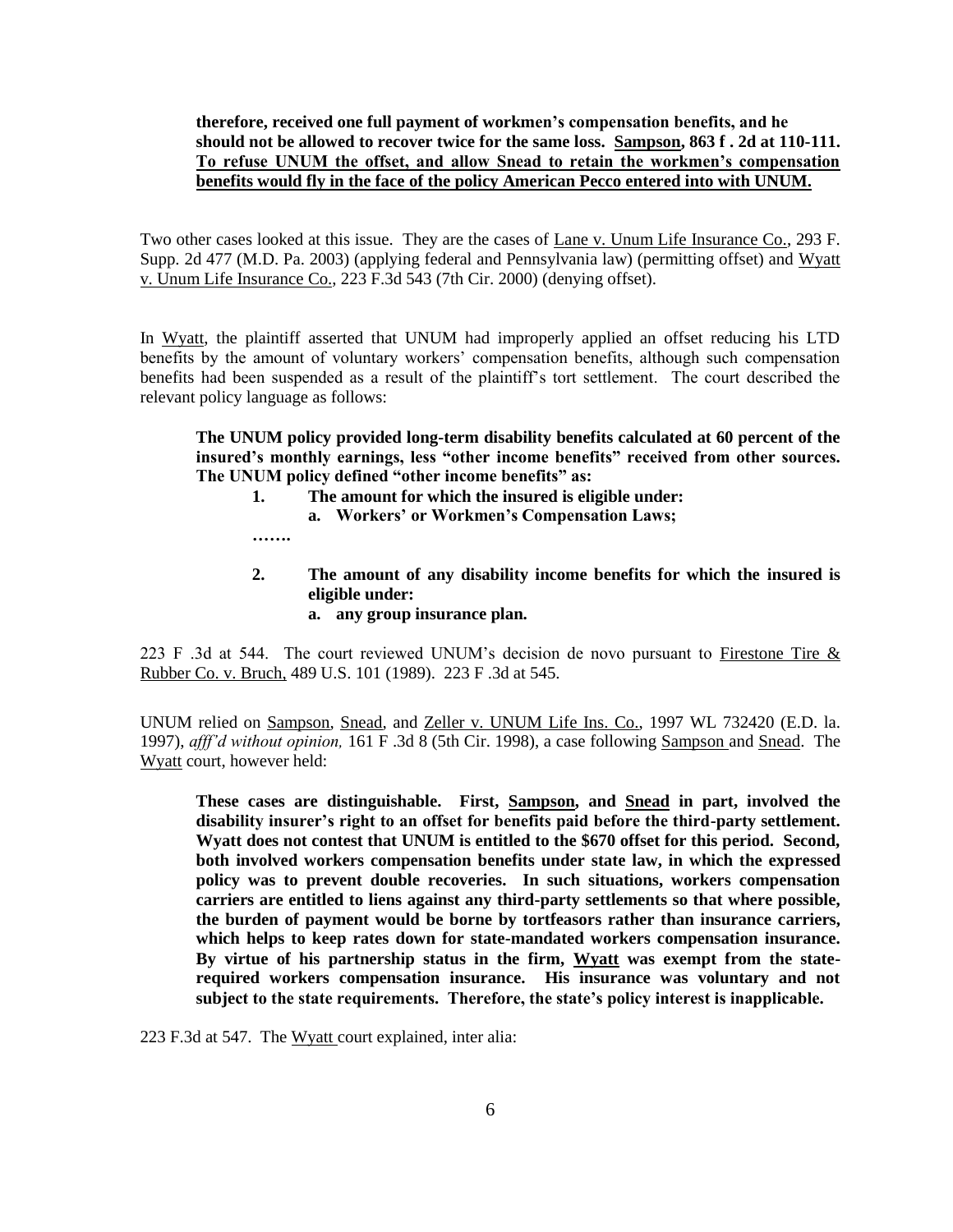**therefore, received one full payment of workmen's compensation benefits, and he should not be allowed to recover twice for the same loss. Sampson, 863 f . 2d at 110-111. To refuse UNUM the offset, and allow Snead to retain the workmen's compensation benefits would fly in the face of the policy American Pecco entered into with UNUM.**

Two other cases looked at this issue. They are the cases of Lane v. Unum Life Insurance Co., 293 F. Supp. 2d 477 (M.D. Pa. 2003) (applying federal and Pennsylvania law) (permitting offset) and Wyatt v. Unum Life Insurance Co., 223 F.3d 543 (7th Cir. 2000) (denying offset).

In Wyatt, the plaintiff asserted that UNUM had improperly applied an offset reducing his LTD benefits by the amount of voluntary workers' compensation benefits, although such compensation benefits had been suspended as a result of the plaintiff's tort settlement. The court described the relevant policy language as follows:

> **The UNUM policy provided long-term disability benefits calculated at 60 percent of the insured's monthly earnings, less "other income benefits" received from other sources. The UNUM policy defined "other income benefits" as:**
>
> **1. The amount for which the insured is eligible under:**
>
> **a. Workers' or Workmen's Compensation Laws;**
>
> **…….**
>
> **2. The amount of any disability income benefits for which the insured is eligible under:**
>
> **a. any group insurance plan.**

223 F .3d at 544. The court reviewed UNUM's decision de novo pursuant to Firestone Tire & Rubber Co. v. Bruch, 489 U.S. 101 (1989). 223 F .3d at 545.

UNUM relied on Sampson, Snead, and Zeller v. UNUM Life Ins. Co., 1997 WL 732420 (E.D. la. 1997), *afff'd without opinion,* 161 F .3d 8 (5th Cir. 1998), a case following Sampson and Snead. The Wyatt court, however held:

> **These cases are distinguishable. First, Sampson, and Snead in part, involved the disability insurer's right to an offset for benefits paid before the third-party settlement. Wyatt does not contest that UNUM is entitled to the $670 offset for this period. Second, both involved workers compensation benefits under state law, in which the expressed policy was to prevent double recoveries. In such situations, workers compensation carriers are entitled to liens against any third-party settlements so that where possible, the burden of payment would be borne by tortfeasors rather than insurance carriers, which helps to keep rates down for state-mandated workers compensation insurance. By virtue of his partnership status in the firm, Wyatt was exempt from the state-required workers compensation insurance. His insurance was voluntary and not subject to the state requirements. Therefore, the state's policy interest is inapplicable.**

223 F.3d at 547. The Wyatt court explained, inter alia: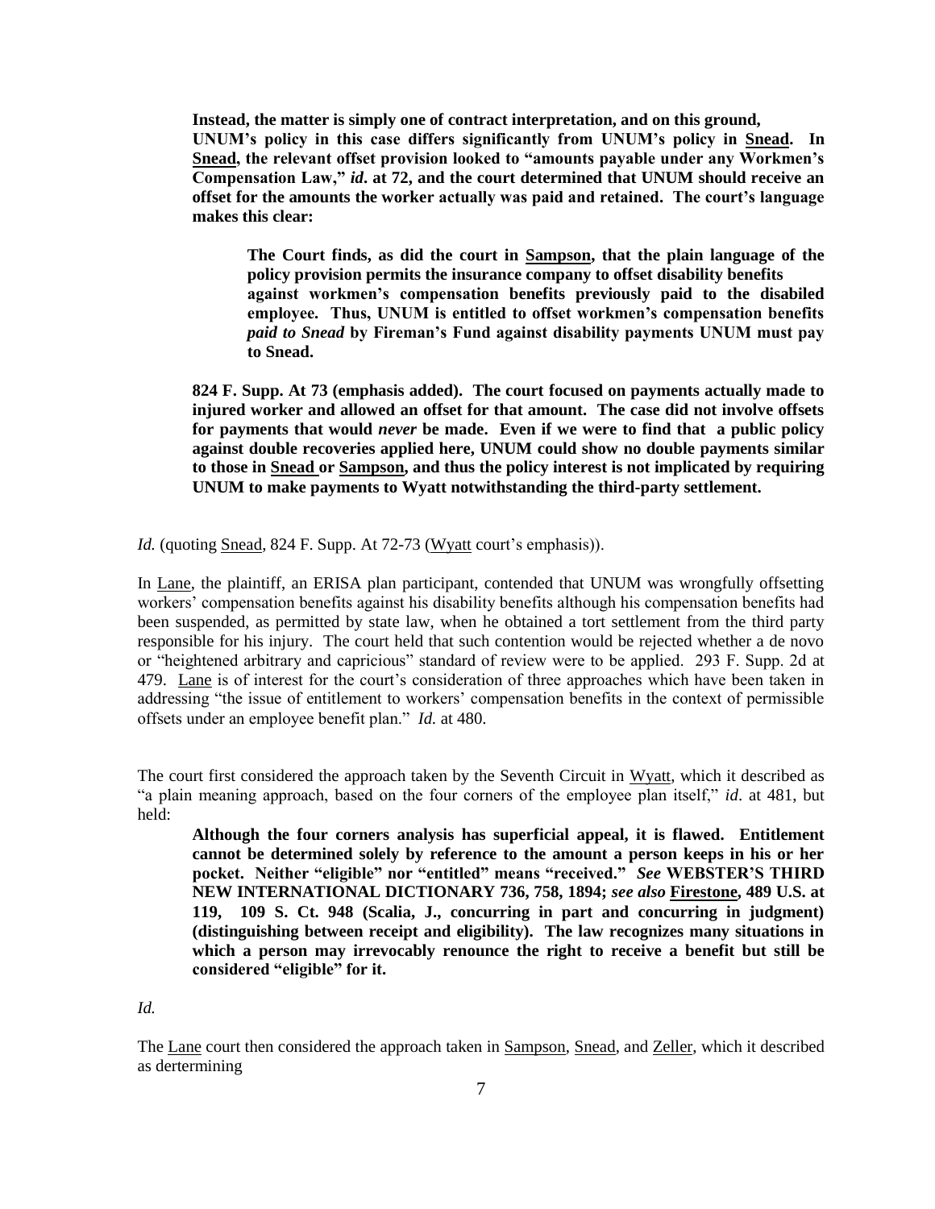> **Instead, the matter is simply one of contract interpretation, and on this ground, UNUM's policy in this case differs significantly from UNUM's policy in Snead. In Snead, the relevant offset provision looked to "amounts payable under any Workmen's Compensation Law,"** ***id*****. at 72, and the court determined that UNUM should receive an offset for the amounts the worker actually was paid and retained. The court's language makes this clear:**
>
> > **The Court finds, as did the court in Sampson, that the plain language of the policy provision permits the insurance company to offset disability benefits against workmen's compensation benefits previously paid to the disabiled employee. Thus, UNUM is entitled to offset workmen's compensation benefits** ***paid to Snead*** **by Fireman's Fund against disability payments UNUM must pay to Snead.**
>
> **824 F. Supp. At 73 (emphasis added). The court focused on payments actually made to injured worker and allowed an offset for that amount. The case did not involve offsets for payments that would** ***never*** **be made. Even if we were to find that a public policy against double recoveries applied here, UNUM could show no double payments similar to those in Snead or Sampson, and thus the policy interest is not implicated by requiring UNUM to make payments to Wyatt notwithstanding the third-party settlement.**

*Id.* (quoting Snead, 824 F. Supp. At 72-73 (Wyatt court's emphasis)).

In Lane, the plaintiff, an ERISA plan participant, contended that UNUM was wrongfully offsetting workers' compensation benefits against his disability benefits although his compensation benefits had been suspended, as permitted by state law, when he obtained a tort settlement from the third party responsible for his injury. The court held that such contention would be rejected whether a de novo or "heightened arbitrary and capricious" standard of review were to be applied. 293 F. Supp. 2d at 479. Lane is of interest for the court's consideration of three approaches which have been taken in addressing "the issue of entitlement to workers' compensation benefits in the context of permissible offsets under an employee benefit plan." *Id.* at 480.

The court first considered the approach taken by the Seventh Circuit in Wyatt, which it described as "a plain meaning approach, based on the four corners of the employee plan itself," *id*. at 481, but held:

> **Although the four corners analysis has superficial appeal, it is flawed. Entitlement cannot be determined solely by reference to the amount a person keeps in his or her pocket. Neither "eligible" nor "entitled" means "received."** ***See*** **WEBSTER'S THIRD NEW INTERNATIONAL DICTIONARY 736, 758, 1894;** ***see also*** **Firestone, 489 U.S. at 119, 109 S. Ct. 948 (Scalia, J., concurring in part and concurring in judgment) (distinguishing between receipt and eligibility). The law recognizes many situations in which a person may irrevocably renounce the right to receive a benefit but still be considered "eligible" for it.**

*Id.*

The Lane court then considered the approach taken in Sampson, Snead, and Zeller, which it described as dertermining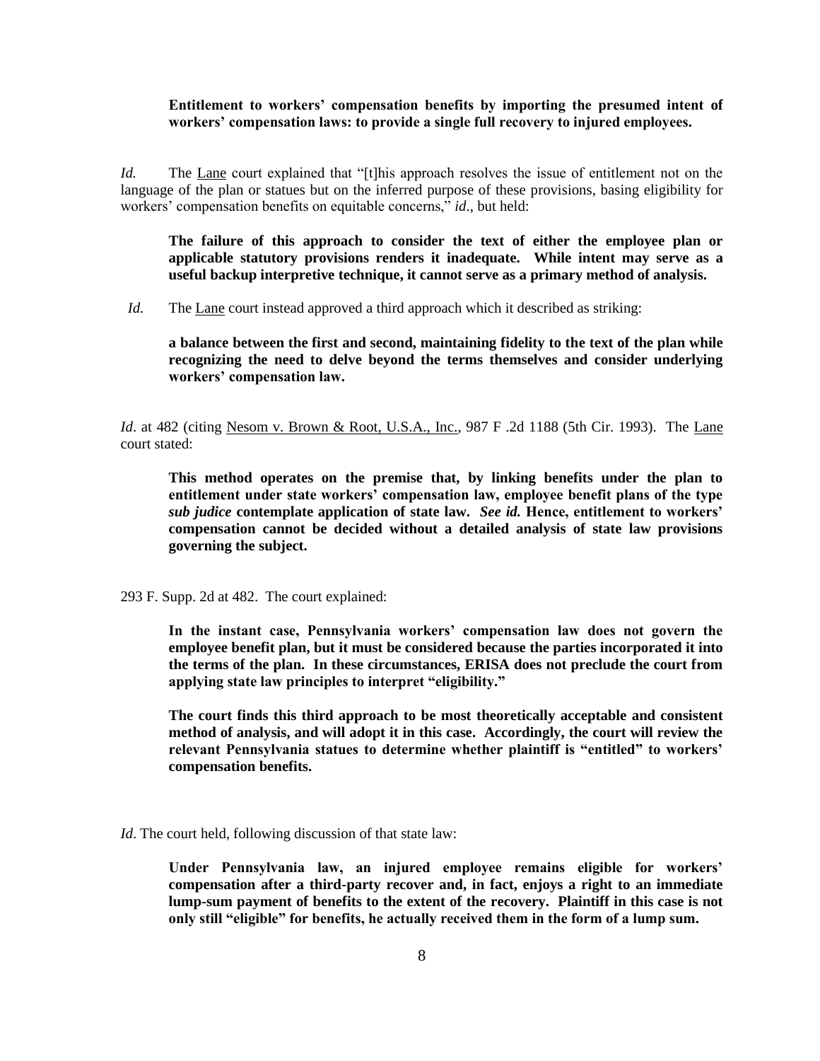> **Entitlement to workers' compensation benefits by importing the presumed intent of workers' compensation laws: to provide a single full recovery to injured employees.**

*Id.* The Lane court explained that "[t]his approach resolves the issue of entitlement not on the language of the plan or statues but on the inferred purpose of these provisions, basing eligibility for workers' compensation benefits on equitable concerns," *id*., but held:

> **The failure of this approach to consider the text of either the employee plan or applicable statutory provisions renders it inadequate. While intent may serve as a useful backup interpretive technique, it cannot serve as a primary method of analysis.**

*Id.* The Lane court instead approved a third approach which it described as striking:

> **a balance between the first and second, maintaining fidelity to the text of the plan while recognizing the need to delve beyond the terms themselves and consider underlying workers' compensation law.**

*Id*. at 482 (citing Nesom v. Brown & Root, U.S.A., Inc., 987 F .2d 1188 (5th Cir. 1993). The Lane court stated:

> **This method operates on the premise that, by linking benefits under the plan to entitlement under state workers' compensation law, employee benefit plans of the type *sub judice* contemplate application of state law. *See id.* Hence, entitlement to workers' compensation cannot be decided without a detailed analysis of state law provisions governing the subject.**

293 F. Supp. 2d at 482. The court explained:

> **In the instant case, Pennsylvania workers' compensation law does not govern the employee benefit plan, but it must be considered because the parties incorporated it into the terms of the plan. In these circumstances, ERISA does not preclude the court from applying state law principles to interpret "eligibility."**
>
> **The court finds this third approach to be most theoretically acceptable and consistent method of analysis, and will adopt it in this case. Accordingly, the court will review the relevant Pennsylvania statues to determine whether plaintiff is "entitled" to workers' compensation benefits.**

*Id*. The court held, following discussion of that state law:

> **Under Pennsylvania law, an injured employee remains eligible for workers' compensation after a third-party recover and, in fact, enjoys a right to an immediate lump-sum payment of benefits to the extent of the recovery. Plaintiff in this case is not only still "eligible" for benefits, he actually received them in the form of a lump sum.**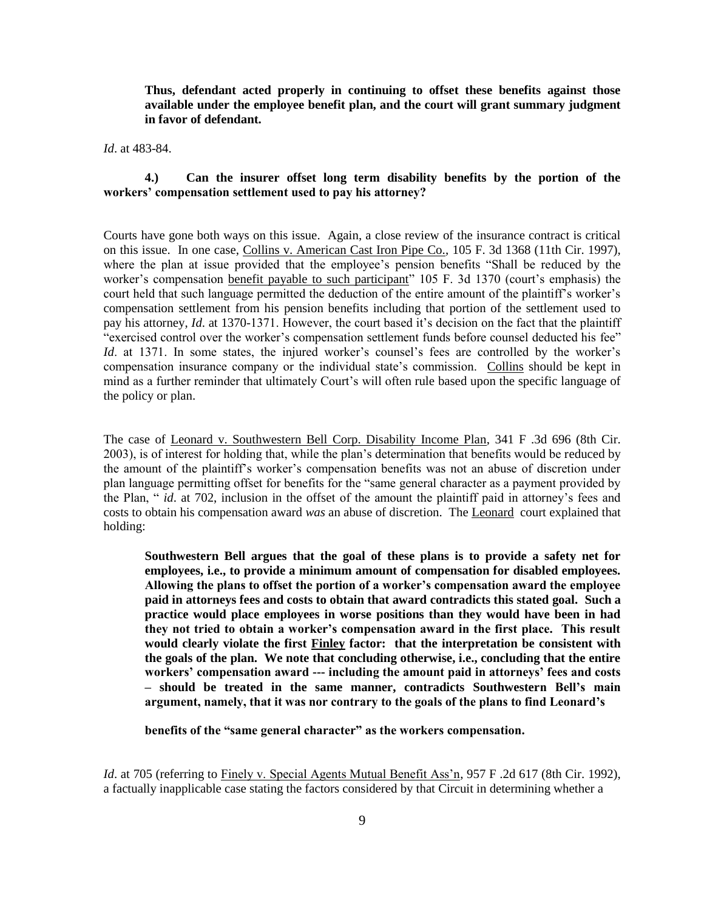**Thus, defendant acted properly in continuing to offset these benefits against those available under the employee benefit plan, and the court will grant summary judgment in favor of defendant.**

*Id*. at 483-84.

**4.) Can the insurer offset long term disability benefits by the portion of the workers' compensation settlement used to pay his attorney?**

Courts have gone both ways on this issue. Again, a close review of the insurance contract is critical on this issue. In one case, Collins v. American Cast Iron Pipe Co., 105 F. 3d 1368 (11th Cir. 1997), where the plan at issue provided that the employee's pension benefits "Shall be reduced by the worker's compensation benefit payable to such participant" 105 F. 3d 1370 (court's emphasis) the court held that such language permitted the deduction of the entire amount of the plaintiff's worker's compensation settlement from his pension benefits including that portion of the settlement used to pay his attorney, *Id.* at 1370-1371. However, the court based it's decision on the fact that the plaintiff "exercised control over the worker's compensation settlement funds before counsel deducted his fee" *Id*. at 1371. In some states, the injured worker's counsel's fees are controlled by the worker's compensation insurance company or the individual state's commission. Collins should be kept in mind as a further reminder that ultimately Court's will often rule based upon the specific language of the policy or plan.

The case of Leonard v. Southwestern Bell Corp. Disability Income Plan, 341 F .3d 696 (8th Cir. 2003), is of interest for holding that, while the plan's determination that benefits would be reduced by the amount of the plaintiff's worker's compensation benefits was not an abuse of discretion under plan language permitting offset for benefits for the "same general character as a payment provided by the Plan, " *id*. at 702, inclusion in the offset of the amount the plaintiff paid in attorney's fees and costs to obtain his compensation award *was* an abuse of discretion. The Leonard court explained that holding:

**Southwestern Bell argues that the goal of these plans is to provide a safety net for employees, i.e., to provide a minimum amount of compensation for disabled employees. Allowing the plans to offset the portion of a worker's compensation award the employee paid in attorneys fees and costs to obtain that award contradicts this stated goal. Such a practice would place employees in worse positions than they would have been in had they not tried to obtain a worker's compensation award in the first place. This result would clearly violate the first Finley factor: that the interpretation be consistent with the goals of the plan. We note that concluding otherwise, i.e., concluding that the entire workers' compensation award --- including the amount paid in attorneys' fees and costs – should be treated in the same manner, contradicts Southwestern Bell's main argument, namely, that it was nor contrary to the goals of the plans to find Leonard's benefits of the "same general character" as the workers compensation.**

*Id*. at 705 (referring to Finely v. Special Agents Mutual Benefit Ass'n, 957 F .2d 617 (8th Cir. 1992), a factually inapplicable case stating the factors considered by that Circuit in determining whether a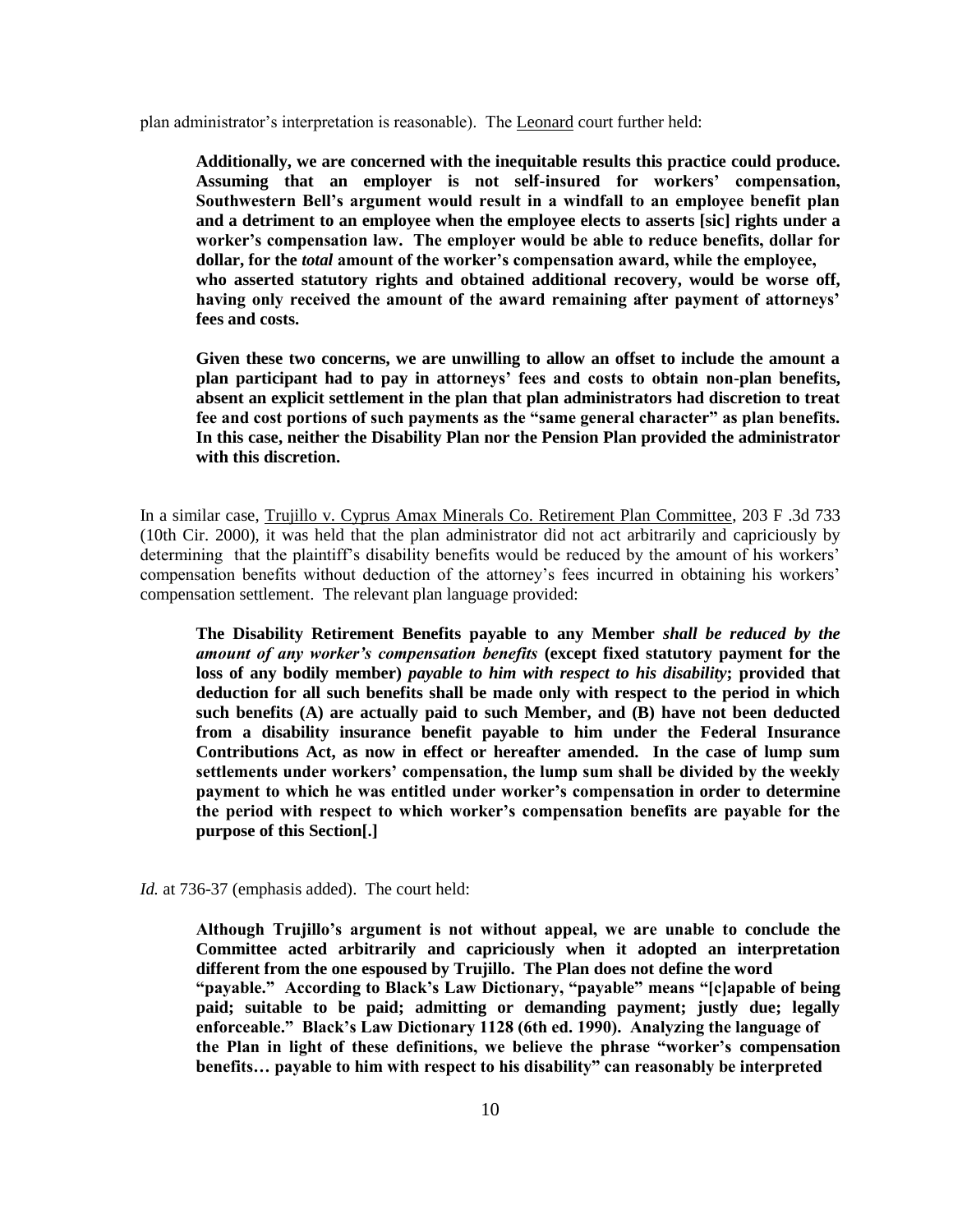plan administrator's interpretation is reasonable). The Leonard court further held:

> **Additionally, we are concerned with the inequitable results this practice could produce. Assuming that an employer is not self-insured for workers' compensation, Southwestern Bell's argument would result in a windfall to an employee benefit plan and a detriment to an employee when the employee elects to asserts [sic] rights under a worker's compensation law. The employer would be able to reduce benefits, dollar for dollar, for the *total* amount of the worker's compensation award, while the employee, who asserted statutory rights and obtained additional recovery, would be worse off, having only received the amount of the award remaining after payment of attorneys' fees and costs.**
>
> **Given these two concerns, we are unwilling to allow an offset to include the amount a plan participant had to pay in attorneys' fees and costs to obtain non-plan benefits, absent an explicit settlement in the plan that plan administrators had discretion to treat fee and cost portions of such payments as the "same general character" as plan benefits. In this case, neither the Disability Plan nor the Pension Plan provided the administrator with this discretion.**

In a similar case, Trujillo v. Cyprus Amax Minerals Co. Retirement Plan Committee, 203 F .3d 733 (10th Cir. 2000), it was held that the plan administrator did not act arbitrarily and capriciously by determining that the plaintiff's disability benefits would be reduced by the amount of his workers' compensation benefits without deduction of the attorney's fees incurred in obtaining his workers' compensation settlement. The relevant plan language provided:

> **The Disability Retirement Benefits payable to any Member *shall be reduced by the amount of any worker's compensation benefits* (except fixed statutory payment for the loss of any bodily member) *payable to him with respect to his disability*; provided that deduction for all such benefits shall be made only with respect to the period in which such benefits (A) are actually paid to such Member, and (B) have not been deducted from a disability insurance benefit payable to him under the Federal Insurance Contributions Act, as now in effect or hereafter amended. In the case of lump sum settlements under workers' compensation, the lump sum shall be divided by the weekly payment to which he was entitled under worker's compensation in order to determine the period with respect to which worker's compensation benefits are payable for the purpose of this Section[.]**

*Id.* at 736-37 (emphasis added). The court held:

> **Although Trujillo's argument is not without appeal, we are unable to conclude the Committee acted arbitrarily and capriciously when it adopted an interpretation different from the one espoused by Trujillo. The Plan does not define the word "payable." According to Black's Law Dictionary, "payable" means "[c]apable of being paid; suitable to be paid; admitting or demanding payment; justly due; legally enforceable." Black's Law Dictionary 1128 (6th ed. 1990). Analyzing the language of the Plan in light of these definitions, we believe the phrase "worker's compensation benefits… payable to him with respect to his disability" can reasonably be interpreted**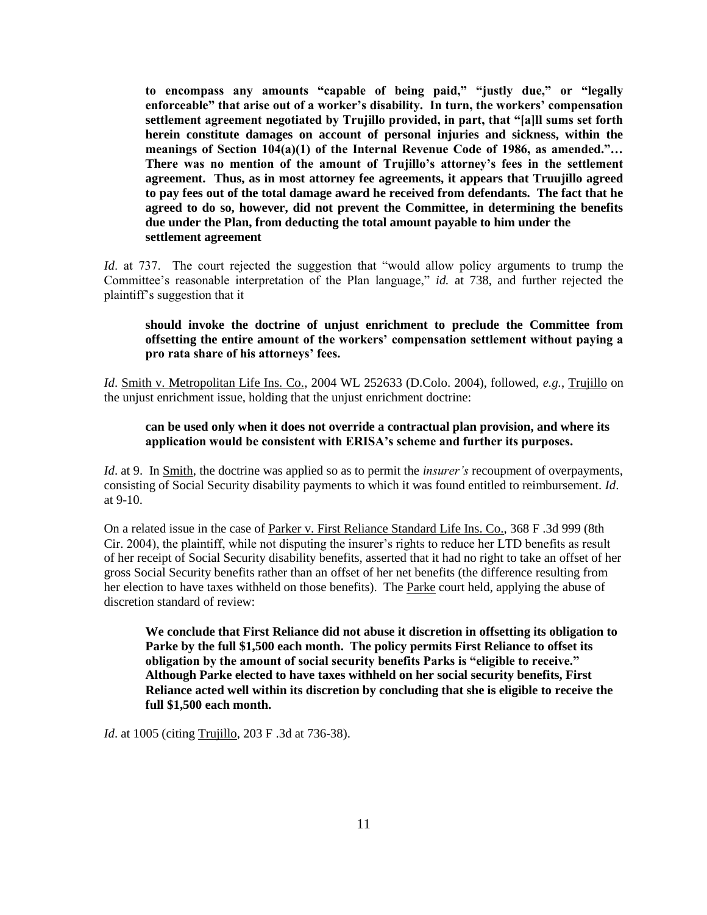> **to encompass any amounts "capable of being paid," "justly due," or "legally enforceable" that arise out of a worker's disability. In turn, the workers' compensation settlement agreement negotiated by Trujillo provided, in part, that "[a]ll sums set forth herein constitute damages on account of personal injuries and sickness, within the meanings of Section 104(a)(1) of the Internal Revenue Code of 1986, as amended."… There was no mention of the amount of Trujillo's attorney's fees in the settlement agreement. Thus, as in most attorney fee agreements, it appears that Truujillo agreed to pay fees out of the total damage award he received from defendants. The fact that he agreed to do so, however, did not prevent the Committee, in determining the benefits due under the Plan, from deducting the total amount payable to him under the settlement agreement**

*Id*. at 737. The court rejected the suggestion that "would allow policy arguments to trump the Committee's reasonable interpretation of the Plan language," *id.* at 738, and further rejected the plaintiff's suggestion that it

> **should invoke the doctrine of unjust enrichment to preclude the Committee from offsetting the entire amount of the workers' compensation settlement without paying a pro rata share of his attorneys' fees.**

*Id*. Smith v. Metropolitan Life Ins. Co., 2004 WL 252633 (D.Colo. 2004), followed, *e.g.*, Trujillo on the unjust enrichment issue, holding that the unjust enrichment doctrine:

> **can be used only when it does not override a contractual plan provision, and where its application would be consistent with ERISA's scheme and further its purposes.**

*Id*. at 9. In Smith, the doctrine was applied so as to permit the *insurer's* recoupment of overpayments, consisting of Social Security disability payments to which it was found entitled to reimbursement. *Id*. at 9-10.

On a related issue in the case of Parker v. First Reliance Standard Life Ins. Co., 368 F .3d 999 (8th Cir. 2004), the plaintiff, while not disputing the insurer's rights to reduce her LTD benefits as result of her receipt of Social Security disability benefits, asserted that it had no right to take an offset of her gross Social Security benefits rather than an offset of her net benefits (the difference resulting from her election to have taxes withheld on those benefits). The Parke court held, applying the abuse of discretion standard of review:

> **We conclude that First Reliance did not abuse it discretion in offsetting its obligation to Parke by the full $1,500 each month. The policy permits First Reliance to offset its obligation by the amount of social security benefits Parks is "eligible to receive." Although Parke elected to have taxes withheld on her social security benefits, First Reliance acted well within its discretion by concluding that she is eligible to receive the full $1,500 each month.**

*Id*. at 1005 (citing Trujillo, 203 F .3d at 736-38).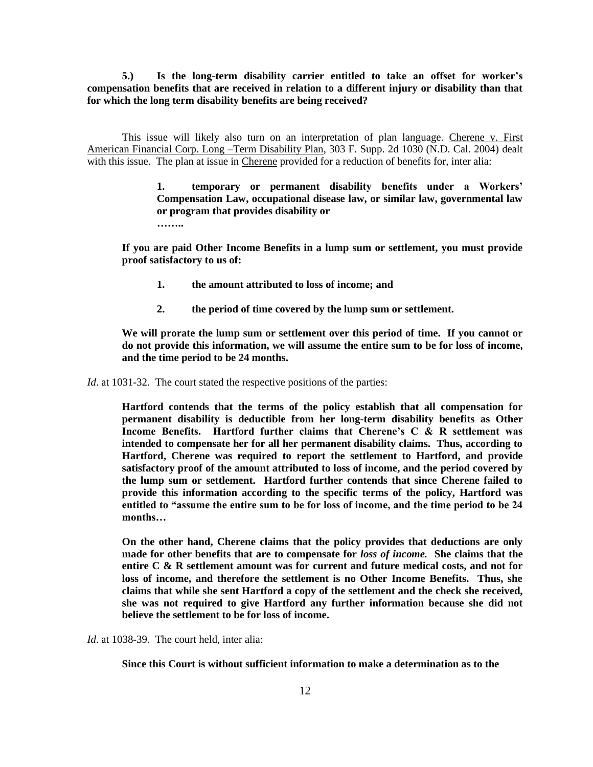**5.) Is the long-term disability carrier entitled to take an offset for worker's compensation benefits that are received in relation to a different injury or disability than that for which the long term disability benefits are being received?**

This issue will likely also turn on an interpretation of plan language. Cherene v. First American Financial Corp. Long –Term Disability Plan, 303 F. Supp. 2d 1030 (N.D. Cal. 2004) dealt with this issue. The plan at issue in Cherene provided for a reduction of benefits for, inter alia:

> **1. temporary or permanent disability benefits under a Workers' Compensation Law, occupational disease law, or similar law, governmental law or program that provides disability or**
>
> **……..**

> **If you are paid Other Income Benefits in a lump sum or settlement, you must provide proof satisfactory to us of:**
>
> **1. the amount attributed to loss of income; and**
>
> **2. the period of time covered by the lump sum or settlement.**
>
> **We will prorate the lump sum or settlement over this period of time. If you cannot or do not provide this information, we will assume the entire sum to be for loss of income, and the time period to be 24 months.**

*Id*. at 1031-32. The court stated the respective positions of the parties:

> **Hartford contends that the terms of the policy establish that all compensation for permanent disability is deductible from her long-term disability benefits as Other Income Benefits. Hartford further claims that Cherene's C & R settlement was intended to compensate her for all her permanent disability claims. Thus, according to Hartford, Cherene was required to report the settlement to Hartford, and provide satisfactory proof of the amount attributed to loss of income, and the period covered by the lump sum or settlement. Hartford further contends that since Cherene failed to provide this information according to the specific terms of the policy, Hartford was entitled to "assume the entire sum to be for loss of income, and the time period to be 24 months…**
>
> **On the other hand, Cherene claims that the policy provides that deductions are only made for other benefits that are to compensate for *loss of income.* She claims that the entire C & R settlement amount was for current and future medical costs, and not for loss of income, and therefore the settlement is no Other Income Benefits. Thus, she claims that while she sent Hartford a copy of the settlement and the check she received, she was not required to give Hartford any further information because she did not believe the settlement to be for loss of income.**

*Id*. at 1038-39. The court held, inter alia:

> **Since this Court is without sufficient information to make a determination as to the**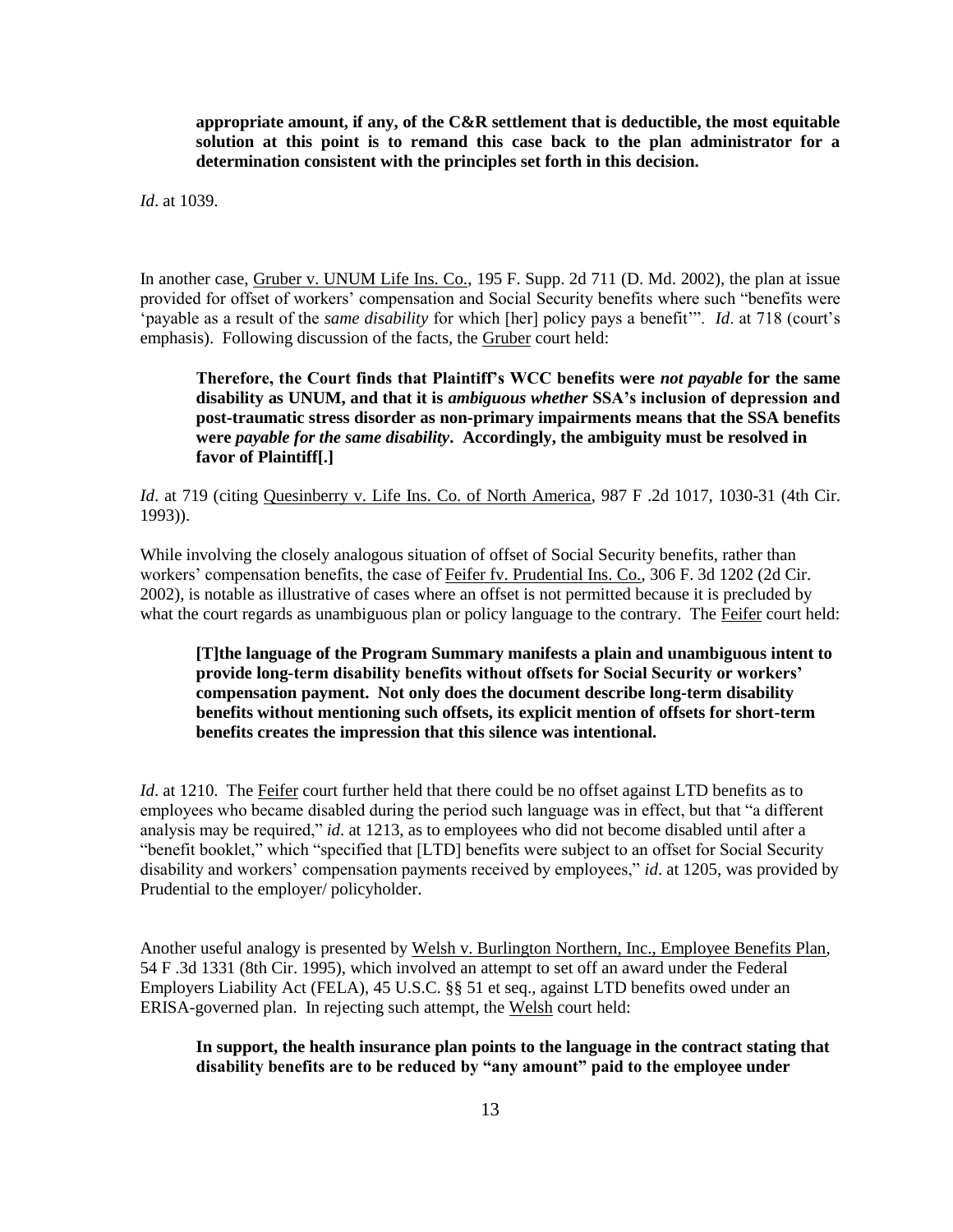> **appropriate amount, if any, of the C&R settlement that is deductible, the most equitable solution at this point is to remand this case back to the plan administrator for a determination consistent with the principles set forth in this decision.**

*Id*. at 1039.

In another case, Gruber v. UNUM Life Ins. Co., 195 F. Supp. 2d 711 (D. Md. 2002), the plan at issue provided for offset of workers' compensation and Social Security benefits where such "benefits were 'payable as a result of the *same disability* for which [her] policy pays a benefit'". *Id*. at 718 (court's emphasis). Following discussion of the facts, the Gruber court held:

> **Therefore, the Court finds that Plaintiff's WCC benefits were *not payable* for the same disability as UNUM, and that it is *ambiguous whether* SSA's inclusion of depression and post-traumatic stress disorder as non-primary impairments means that the SSA benefits were *payable for the same disability*. Accordingly, the ambiguity must be resolved in favor of Plaintiff[.]**

*Id*. at 719 (citing Quesinberry v. Life Ins. Co. of North America, 987 F .2d 1017, 1030-31 (4th Cir. 1993)).

While involving the closely analogous situation of offset of Social Security benefits, rather than workers' compensation benefits, the case of Feifer fv. Prudential Ins. Co., 306 F. 3d 1202 (2d Cir. 2002), is notable as illustrative of cases where an offset is not permitted because it is precluded by what the court regards as unambiguous plan or policy language to the contrary. The Feifer court held:

> **[T]the language of the Program Summary manifests a plain and unambiguous intent to provide long-term disability benefits without offsets for Social Security or workers' compensation payment. Not only does the document describe long-term disability benefits without mentioning such offsets, its explicit mention of offsets for short-term benefits creates the impression that this silence was intentional.**

*Id*. at 1210. The Feifer court further held that there could be no offset against LTD benefits as to employees who became disabled during the period such language was in effect, but that "a different analysis may be required," *id*. at 1213, as to employees who did not become disabled until after a "benefit booklet," which "specified that [LTD] benefits were subject to an offset for Social Security disability and workers' compensation payments received by employees," *id*. at 1205, was provided by Prudential to the employer/ policyholder.

Another useful analogy is presented by Welsh v. Burlington Northern, Inc., Employee Benefits Plan, 54 F .3d 1331 (8th Cir. 1995), which involved an attempt to set off an award under the Federal Employers Liability Act (FELA), 45 U.S.C. §§ 51 et seq., against LTD benefits owed under an ERISA-governed plan. In rejecting such attempt, the Welsh court held:

> **In support, the health insurance plan points to the language in the contract stating that disability benefits are to be reduced by "any amount" paid to the employee under**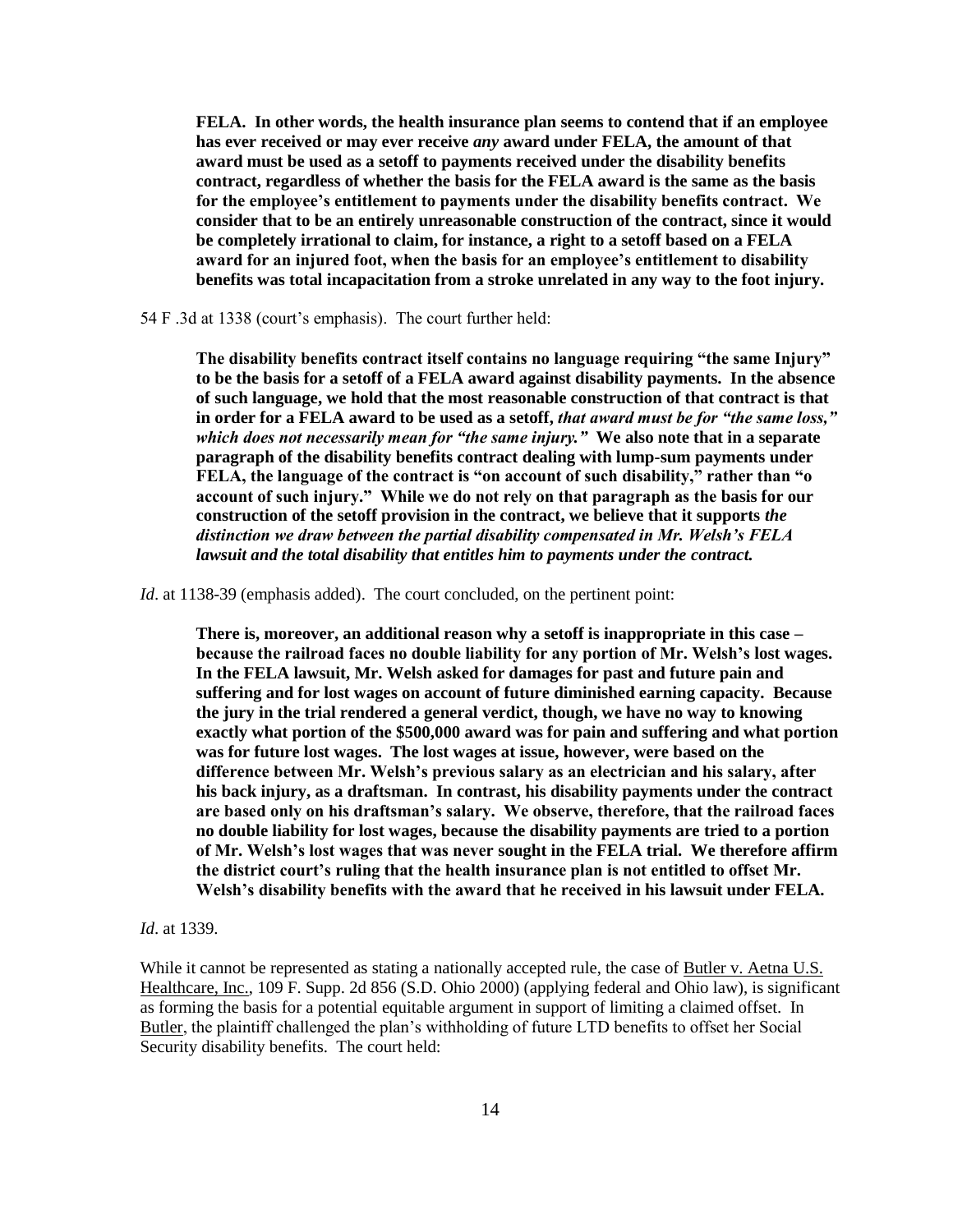**FELA. In other words, the health insurance plan seems to contend that if an employee has ever received or may ever receive *any* award under FELA, the amount of that award must be used as a setoff to payments received under the disability benefits contract, regardless of whether the basis for the FELA award is the same as the basis for the employee's entitlement to payments under the disability benefits contract. We consider that to be an entirely unreasonable construction of the contract, since it would be completely irrational to claim, for instance, a right to a setoff based on a FELA award for an injured foot, when the basis for an employee's entitlement to disability benefits was total incapacitation from a stroke unrelated in any way to the foot injury.**

54 F .3d at 1338 (court's emphasis). The court further held:

**The disability benefits contract itself contains no language requiring "the same Injury" to be the basis for a setoff of a FELA award against disability payments. In the absence of such language, we hold that the most reasonable construction of that contract is that in order for a FELA award to be used as a setoff, *that award must be for "the same loss," which does not necessarily mean for "the same injury."* We also note that in a separate paragraph of the disability benefits contract dealing with lump-sum payments under FELA, the language of the contract is "on account of such disability," rather than "o account of such injury." While we do not rely on that paragraph as the basis for our construction of the setoff provision in the contract, we believe that it supports *the distinction we draw between the partial disability compensated in Mr. Welsh's FELA lawsuit and the total disability that entitles him to payments under the contract.***

*Id*. at 1138-39 (emphasis added). The court concluded, on the pertinent point:

**There is, moreover, an additional reason why a setoff is inappropriate in this case – because the railroad faces no double liability for any portion of Mr. Welsh's lost wages. In the FELA lawsuit, Mr. Welsh asked for damages for past and future pain and suffering and for lost wages on account of future diminished earning capacity. Because the jury in the trial rendered a general verdict, though, we have no way to knowing exactly what portion of the $500,000 award was for pain and suffering and what portion was for future lost wages. The lost wages at issue, however, were based on the difference between Mr. Welsh's previous salary as an electrician and his salary, after his back injury, as a draftsman. In contrast, his disability payments under the contract are based only on his draftsman's salary. We observe, therefore, that the railroad faces no double liability for lost wages, because the disability payments are tried to a portion of Mr. Welsh's lost wages that was never sought in the FELA trial. We therefore affirm the district court's ruling that the health insurance plan is not entitled to offset Mr. Welsh's disability benefits with the award that he received in his lawsuit under FELA.**

*Id*. at 1339.

While it cannot be represented as stating a nationally accepted rule, the case of Butler v. Aetna U.S. Healthcare, Inc., 109 F. Supp. 2d 856 (S.D. Ohio 2000) (applying federal and Ohio law), is significant as forming the basis for a potential equitable argument in support of limiting a claimed offset. In Butler, the plaintiff challenged the plan's withholding of future LTD benefits to offset her Social Security disability benefits. The court held: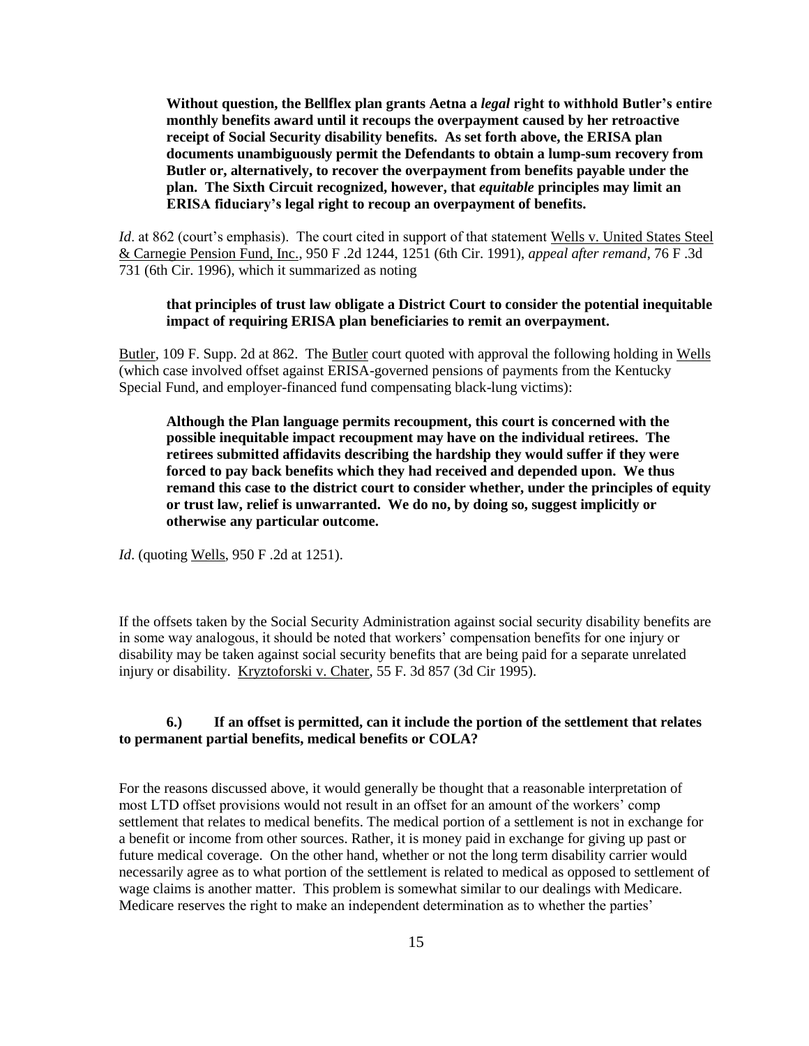> **Without question, the Bellflex plan grants Aetna a *legal* right to withhold Butler's entire monthly benefits award until it recoups the overpayment caused by her retroactive receipt of Social Security disability benefits. As set forth above, the ERISA plan documents unambiguously permit the Defendants to obtain a lump-sum recovery from Butler or, alternatively, to recover the overpayment from benefits payable under the plan. The Sixth Circuit recognized, however, that *equitable* principles may limit an ERISA fiduciary's legal right to recoup an overpayment of benefits.**

*Id*. at 862 (court's emphasis). The court cited in support of that statement Wells v. United States Steel & Carnegie Pension Fund, Inc., 950 F .2d 1244, 1251 (6th Cir. 1991), *appeal after remand*, 76 F .3d 731 (6th Cir. 1996), which it summarized as noting

> **that principles of trust law obligate a District Court to consider the potential inequitable impact of requiring ERISA plan beneficiaries to remit an overpayment.**

Butler, 109 F. Supp. 2d at 862. The Butler court quoted with approval the following holding in Wells (which case involved offset against ERISA-governed pensions of payments from the Kentucky Special Fund, and employer-financed fund compensating black-lung victims):

> **Although the Plan language permits recoupment, this court is concerned with the possible inequitable impact recoupment may have on the individual retirees. The retirees submitted affidavits describing the hardship they would suffer if they were forced to pay back benefits which they had received and depended upon. We thus remand this case to the district court to consider whether, under the principles of equity or trust law, relief is unwarranted. We do no, by doing so, suggest implicitly or otherwise any particular outcome.**

*Id*. (quoting Wells, 950 F .2d at 1251).

If the offsets taken by the Social Security Administration against social security disability benefits are in some way analogous, it should be noted that workers' compensation benefits for one injury or disability may be taken against social security benefits that are being paid for a separate unrelated injury or disability. Kryztoforski v. Chater, 55 F. 3d 857 (3d Cir 1995).

**6.) If an offset is permitted, can it include the portion of the settlement that relates to permanent partial benefits, medical benefits or COLA?**

For the reasons discussed above, it would generally be thought that a reasonable interpretation of most LTD offset provisions would not result in an offset for an amount of the workers' comp settlement that relates to medical benefits. The medical portion of a settlement is not in exchange for a benefit or income from other sources. Rather, it is money paid in exchange for giving up past or future medical coverage. On the other hand, whether or not the long term disability carrier would necessarily agree as to what portion of the settlement is related to medical as opposed to settlement of wage claims is another matter. This problem is somewhat similar to our dealings with Medicare. Medicare reserves the right to make an independent determination as to whether the parties'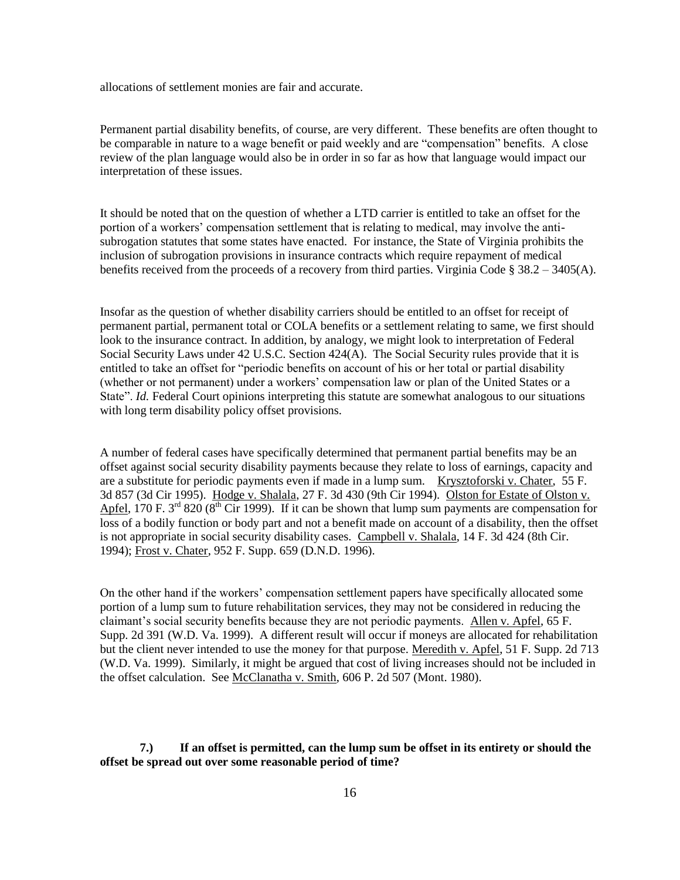allocations of settlement monies are fair and accurate.

Permanent partial disability benefits, of course, are very different. These benefits are often thought to be comparable in nature to a wage benefit or paid weekly and are "compensation" benefits. A close review of the plan language would also be in order in so far as how that language would impact our interpretation of these issues.

It should be noted that on the question of whether a LTD carrier is entitled to take an offset for the portion of a workers' compensation settlement that is relating to medical, may involve the anti-subrogation statutes that some states have enacted. For instance, the State of Virginia prohibits the inclusion of subrogation provisions in insurance contracts which require repayment of medical benefits received from the proceeds of a recovery from third parties. Virginia Code § 38.2 – 3405(A).

Insofar as the question of whether disability carriers should be entitled to an offset for receipt of permanent partial, permanent total or COLA benefits or a settlement relating to same, we first should look to the insurance contract. In addition, by analogy, we might look to interpretation of Federal Social Security Laws under 42 U.S.C. Section 424(A). The Social Security rules provide that it is entitled to take an offset for "periodic benefits on account of his or her total or partial disability (whether or not permanent) under a workers' compensation law or plan of the United States or a State". *Id.* Federal Court opinions interpreting this statute are somewhat analogous to our situations with long term disability policy offset provisions.

A number of federal cases have specifically determined that permanent partial benefits may be an offset against social security disability payments because they relate to loss of earnings, capacity and are a substitute for periodic payments even if made in a lump sum. Krysztoforski v. Chater, 55 F. 3d 857 (3d Cir 1995). Hodge v. Shalala, 27 F. 3d 430 (9th Cir 1994). Olston for Estate of Olston v. Apfel, 170 F. 3rd 820 (8th Cir 1999). If it can be shown that lump sum payments are compensation for loss of a bodily function or body part and not a benefit made on account of a disability, then the offset is not appropriate in social security disability cases. Campbell v. Shalala, 14 F. 3d 424 (8th Cir. 1994); Frost v. Chater, 952 F. Supp. 659 (D.N.D. 1996).

On the other hand if the workers' compensation settlement papers have specifically allocated some portion of a lump sum to future rehabilitation services, they may not be considered in reducing the claimant's social security benefits because they are not periodic payments. Allen v. Apfel, 65 F. Supp. 2d 391 (W.D. Va. 1999). A different result will occur if moneys are allocated for rehabilitation but the client never intended to use the money for that purpose. Meredith v. Apfel, 51 F. Supp. 2d 713 (W.D. Va. 1999). Similarly, it might be argued that cost of living increases should not be included in the offset calculation. See McClanatha v. Smith, 606 P. 2d 507 (Mont. 1980).

**7.) If an offset is permitted, can the lump sum be offset in its entirety or should the offset be spread out over some reasonable period of time?**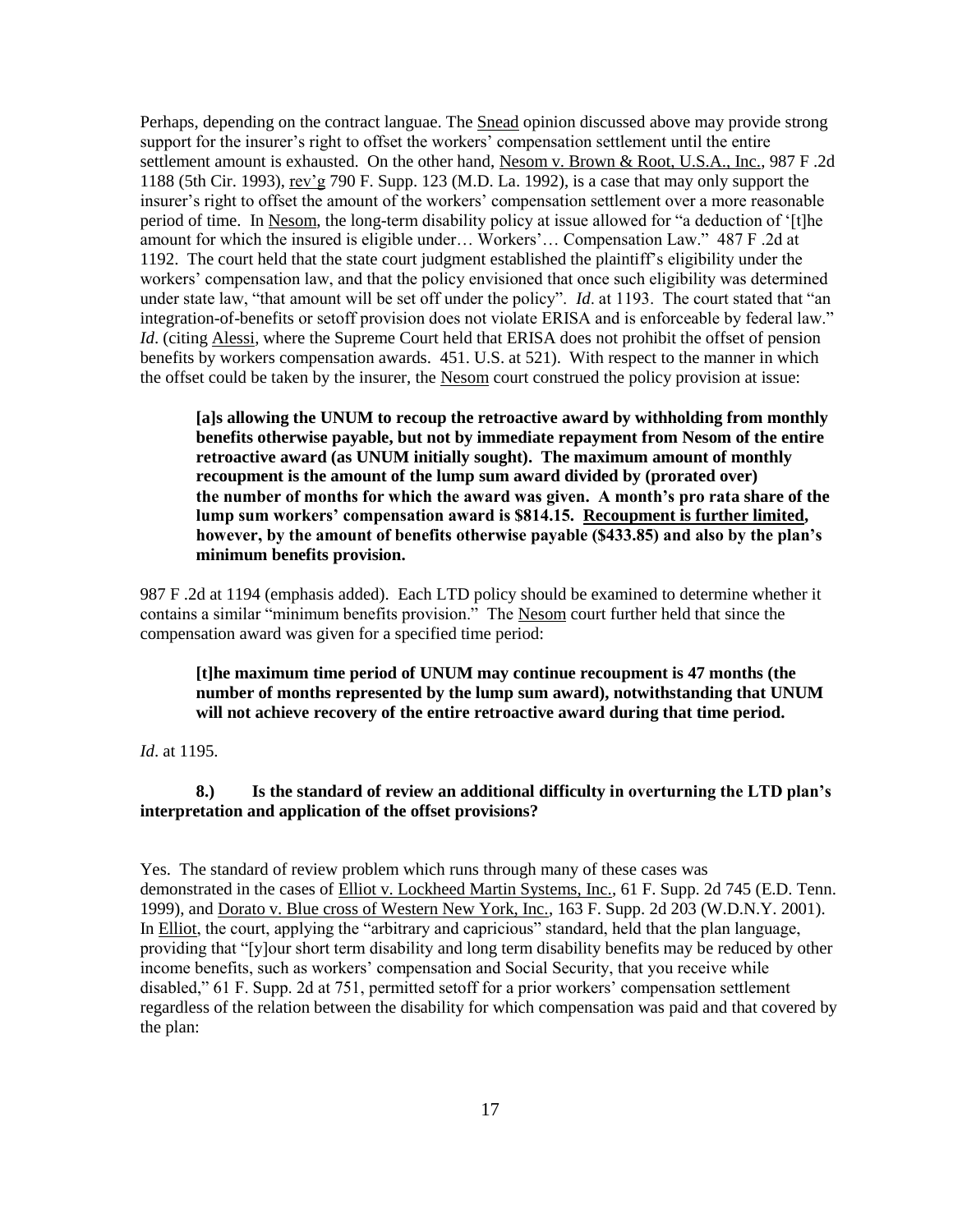Perhaps, depending on the contract languae. The Snead opinion discussed above may provide strong support for the insurer's right to offset the workers' compensation settlement until the entire settlement amount is exhausted. On the other hand, Nesom v. Brown & Root, U.S.A., Inc., 987 F .2d 1188 (5th Cir. 1993), rev'g 790 F. Supp. 123 (M.D. La. 1992), is a case that may only support the insurer's right to offset the amount of the workers' compensation settlement over a more reasonable period of time. In Nesom, the long-term disability policy at issue allowed for "a deduction of '[t]he amount for which the insured is eligible under… Workers'… Compensation Law." 487 F .2d at 1192. The court held that the state court judgment established the plaintiff's eligibility under the workers' compensation law, and that the policy envisioned that once such eligibility was determined under state law, "that amount will be set off under the policy". *Id*. at 1193. The court stated that "an integration-of-benefits or setoff provision does not violate ERISA and is enforceable by federal law." *Id*. (citing Alessi, where the Supreme Court held that ERISA does not prohibit the offset of pension benefits by workers compensation awards. 451. U.S. at 521). With respect to the manner in which the offset could be taken by the insurer, the Nesom court construed the policy provision at issue:

> **[a]s allowing the UNUM to recoup the retroactive award by withholding from monthly benefits otherwise payable, but not by immediate repayment from Nesom of the entire retroactive award (as UNUM initially sought). The maximum amount of monthly recoupment is the amount of the lump sum award divided by (prorated over) the number of months for which the award was given. A month's pro rata share of the lump sum workers' compensation award is \$814.15. Recoupment is further limited, however, by the amount of benefits otherwise payable (\$433.85) and also by the plan's minimum benefits provision.**

987 F .2d at 1194 (emphasis added). Each LTD policy should be examined to determine whether it contains a similar "minimum benefits provision." The Nesom court further held that since the compensation award was given for a specified time period:

> **[t]he maximum time period of UNUM may continue recoupment is 47 months (the number of months represented by the lump sum award), notwithstanding that UNUM will not achieve recovery of the entire retroactive award during that time period.**

*Id*. at 1195.

**8.) Is the standard of review an additional difficulty in overturning the LTD plan's interpretation and application of the offset provisions?**

Yes. The standard of review problem which runs through many of these cases was demonstrated in the cases of Elliot v. Lockheed Martin Systems, Inc., 61 F. Supp. 2d 745 (E.D. Tenn. 1999), and Dorato v. Blue cross of Western New York, Inc., 163 F. Supp. 2d 203 (W.D.N.Y. 2001). In Elliot, the court, applying the "arbitrary and capricious" standard, held that the plan language, providing that "[y]our short term disability and long term disability benefits may be reduced by other income benefits, such as workers' compensation and Social Security, that you receive while disabled," 61 F. Supp. 2d at 751, permitted setoff for a prior workers' compensation settlement regardless of the relation between the disability for which compensation was paid and that covered by the plan: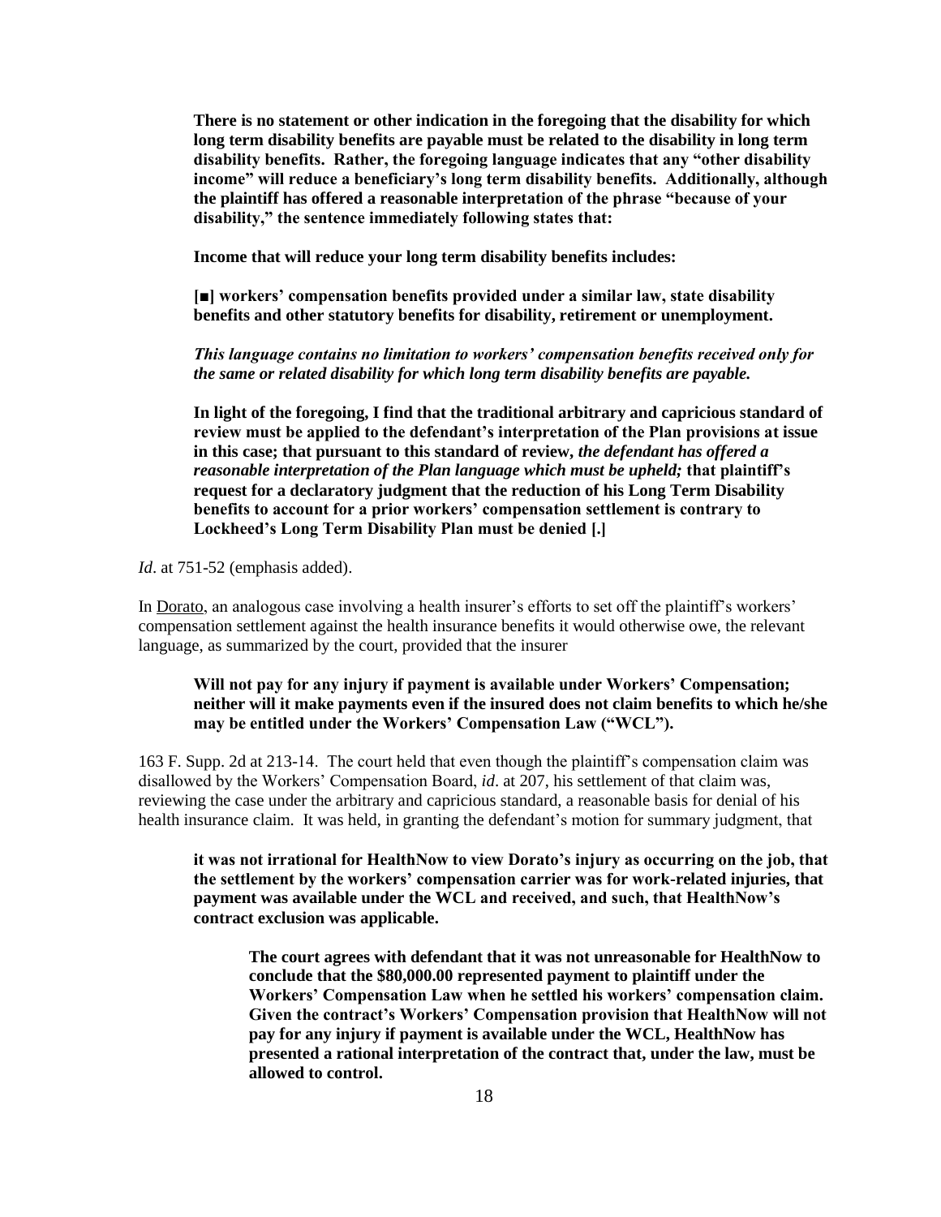> **There is no statement or other indication in the foregoing that the disability for which long term disability benefits are payable must be related to the disability in long term disability benefits. Rather, the foregoing language indicates that any "other disability income" will reduce a beneficiary's long term disability benefits. Additionally, although the plaintiff has offered a reasonable interpretation of the phrase "because of your disability," the sentence immediately following states that:**
>
> **Income that will reduce your long term disability benefits includes:**
>
> **[■] workers' compensation benefits provided under a similar law, state disability benefits and other statutory benefits for disability, retirement or unemployment.**
>
> ***This language contains no limitation to workers' compensation benefits received only for the same or related disability for which long term disability benefits are payable.***
>
> **In light of the foregoing, I find that the traditional arbitrary and capricious standard of review must be applied to the defendant's interpretation of the Plan provisions at issue in this case; that pursuant to this standard of review, *the defendant has offered a reasonable interpretation of the Plan language which must be upheld;* that plaintiff's request for a declaratory judgment that the reduction of his Long Term Disability benefits to account for a prior workers' compensation settlement is contrary to Lockheed's Long Term Disability Plan must be denied [.]**

*Id*. at 751-52 (emphasis added).

In Dorato, an analogous case involving a health insurer's efforts to set off the plaintiff's workers' compensation settlement against the health insurance benefits it would otherwise owe, the relevant language, as summarized by the court, provided that the insurer

> **Will not pay for any injury if payment is available under Workers' Compensation; neither will it make payments even if the insured does not claim benefits to which he/she may be entitled under the Workers' Compensation Law ("WCL").**

163 F. Supp. 2d at 213-14. The court held that even though the plaintiff's compensation claim was disallowed by the Workers' Compensation Board, *id*. at 207, his settlement of that claim was, reviewing the case under the arbitrary and capricious standard, a reasonable basis for denial of his health insurance claim. It was held, in granting the defendant's motion for summary judgment, that

> **it was not irrational for HealthNow to view Dorato's injury as occurring on the job, that the settlement by the workers' compensation carrier was for work-related injuries, that payment was available under the WCL and received, and such, that HealthNow's contract exclusion was applicable.**
>
>> **The court agrees with defendant that it was not unreasonable for HealthNow to conclude that the $80,000.00 represented payment to plaintiff under the Workers' Compensation Law when he settled his workers' compensation claim. Given the contract's Workers' Compensation provision that HealthNow will not pay for any injury if payment is available under the WCL, HealthNow has presented a rational interpretation of the contract that, under the law, must be allowed to control.**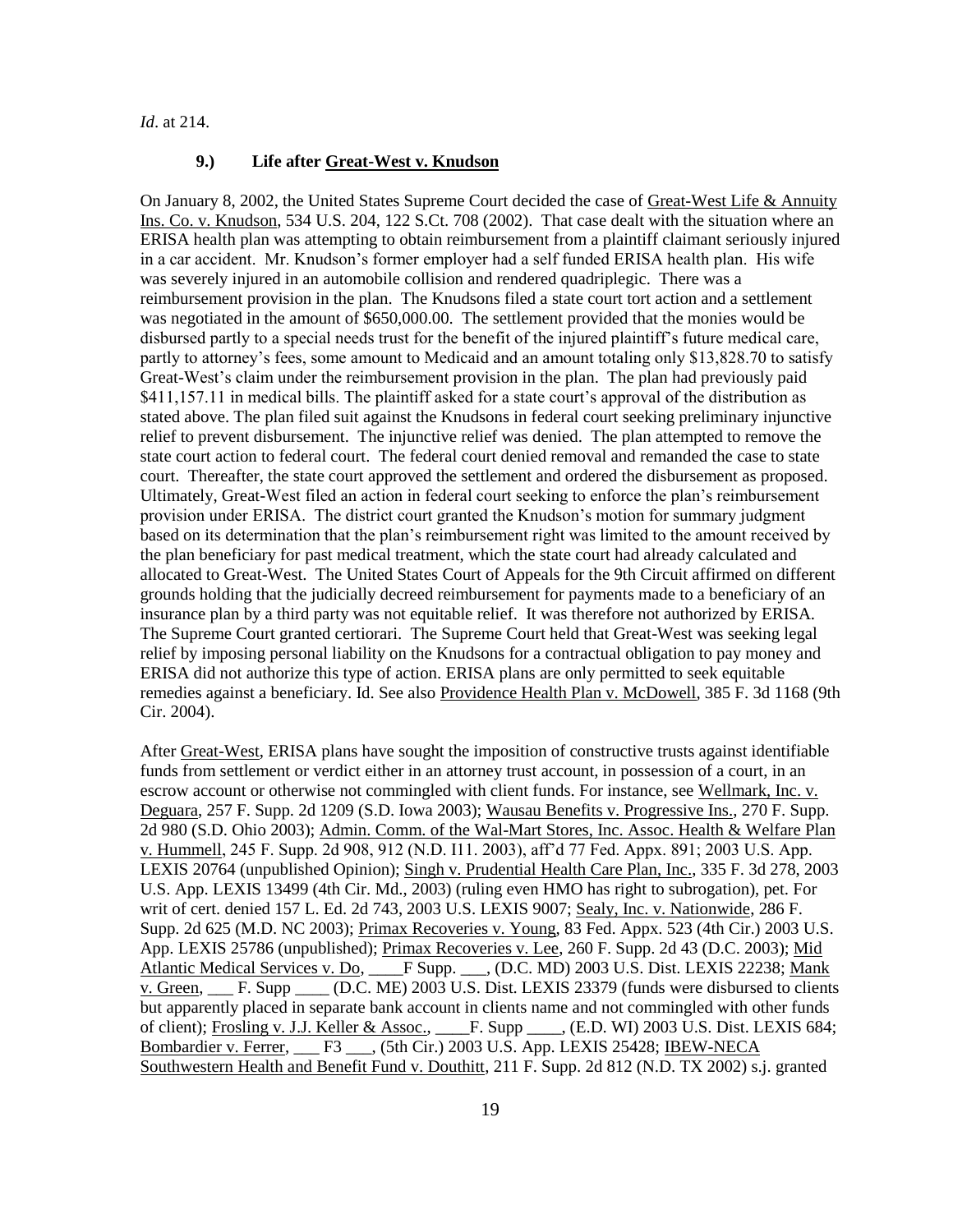*Id*. at 214.

### 9.) Life after Great-West v. Knudson

On January 8, 2002, the United States Supreme Court decided the case of Great-West Life & Annuity Ins. Co. v. Knudson, 534 U.S. 204, 122 S.Ct. 708 (2002). That case dealt with the situation where an ERISA health plan was attempting to obtain reimbursement from a plaintiff claimant seriously injured in a car accident. Mr. Knudson's former employer had a self funded ERISA health plan. His wife was severely injured in an automobile collision and rendered quadriplegic. There was a reimbursement provision in the plan. The Knudsons filed a state court tort action and a settlement was negotiated in the amount of $650,000.00. The settlement provided that the monies would be disbursed partly to a special needs trust for the benefit of the injured plaintiff's future medical care, partly to attorney's fees, some amount to Medicaid and an amount totaling only $13,828.70 to satisfy Great-West's claim under the reimbursement provision in the plan. The plan had previously paid $411,157.11 in medical bills. The plaintiff asked for a state court's approval of the distribution as stated above. The plan filed suit against the Knudsons in federal court seeking preliminary injunctive relief to prevent disbursement. The injunctive relief was denied. The plan attempted to remove the state court action to federal court. The federal court denied removal and remanded the case to state court. Thereafter, the state court approved the settlement and ordered the disbursement as proposed. Ultimately, Great-West filed an action in federal court seeking to enforce the plan's reimbursement provision under ERISA. The district court granted the Knudson's motion for summary judgment based on its determination that the plan's reimbursement right was limited to the amount received by the plan beneficiary for past medical treatment, which the state court had already calculated and allocated to Great-West. The United States Court of Appeals for the 9th Circuit affirmed on different grounds holding that the judicially decreed reimbursement for payments made to a beneficiary of an insurance plan by a third party was not equitable relief. It was therefore not authorized by ERISA. The Supreme Court granted certiorari. The Supreme Court held that Great-West was seeking legal relief by imposing personal liability on the Knudsons for a contractual obligation to pay money and ERISA did not authorize this type of action. ERISA plans are only permitted to seek equitable remedies against a beneficiary. Id. See also Providence Health Plan v. McDowell, 385 F. 3d 1168 (9th Cir. 2004).

After Great-West, ERISA plans have sought the imposition of constructive trusts against identifiable funds from settlement or verdict either in an attorney trust account, in possession of a court, in an escrow account or otherwise not commingled with client funds. For instance, see Wellmark, Inc. v. Deguara, 257 F. Supp. 2d 1209 (S.D. Iowa 2003); Wausau Benefits v. Progressive Ins., 270 F. Supp. 2d 980 (S.D. Ohio 2003); Admin. Comm. of the Wal-Mart Stores, Inc. Assoc. Health & Welfare Plan v. Hummell, 245 F. Supp. 2d 908, 912 (N.D. I11. 2003), aff'd 77 Fed. Appx. 891; 2003 U.S. App. LEXIS 20764 (unpublished Opinion); Singh v. Prudential Health Care Plan, Inc., 335 F. 3d 278, 2003 U.S. App. LEXIS 13499 (4th Cir. Md., 2003) (ruling even HMO has right to subrogation), pet. For writ of cert. denied 157 L. Ed. 2d 743, 2003 U.S. LEXIS 9007; Sealy, Inc. v. Nationwide, 286 F. Supp. 2d 625 (M.D. NC 2003); Primax Recoveries v. Young, 83 Fed. Appx. 523 (4th Cir.) 2003 U.S. App. LEXIS 25786 (unpublished); Primax Recoveries v. Lee, 260 F. Supp. 2d 43 (D.C. 2003); Mid Atlantic Medical Services v. Do, ____F Supp. ___, (D.C. MD) 2003 U.S. Dist. LEXIS 22238; Mank v. Green, ___ F. Supp ____ (D.C. ME) 2003 U.S. Dist. LEXIS 23379 (funds were disbursed to clients but apparently placed in separate bank account in clients name and not commingled with other funds of client); Frosling v. J.J. Keller & Assoc., ____F. Supp ____, (E.D. WI) 2003 U.S. Dist. LEXIS 684; Bombardier v. Ferrer, ___ F3 ___, (5th Cir.) 2003 U.S. App. LEXIS 25428; IBEW-NECA Southwestern Health and Benefit Fund v. Douthitt, 211 F. Supp. 2d 812 (N.D. TX 2002) s.j. granted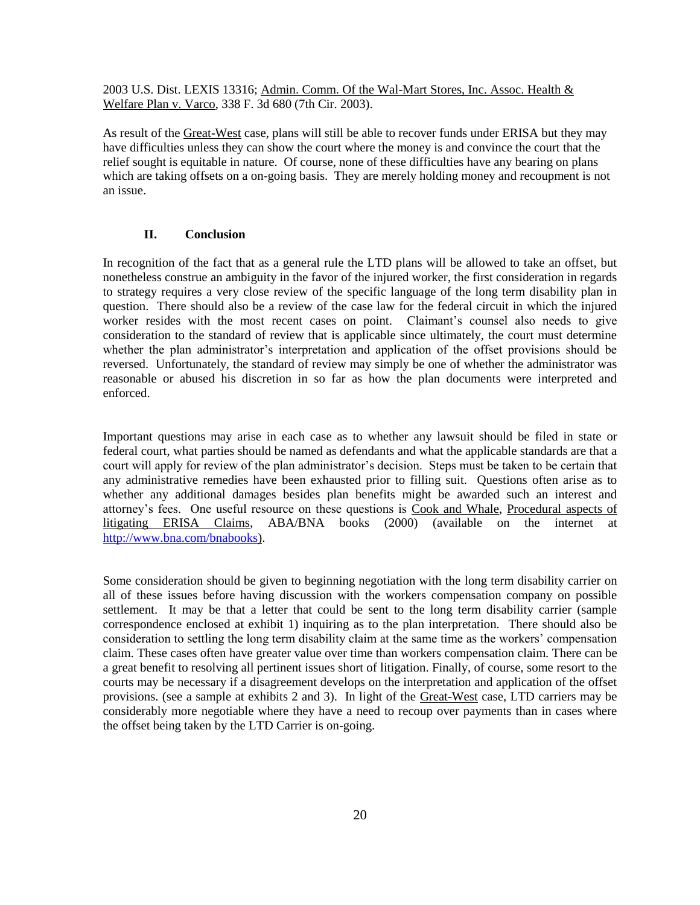2003 U.S. Dist. LEXIS 13316; Admin. Comm. Of the Wal-Mart Stores, Inc. Assoc. Health & Welfare Plan v. Varco, 338 F. 3d 680 (7th Cir. 2003).

As result of the Great-West case, plans will still be able to recover funds under ERISA but they may have difficulties unless they can show the court where the money is and convince the court that the relief sought is equitable in nature. Of course, none of these difficulties have any bearing on plans which are taking offsets on a on-going basis. They are merely holding money and recoupment is not an issue.

## II. Conclusion

In recognition of the fact that as a general rule the LTD plans will be allowed to take an offset, but nonetheless construe an ambiguity in the favor of the injured worker, the first consideration in regards to strategy requires a very close review of the specific language of the long term disability plan in question. There should also be a review of the case law for the federal circuit in which the injured worker resides with the most recent cases on point. Claimant's counsel also needs to give consideration to the standard of review that is applicable since ultimately, the court must determine whether the plan administrator's interpretation and application of the offset provisions should be reversed. Unfortunately, the standard of review may simply be one of whether the administrator was reasonable or abused his discretion in so far as how the plan documents were interpreted and enforced.

Important questions may arise in each case as to whether any lawsuit should be filed in state or federal court, what parties should be named as defendants and what the applicable standards are that a court will apply for review of the plan administrator's decision. Steps must be taken to be certain that any administrative remedies have been exhausted prior to filling suit. Questions often arise as to whether any additional damages besides plan benefits might be awarded such an interest and attorney's fees. One useful resource on these questions is Cook and Whale, Procedural aspects of litigating ERISA Claims, ABA/BNA books (2000) (available on the internet at http://www.bna.com/bnabooks).

Some consideration should be given to beginning negotiation with the long term disability carrier on all of these issues before having discussion with the workers compensation company on possible settlement. It may be that a letter that could be sent to the long term disability carrier (sample correspondence enclosed at exhibit 1) inquiring as to the plan interpretation. There should also be consideration to settling the long term disability claim at the same time as the workers' compensation claim. These cases often have greater value over time than workers compensation claim. There can be a great benefit to resolving all pertinent issues short of litigation. Finally, of course, some resort to the courts may be necessary if a disagreement develops on the interpretation and application of the offset provisions. (see a sample at exhibits 2 and 3). In light of the Great-West case, LTD carriers may be considerably more negotiable where they have a need to recoup over payments than in cases where the offset being taken by the LTD Carrier is on-going.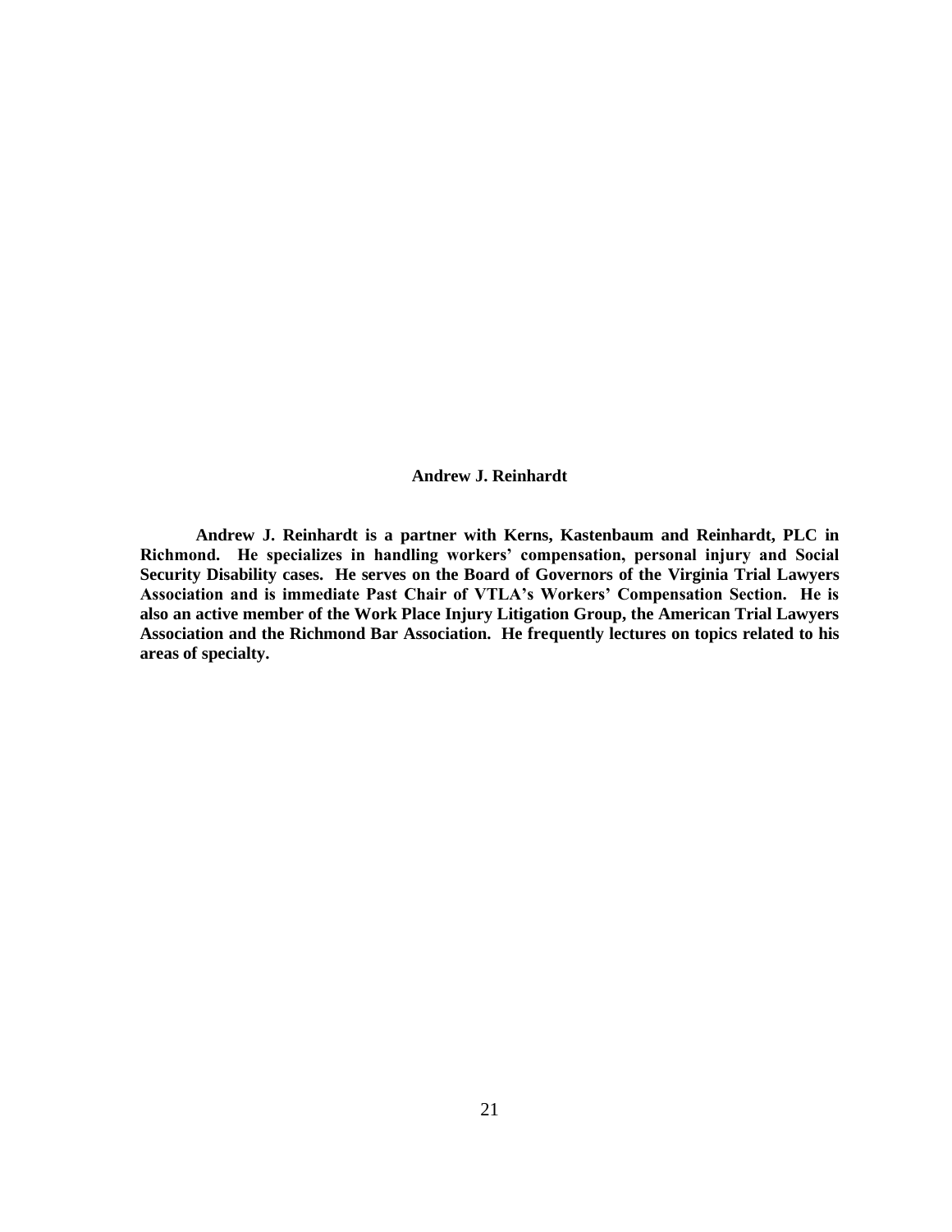**Andrew J. Reinhardt**

**Andrew J. Reinhardt is a partner with Kerns, Kastenbaum and Reinhardt, PLC in Richmond. He specializes in handling workers' compensation, personal injury and Social Security Disability cases. He serves on the Board of Governors of the Virginia Trial Lawyers Association and is immediate Past Chair of VTLA's Workers' Compensation Section. He is also an active member of the Work Place Injury Litigation Group, the American Trial Lawyers Association and the Richmond Bar Association. He frequently lectures on topics related to his areas of specialty.**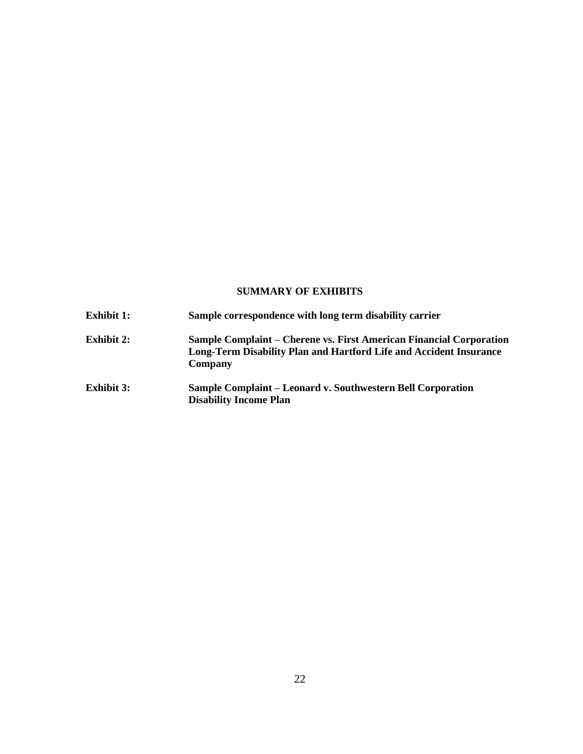## SUMMARY OF EXHIBITS

**Exhibit 1:** **Sample correspondence with long term disability carrier**

**Exhibit 2:** **Sample Complaint – Cherene vs. First American Financial Corporation Long-Term Disability Plan and Hartford Life and Accident Insurance Company**

**Exhibit 3:** **Sample Complaint – Leonard v. Southwestern Bell Corporation Disability Income Plan**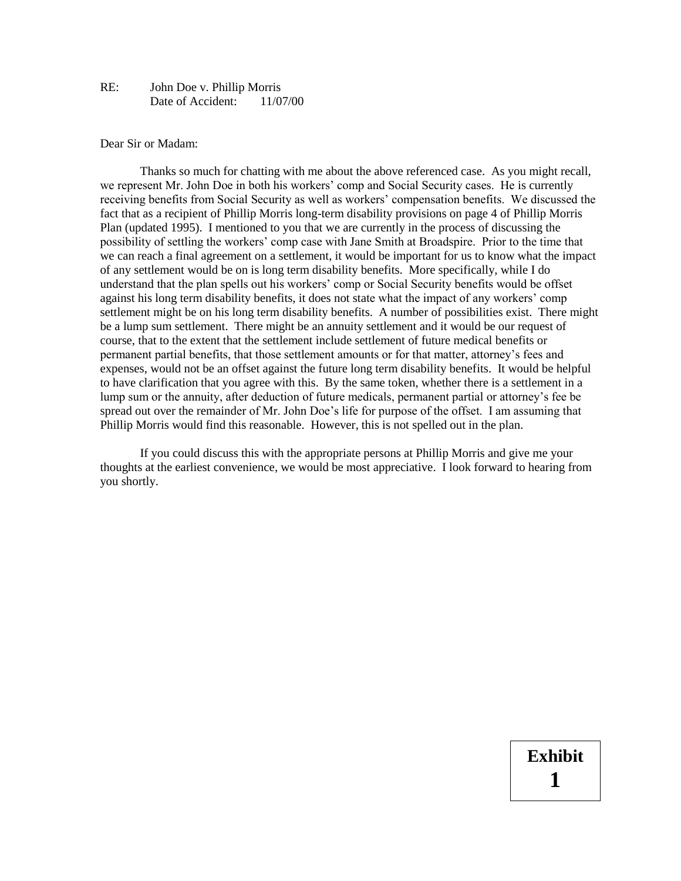RE: John Doe v. Phillip Morris
Date of Accident: 11/07/00

Dear Sir or Madam:

Thanks so much for chatting with me about the above referenced case. As you might recall, we represent Mr. John Doe in both his workers' comp and Social Security cases. He is currently receiving benefits from Social Security as well as workers' compensation benefits. We discussed the fact that as a recipient of Phillip Morris long-term disability provisions on page 4 of Phillip Morris Plan (updated 1995). I mentioned to you that we are currently in the process of discussing the possibility of settling the workers' comp case with Jane Smith at Broadspire. Prior to the time that we can reach a final agreement on a settlement, it would be important for us to know what the impact of any settlement would be on is long term disability benefits. More specifically, while I do understand that the plan spells out his workers' comp or Social Security benefits would be offset against his long term disability benefits, it does not state what the impact of any workers' comp settlement might be on his long term disability benefits. A number of possibilities exist. There might be a lump sum settlement. There might be an annuity settlement and it would be our request of course, that to the extent that the settlement include settlement of future medical benefits or permanent partial benefits, that those settlement amounts or for that matter, attorney's fees and expenses, would not be an offset against the future long term disability benefits. It would be helpful to have clarification that you agree with this. By the same token, whether there is a settlement in a lump sum or the annuity, after deduction of future medicals, permanent partial or attorney's fee be spread out over the remainder of Mr. John Doe's life for purpose of the offset. I am assuming that Phillip Morris would find this reasonable. However, this is not spelled out in the plan.

If you could discuss this with the appropriate persons at Phillip Morris and give me your thoughts at the earliest convenience, we would be most appreciative. I look forward to hearing from you shortly.

**Exhibit 1**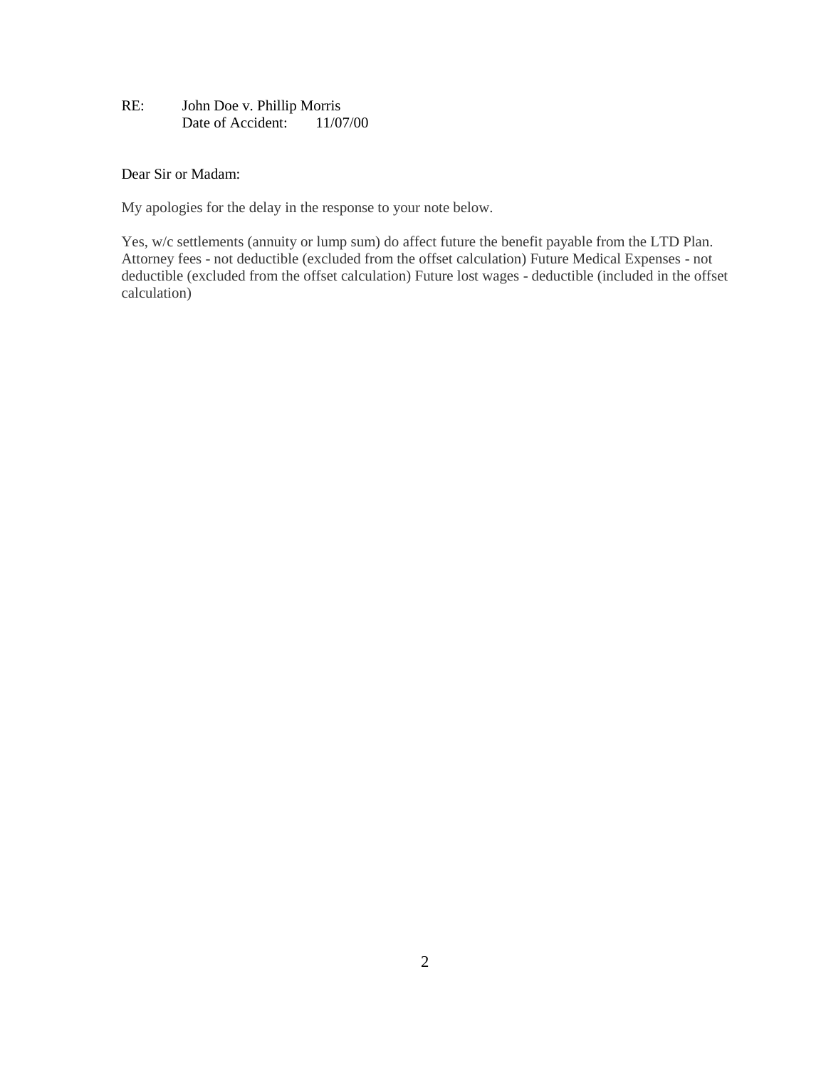RE: John Doe v. Phillip Morris
Date of Accident: 11/07/00

Dear Sir or Madam:

My apologies for the delay in the response to your note below.

Yes, w/c settlements (annuity or lump sum) do affect future the benefit payable from the LTD Plan. Attorney fees - not deductible (excluded from the offset calculation) Future Medical Expenses - not deductible (excluded from the offset calculation) Future lost wages - deductible (included in the offset calculation)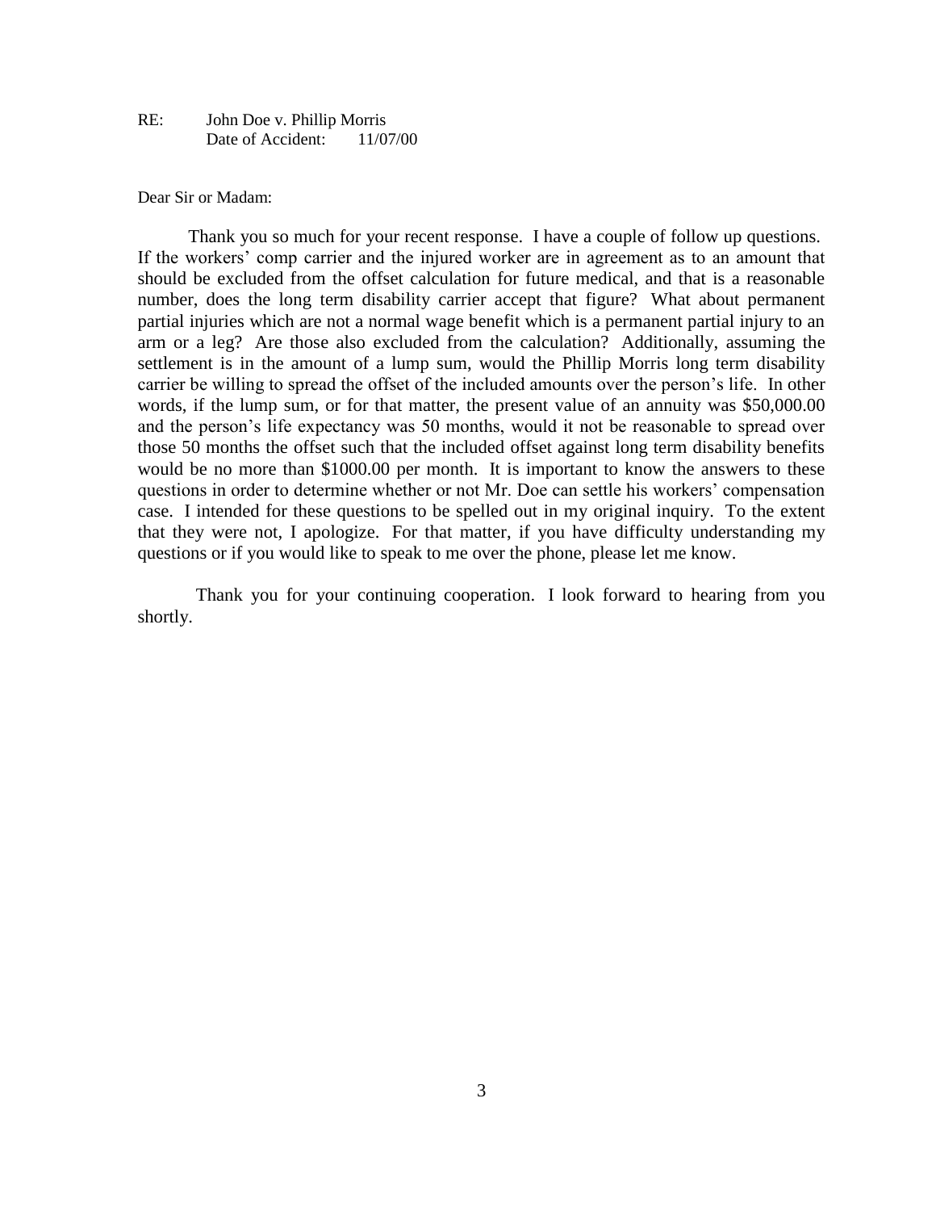RE: John Doe v. Phillip Morris
Date of Accident: 11/07/00

Dear Sir or Madam:

Thank you so much for your recent response. I have a couple of follow up questions. If the workers' comp carrier and the injured worker are in agreement as to an amount that should be excluded from the offset calculation for future medical, and that is a reasonable number, does the long term disability carrier accept that figure? What about permanent partial injuries which are not a normal wage benefit which is a permanent partial injury to an arm or a leg? Are those also excluded from the calculation? Additionally, assuming the settlement is in the amount of a lump sum, would the Phillip Morris long term disability carrier be willing to spread the offset of the included amounts over the person's life. In other words, if the lump sum, or for that matter, the present value of an annuity was $50,000.00 and the person's life expectancy was 50 months, would it not be reasonable to spread over those 50 months the offset such that the included offset against long term disability benefits would be no more than $1000.00 per month. It is important to know the answers to these questions in order to determine whether or not Mr. Doe can settle his workers' compensation case. I intended for these questions to be spelled out in my original inquiry. To the extent that they were not, I apologize. For that matter, if you have difficulty understanding my questions or if you would like to speak to me over the phone, please let me know.

Thank you for your continuing cooperation. I look forward to hearing from you shortly.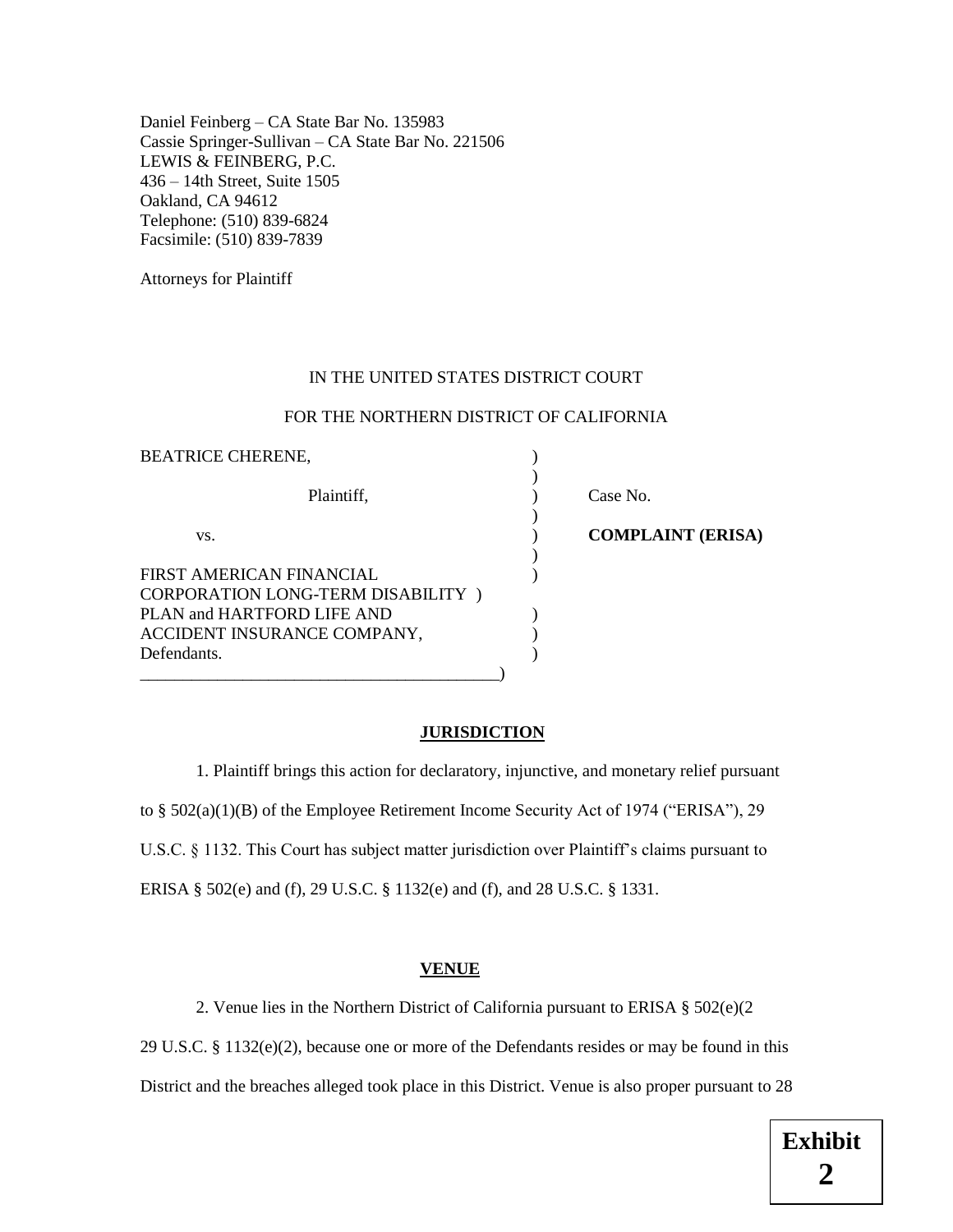Daniel Feinberg – CA State Bar No. 135983
Cassie Springer-Sullivan – CA State Bar No. 221506
LEWIS & FEINBERG, P.C.
436 – 14th Street, Suite 1505
Oakland, CA 94612
Telephone: (510) 839-6824
Facsimile: (510) 839-7839

Attorneys for Plaintiff

IN THE UNITED STATES DISTRICT COURT

FOR THE NORTHERN DISTRICT OF CALIFORNIA

| | | |
|---|---|---|
| BEATRICE CHERENE,<br><br>Plaintiff,<br><br>vs.<br><br>FIRST AMERICAN FINANCIAL CORPORATION LONG-TERM DISABILITY PLAN and HARTFORD LIFE AND ACCIDENT INSURANCE COMPANY,<br>Defendants. | ) | Case No.<br><br>**COMPLAINT (ERISA)** |

## JURISDICTION

1. Plaintiff brings this action for declaratory, injunctive, and monetary relief pursuant to § 502(a)(1)(B) of the Employee Retirement Income Security Act of 1974 ("ERISA"), 29 U.S.C. § 1132. This Court has subject matter jurisdiction over Plaintiff's claims pursuant to ERISA § 502(e) and (f), 29 U.S.C. § 1132(e) and (f), and 28 U.S.C. § 1331.

## VENUE

2. Venue lies in the Northern District of California pursuant to ERISA § 502(e)(2 29 U.S.C. § 1132(e)(2), because one or more of the Defendants resides or may be found in this District and the breaches alleged took place in this District. Venue is also proper pursuant to 28

**Exhibit 2**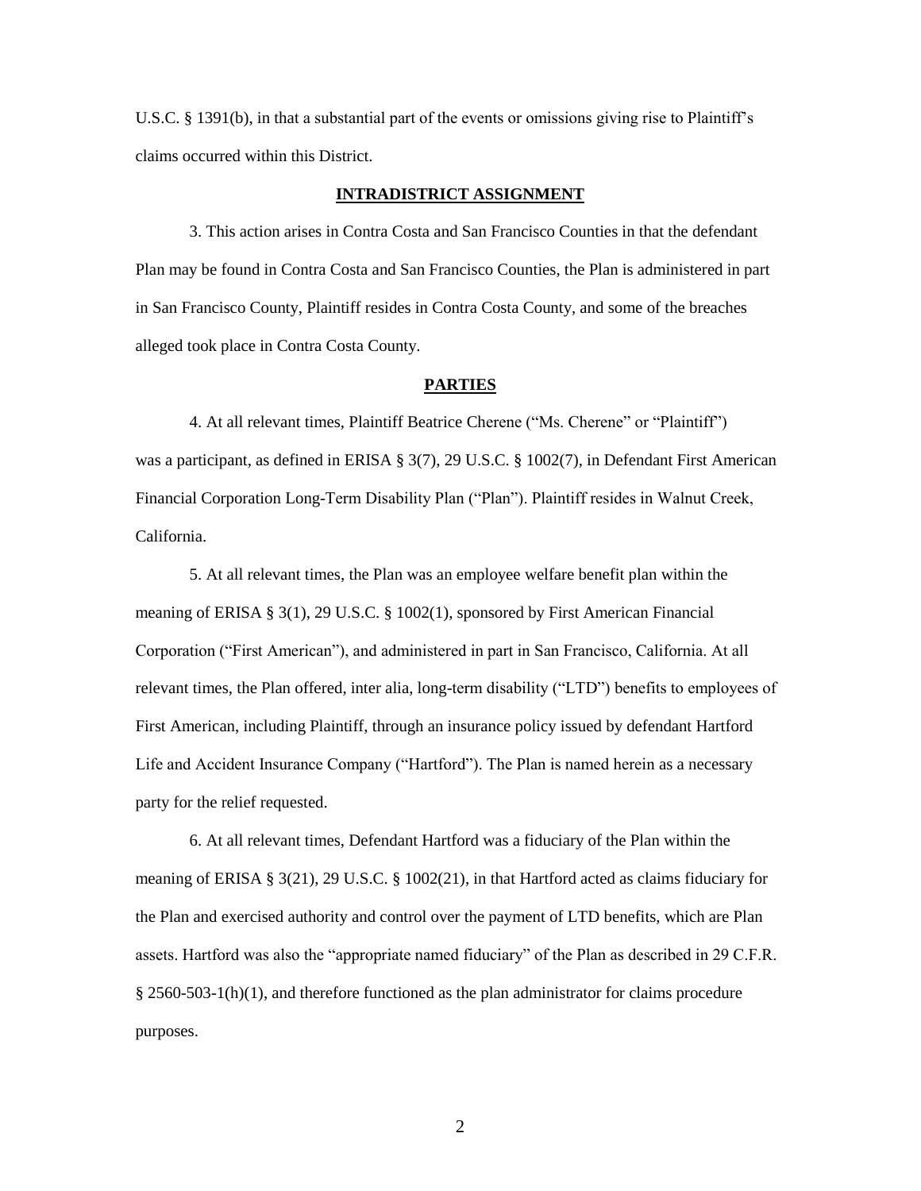U.S.C. § 1391(b), in that a substantial part of the events or omissions giving rise to Plaintiff's claims occurred within this District.

## INTRADISTRICT ASSIGNMENT

3. This action arises in Contra Costa and San Francisco Counties in that the defendant Plan may be found in Contra Costa and San Francisco Counties, the Plan is administered in part in San Francisco County, Plaintiff resides in Contra Costa County, and some of the breaches alleged took place in Contra Costa County.

## PARTIES

4. At all relevant times, Plaintiff Beatrice Cherene ("Ms. Cherene" or "Plaintiff") was a participant, as defined in ERISA § 3(7), 29 U.S.C. § 1002(7), in Defendant First American Financial Corporation Long-Term Disability Plan ("Plan"). Plaintiff resides in Walnut Creek, California.

5. At all relevant times, the Plan was an employee welfare benefit plan within the meaning of ERISA § 3(1), 29 U.S.C. § 1002(1), sponsored by First American Financial Corporation ("First American"), and administered in part in San Francisco, California. At all relevant times, the Plan offered, inter alia, long-term disability ("LTD") benefits to employees of First American, including Plaintiff, through an insurance policy issued by defendant Hartford Life and Accident Insurance Company ("Hartford"). The Plan is named herein as a necessary party for the relief requested.

6. At all relevant times, Defendant Hartford was a fiduciary of the Plan within the meaning of ERISA § 3(21), 29 U.S.C. § 1002(21), in that Hartford acted as claims fiduciary for the Plan and exercised authority and control over the payment of LTD benefits, which are Plan assets. Hartford was also the "appropriate named fiduciary" of the Plan as described in 29 C.F.R. § 2560-503-1(h)(1), and therefore functioned as the plan administrator for claims procedure purposes.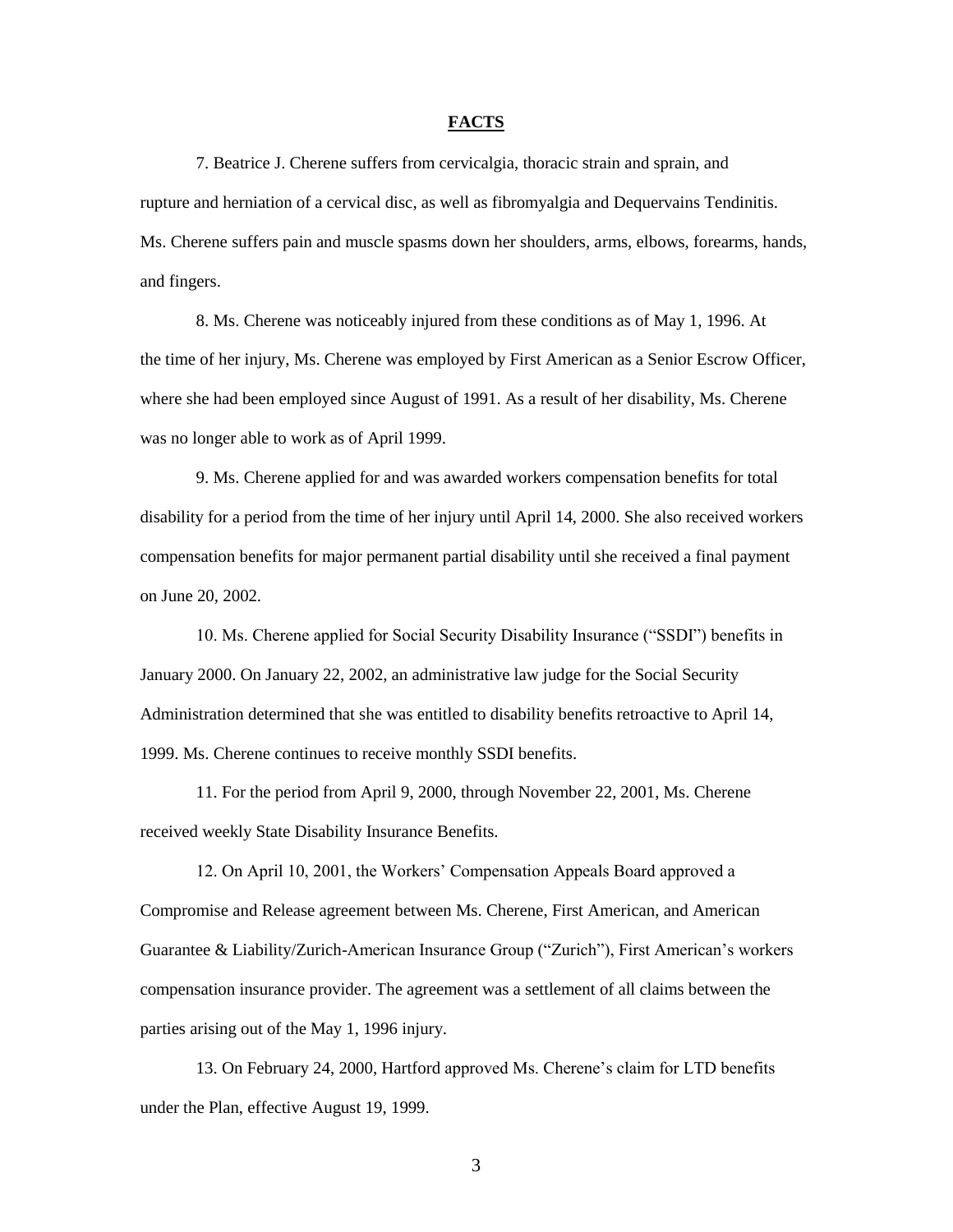## **FACTS**

7. Beatrice J. Cherene suffers from cervicalgia, thoracic strain and sprain, and rupture and herniation of a cervical disc, as well as fibromyalgia and Dequervains Tendinitis. Ms. Cherene suffers pain and muscle spasms down her shoulders, arms, elbows, forearms, hands, and fingers.

8. Ms. Cherene was noticeably injured from these conditions as of May 1, 1996. At the time of her injury, Ms. Cherene was employed by First American as a Senior Escrow Officer, where she had been employed since August of 1991. As a result of her disability, Ms. Cherene was no longer able to work as of April 1999.

9. Ms. Cherene applied for and was awarded workers compensation benefits for total disability for a period from the time of her injury until April 14, 2000. She also received workers compensation benefits for major permanent partial disability until she received a final payment on June 20, 2002.

10. Ms. Cherene applied for Social Security Disability Insurance ("SSDI") benefits in January 2000. On January 22, 2002, an administrative law judge for the Social Security Administration determined that she was entitled to disability benefits retroactive to April 14, 1999. Ms. Cherene continues to receive monthly SSDI benefits.

11. For the period from April 9, 2000, through November 22, 2001, Ms. Cherene received weekly State Disability Insurance Benefits.

12. On April 10, 2001, the Workers' Compensation Appeals Board approved a Compromise and Release agreement between Ms. Cherene, First American, and American Guarantee & Liability/Zurich-American Insurance Group ("Zurich"), First American's workers compensation insurance provider. The agreement was a settlement of all claims between the parties arising out of the May 1, 1996 injury.

13. On February 24, 2000, Hartford approved Ms. Cherene's claim for LTD benefits under the Plan, effective August 19, 1999.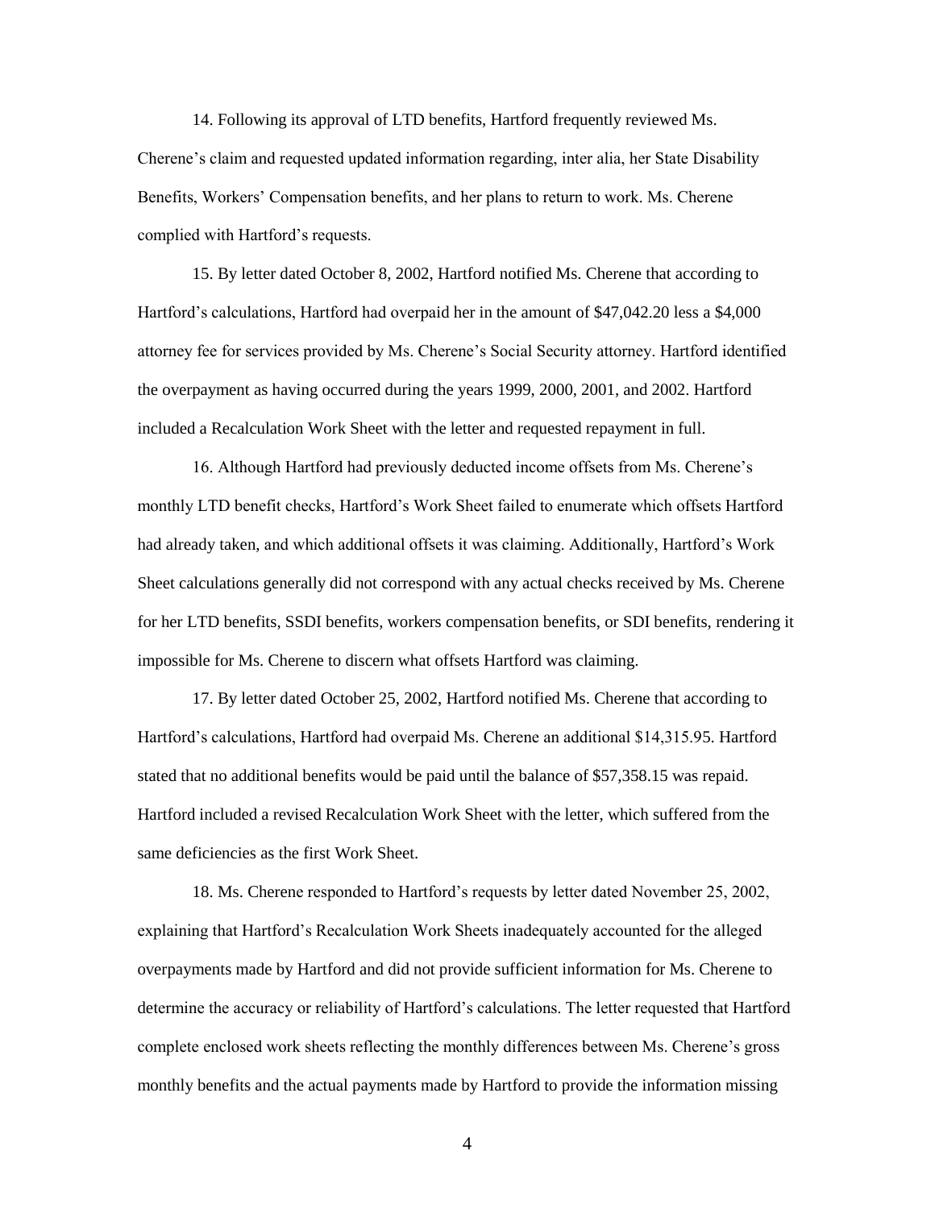14. Following its approval of LTD benefits, Hartford frequently reviewed Ms. Cherene's claim and requested updated information regarding, inter alia, her State Disability Benefits, Workers' Compensation benefits, and her plans to return to work. Ms. Cherene complied with Hartford's requests.

15. By letter dated October 8, 2002, Hartford notified Ms. Cherene that according to Hartford's calculations, Hartford had overpaid her in the amount of $47,042.20 less a $4,000 attorney fee for services provided by Ms. Cherene's Social Security attorney. Hartford identified the overpayment as having occurred during the years 1999, 2000, 2001, and 2002. Hartford included a Recalculation Work Sheet with the letter and requested repayment in full.

16. Although Hartford had previously deducted income offsets from Ms. Cherene's monthly LTD benefit checks, Hartford's Work Sheet failed to enumerate which offsets Hartford had already taken, and which additional offsets it was claiming. Additionally, Hartford's Work Sheet calculations generally did not correspond with any actual checks received by Ms. Cherene for her LTD benefits, SSDI benefits, workers compensation benefits, or SDI benefits, rendering it impossible for Ms. Cherene to discern what offsets Hartford was claiming.

17. By letter dated October 25, 2002, Hartford notified Ms. Cherene that according to Hartford's calculations, Hartford had overpaid Ms. Cherene an additional $14,315.95. Hartford stated that no additional benefits would be paid until the balance of $57,358.15 was repaid. Hartford included a revised Recalculation Work Sheet with the letter, which suffered from the same deficiencies as the first Work Sheet.

18. Ms. Cherene responded to Hartford's requests by letter dated November 25, 2002, explaining that Hartford's Recalculation Work Sheets inadequately accounted for the alleged overpayments made by Hartford and did not provide sufficient information for Ms. Cherene to determine the accuracy or reliability of Hartford's calculations. The letter requested that Hartford complete enclosed work sheets reflecting the monthly differences between Ms. Cherene's gross monthly benefits and the actual payments made by Hartford to provide the information missing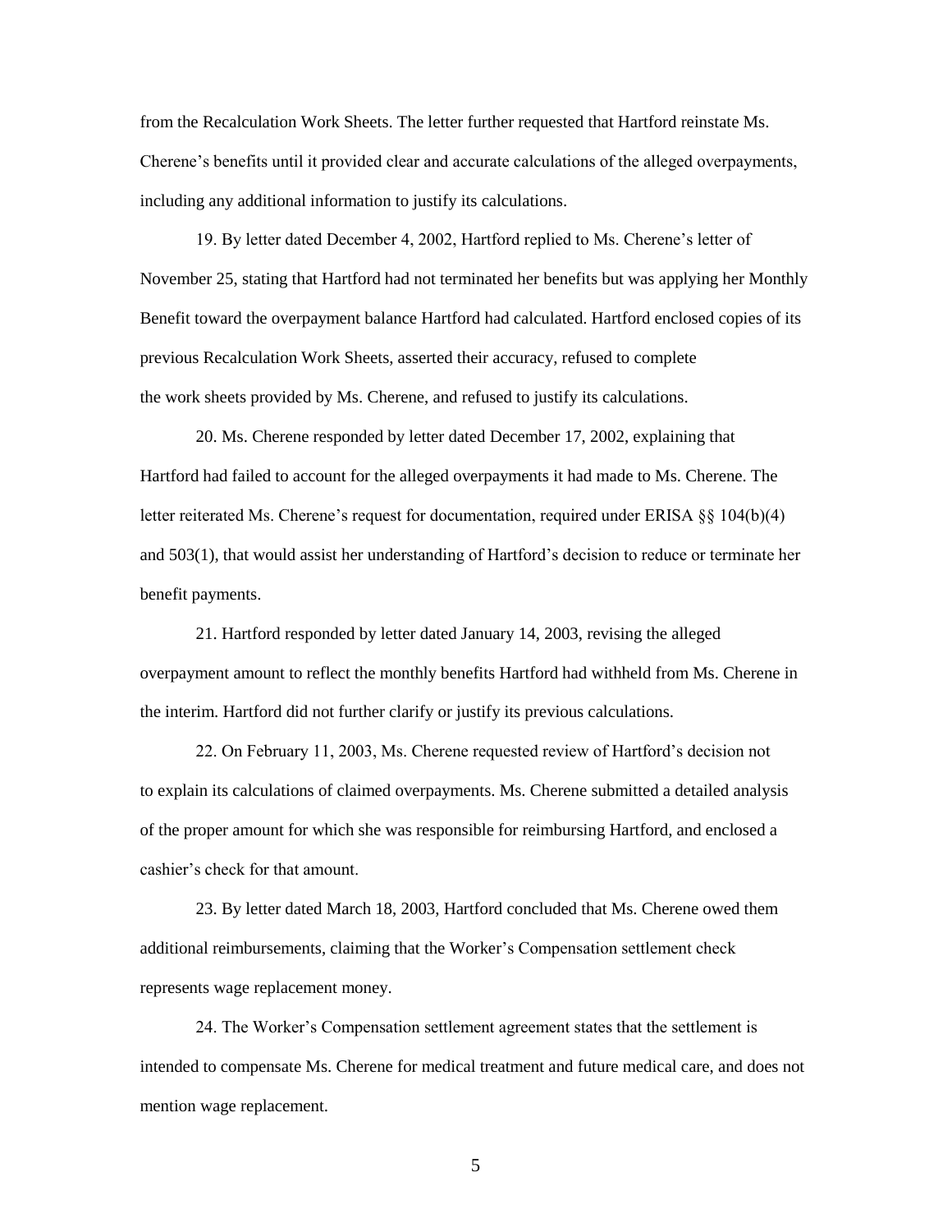from the Recalculation Work Sheets. The letter further requested that Hartford reinstate Ms. Cherene's benefits until it provided clear and accurate calculations of the alleged overpayments, including any additional information to justify its calculations.

19. By letter dated December 4, 2002, Hartford replied to Ms. Cherene's letter of November 25, stating that Hartford had not terminated her benefits but was applying her Monthly Benefit toward the overpayment balance Hartford had calculated. Hartford enclosed copies of its previous Recalculation Work Sheets, asserted their accuracy, refused to complete the work sheets provided by Ms. Cherene, and refused to justify its calculations.

20. Ms. Cherene responded by letter dated December 17, 2002, explaining that Hartford had failed to account for the alleged overpayments it had made to Ms. Cherene. The letter reiterated Ms. Cherene's request for documentation, required under ERISA §§ 104(b)(4) and 503(1), that would assist her understanding of Hartford's decision to reduce or terminate her benefit payments.

21. Hartford responded by letter dated January 14, 2003, revising the alleged overpayment amount to reflect the monthly benefits Hartford had withheld from Ms. Cherene in the interim. Hartford did not further clarify or justify its previous calculations.

22. On February 11, 2003, Ms. Cherene requested review of Hartford's decision not to explain its calculations of claimed overpayments. Ms. Cherene submitted a detailed analysis of the proper amount for which she was responsible for reimbursing Hartford, and enclosed a cashier's check for that amount.

23. By letter dated March 18, 2003, Hartford concluded that Ms. Cherene owed them additional reimbursements, claiming that the Worker's Compensation settlement check represents wage replacement money.

24. The Worker's Compensation settlement agreement states that the settlement is intended to compensate Ms. Cherene for medical treatment and future medical care, and does not mention wage replacement.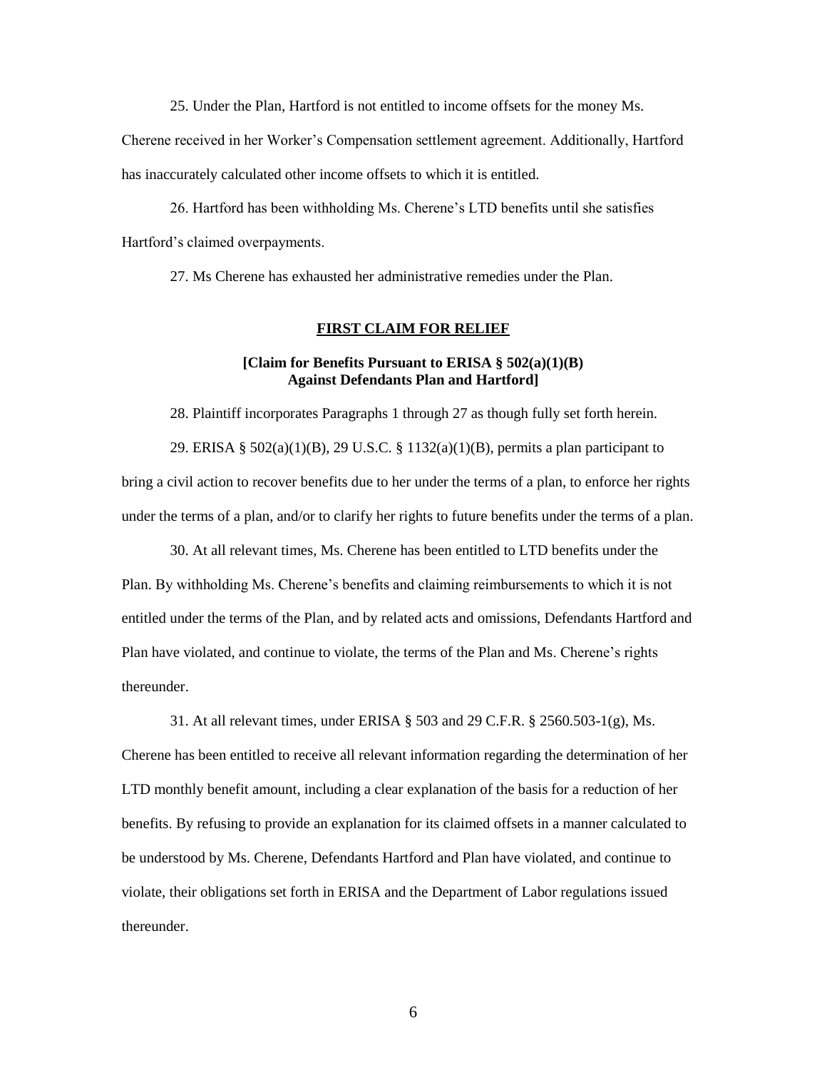25. Under the Plan, Hartford is not entitled to income offsets for the money Ms. Cherene received in her Worker's Compensation settlement agreement. Additionally, Hartford has inaccurately calculated other income offsets to which it is entitled.

26. Hartford has been withholding Ms. Cherene's LTD benefits until she satisfies Hartford's claimed overpayments.

27. Ms Cherene has exhausted her administrative remedies under the Plan.

**FIRST CLAIM FOR RELIEF**

**[Claim for Benefits Pursuant to ERISA § 502(a)(1)(B) Against Defendants Plan and Hartford]**

28. Plaintiff incorporates Paragraphs 1 through 27 as though fully set forth herein.

29. ERISA § 502(a)(1)(B), 29 U.S.C. § 1132(a)(1)(B), permits a plan participant to bring a civil action to recover benefits due to her under the terms of a plan, to enforce her rights under the terms of a plan, and/or to clarify her rights to future benefits under the terms of a plan.

30. At all relevant times, Ms. Cherene has been entitled to LTD benefits under the Plan. By withholding Ms. Cherene's benefits and claiming reimbursements to which it is not entitled under the terms of the Plan, and by related acts and omissions, Defendants Hartford and Plan have violated, and continue to violate, the terms of the Plan and Ms. Cherene's rights thereunder.

31. At all relevant times, under ERISA § 503 and 29 C.F.R. § 2560.503-1(g), Ms. Cherene has been entitled to receive all relevant information regarding the determination of her LTD monthly benefit amount, including a clear explanation of the basis for a reduction of her benefits. By refusing to provide an explanation for its claimed offsets in a manner calculated to be understood by Ms. Cherene, Defendants Hartford and Plan have violated, and continue to violate, their obligations set forth in ERISA and the Department of Labor regulations issued thereunder.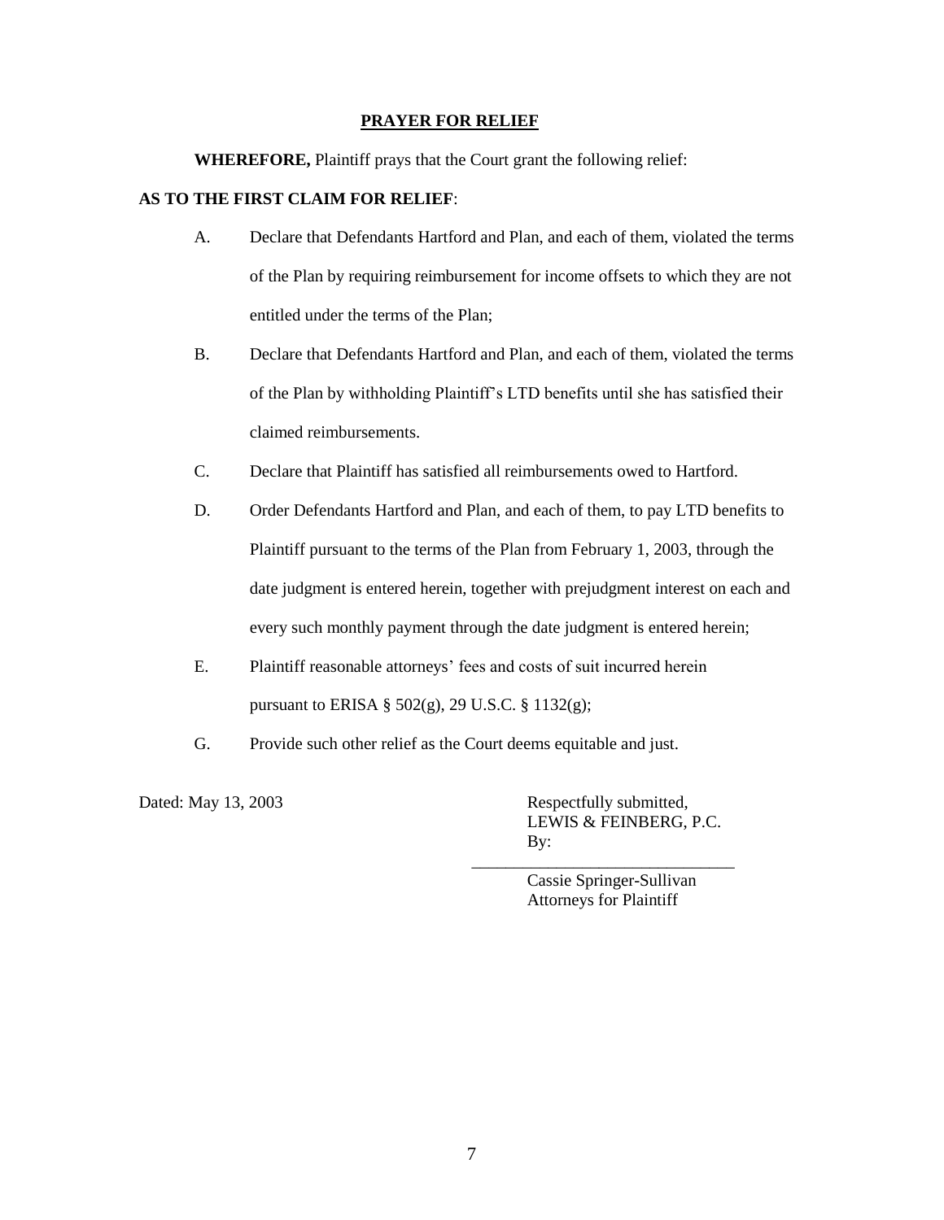## PRAYER FOR RELIEF

**WHEREFORE,** Plaintiff prays that the Court grant the following relief:

**AS TO THE FIRST CLAIM FOR RELIEF**:

A. Declare that Defendants Hartford and Plan, and each of them, violated the terms of the Plan by requiring reimbursement for income offsets to which they are not entitled under the terms of the Plan;

B. Declare that Defendants Hartford and Plan, and each of them, violated the terms of the Plan by withholding Plaintiff's LTD benefits until she has satisfied their claimed reimbursements.

C. Declare that Plaintiff has satisfied all reimbursements owed to Hartford.

D. Order Defendants Hartford and Plan, and each of them, to pay LTD benefits to Plaintiff pursuant to the terms of the Plan from February 1, 2003, through the date judgment is entered herein, together with prejudgment interest on each and every such monthly payment through the date judgment is entered herein;

E. Plaintiff reasonable attorneys' fees and costs of suit incurred herein pursuant to ERISA § 502(g), 29 U.S.C. § 1132(g);

G. Provide such other relief as the Court deems equitable and just.

Dated: May 13, 2003

Respectfully submitted,
LEWIS & FEINBERG, P.C.
By:

\_\_\_\_\_\_\_\_\_\_\_\_\_\_\_\_\_\_\_\_\_\_\_\_\_\_\_\_\_\_

Cassie Springer-Sullivan
Attorneys for Plaintiff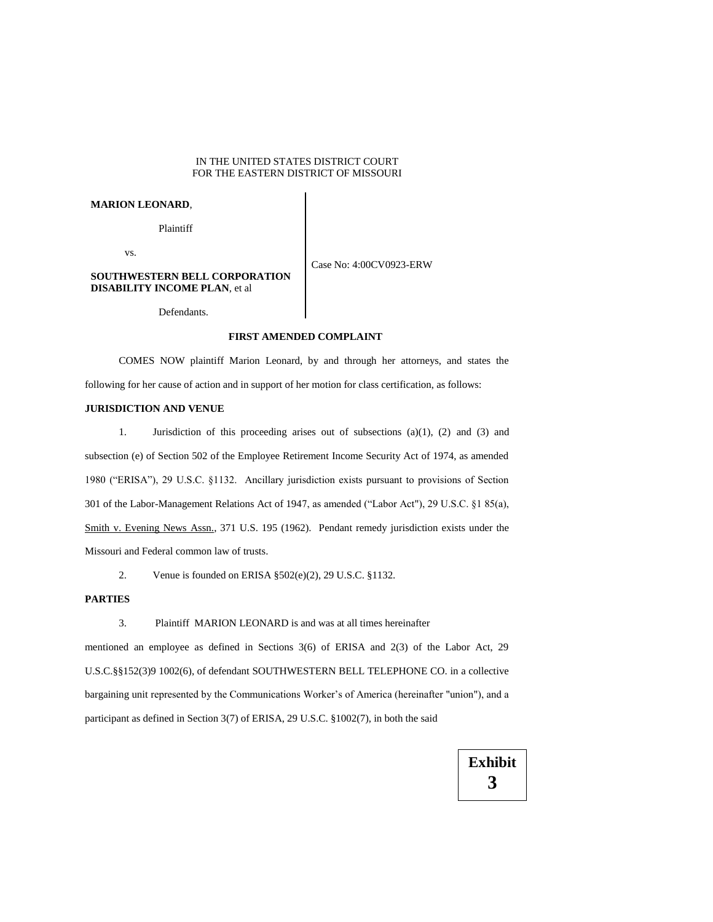IN THE UNITED STATES DISTRICT COURT
FOR THE EASTERN DISTRICT OF MISSOURI

| | |
|---|---|
| **MARION LEONARD**, Plaintiff | |
| vs. | Case No: 4:00CV0923-ERW |
| **SOUTHWESTERN BELL CORPORATION DISABILITY INCOME PLAN**, et al Defendants. | |

**FIRST AMENDED COMPLAINT**

COMES NOW plaintiff Marion Leonard, by and through her attorneys, and states the following for her cause of action and in support of her motion for class certification, as follows:

**JURISDICTION AND VENUE**

1. Jurisdiction of this proceeding arises out of subsections (a)(1), (2) and (3) and subsection (e) of Section 502 of the Employee Retirement Income Security Act of 1974, as amended 1980 ("ERISA"), 29 U.S.C. §1132. Ancillary jurisdiction exists pursuant to provisions of Section 301 of the Labor-Management Relations Act of 1947, as amended ("Labor Act"), 29 U.S.C. §1 85(a), Smith v. Evening News Assn., 371 U.S. 195 (1962). Pendant remedy jurisdiction exists under the Missouri and Federal common law of trusts.

2. Venue is founded on ERISA §502(e)(2), 29 U.S.C. §1132.

**PARTIES**

3. Plaintiff MARION LEONARD is and was at all times hereinafter mentioned an employee as defined in Sections 3(6) of ERISA and 2(3) of the Labor Act, 29 U.S.C.§§152(3)9 1002(6), of defendant SOUTHWESTERN BELL TELEPHONE CO. in a collective bargaining unit represented by the Communications Worker's of America (hereinafter "union"), and a participant as defined in Section 3(7) of ERISA, 29 U.S.C. §1002(7), in both the said

**Exhibit 3**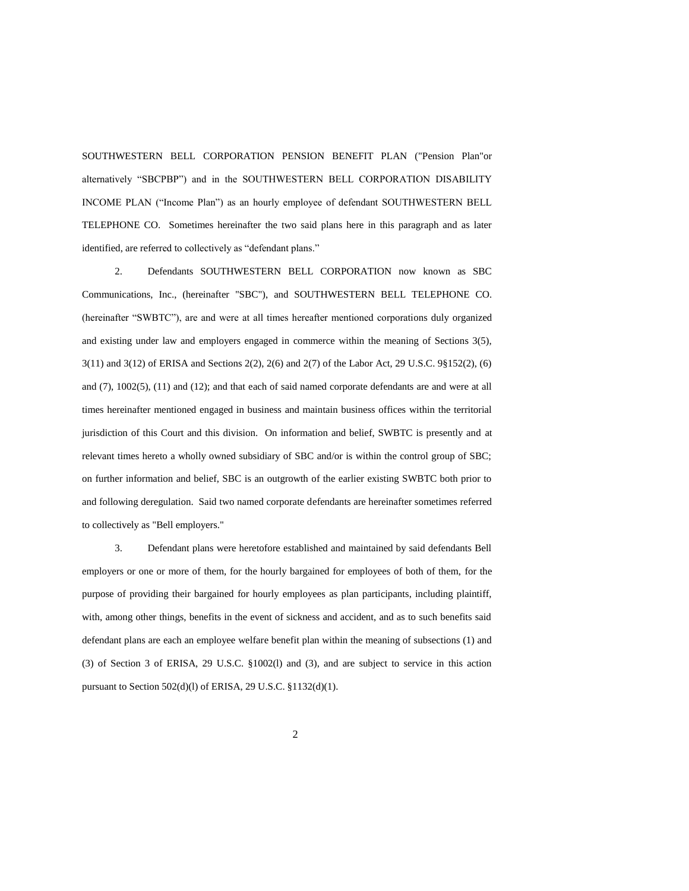SOUTHWESTERN BELL CORPORATION PENSION BENEFIT PLAN ("Pension Plan"or alternatively "SBCPBP") and in the SOUTHWESTERN BELL CORPORATION DISABILITY INCOME PLAN ("Income Plan") as an hourly employee of defendant SOUTHWESTERN BELL TELEPHONE CO. Sometimes hereinafter the two said plans here in this paragraph and as later identified, are referred to collectively as "defendant plans."

2. Defendants SOUTHWESTERN BELL CORPORATION now known as SBC Communications, Inc., (hereinafter "SBC"), and SOUTHWESTERN BELL TELEPHONE CO. (hereinafter "SWBTC"), are and were at all times hereafter mentioned corporations duly organized and existing under law and employers engaged in commerce within the meaning of Sections 3(5), 3(11) and 3(12) of ERISA and Sections 2(2), 2(6) and 2(7) of the Labor Act, 29 U.S.C. 9§152(2), (6) and (7), 1002(5), (11) and (12); and that each of said named corporate defendants are and were at all times hereinafter mentioned engaged in business and maintain business offices within the territorial jurisdiction of this Court and this division. On information and belief, SWBTC is presently and at relevant times hereto a wholly owned subsidiary of SBC and/or is within the control group of SBC; on further information and belief, SBC is an outgrowth of the earlier existing SWBTC both prior to and following deregulation. Said two named corporate defendants are hereinafter sometimes referred to collectively as "Bell employers."

3. Defendant plans were heretofore established and maintained by said defendants Bell employers or one or more of them, for the hourly bargained for employees of both of them, for the purpose of providing their bargained for hourly employees as plan participants, including plaintiff, with, among other things, benefits in the event of sickness and accident, and as to such benefits said defendant plans are each an employee welfare benefit plan within the meaning of subsections (1) and (3) of Section 3 of ERISA, 29 U.S.C. §1002(l) and (3), and are subject to service in this action pursuant to Section 502(d)(l) of ERISA, 29 U.S.C. §1132(d)(1).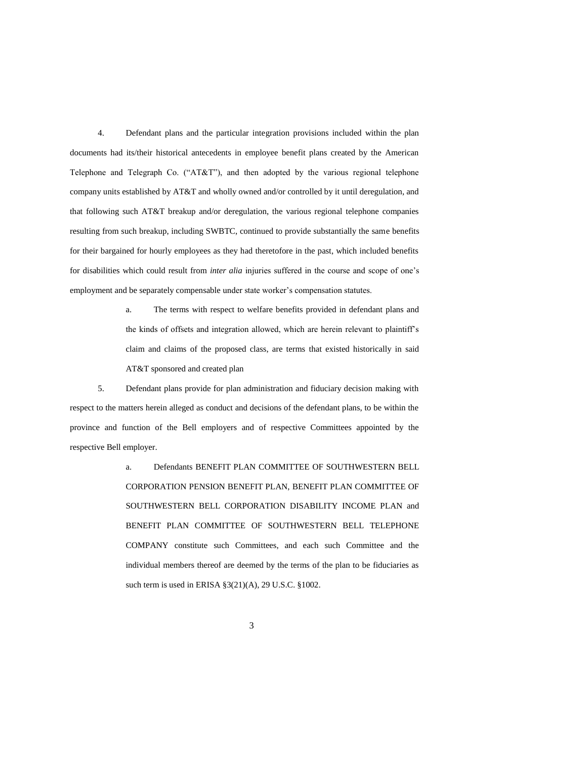4. Defendant plans and the particular integration provisions included within the plan documents had its/their historical antecedents in employee benefit plans created by the American Telephone and Telegraph Co. ("AT&T"), and then adopted by the various regional telephone company units established by AT&T and wholly owned and/or controlled by it until deregulation, and that following such AT&T breakup and/or deregulation, the various regional telephone companies resulting from such breakup, including SWBTC, continued to provide substantially the same benefits for their bargained for hourly employees as they had theretofore in the past, which included benefits for disabilities which could result from *inter alia* injuries suffered in the course and scope of one's employment and be separately compensable under state worker's compensation statutes.

> a. The terms with respect to welfare benefits provided in defendant plans and the kinds of offsets and integration allowed, which are herein relevant to plaintiff's claim and claims of the proposed class, are terms that existed historically in said AT&T sponsored and created plan

5. Defendant plans provide for plan administration and fiduciary decision making with respect to the matters herein alleged as conduct and decisions of the defendant plans, to be within the province and function of the Bell employers and of respective Committees appointed by the respective Bell employer.

> a. Defendants BENEFIT PLAN COMMITTEE OF SOUTHWESTERN BELL CORPORATION PENSION BENEFIT PLAN, BENEFIT PLAN COMMITTEE OF SOUTHWESTERN BELL CORPORATION DISABILITY INCOME PLAN and BENEFIT PLAN COMMITTEE OF SOUTHWESTERN BELL TELEPHONE COMPANY constitute such Committees, and each such Committee and the individual members thereof are deemed by the terms of the plan to be fiduciaries as such term is used in ERISA §3(21)(A), 29 U.S.C. §1002.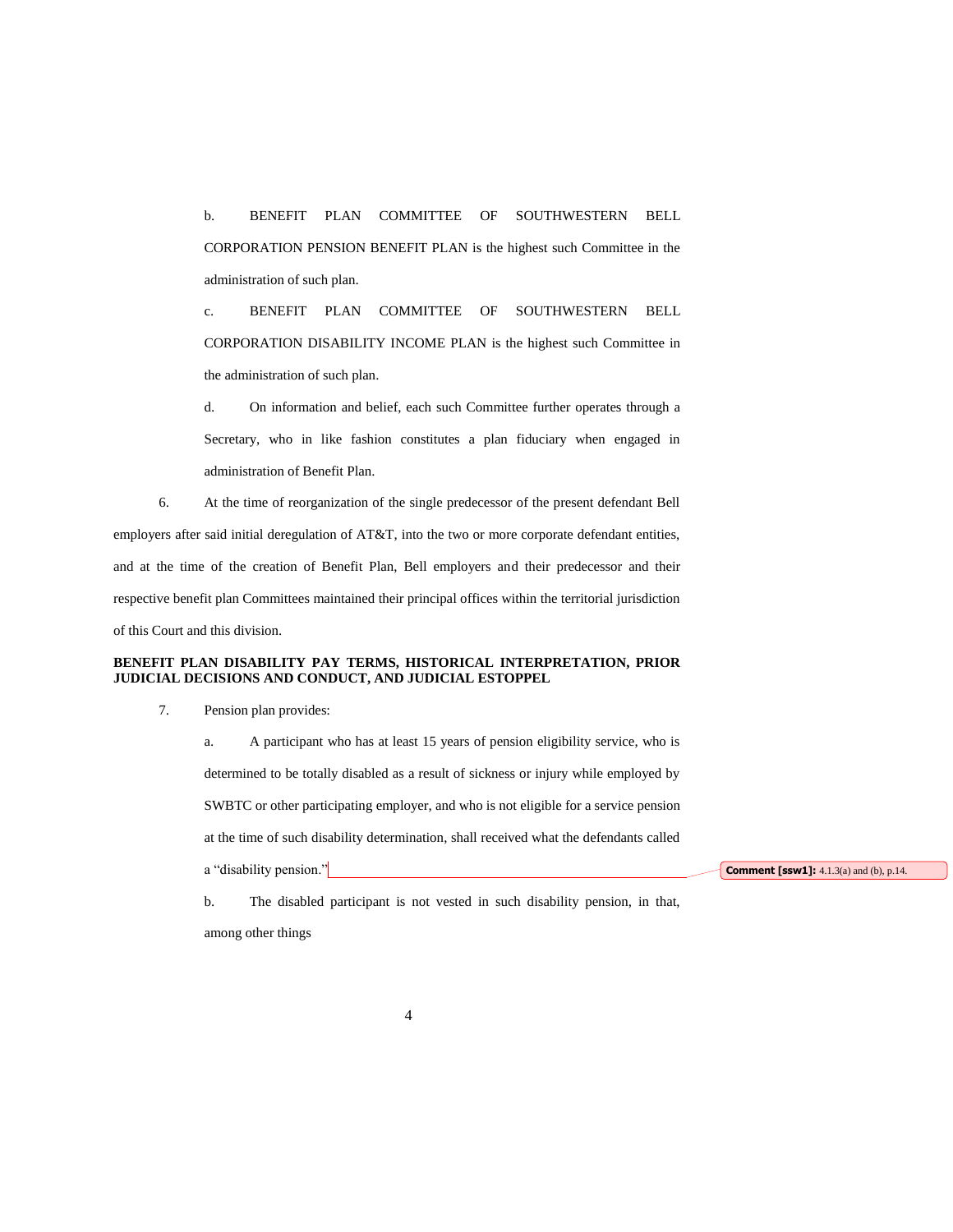b. BENEFIT PLAN COMMITTEE OF SOUTHWESTERN BELL CORPORATION PENSION BENEFIT PLAN is the highest such Committee in the administration of such plan.

c. BENEFIT PLAN COMMITTEE OF SOUTHWESTERN BELL CORPORATION DISABILITY INCOME PLAN is the highest such Committee in the administration of such plan.

d. On information and belief, each such Committee further operates through a Secretary, who in like fashion constitutes a plan fiduciary when engaged in administration of Benefit Plan.

6. At the time of reorganization of the single predecessor of the present defendant Bell employers after said initial deregulation of AT&T, into the two or more corporate defendant entities, and at the time of the creation of Benefit Plan, Bell employers and their predecessor and their respective benefit plan Committees maintained their principal offices within the territorial jurisdiction of this Court and this division.

**BENEFIT PLAN DISABILITY PAY TERMS, HISTORICAL INTERPRETATION, PRIOR JUDICIAL DECISIONS AND CONDUCT, AND JUDICIAL ESTOPPEL**

7. Pension plan provides:

a. A participant who has at least 15 years of pension eligibility service, who is determined to be totally disabled as a result of sickness or injury while employed by SWBTC or other participating employer, and who is not eligible for a service pension at the time of such disability determination, shall received what the defendants called a "disability pension."

**Comment [ssw1]:** 4.1.3(a) and (b), p.14.

b. The disabled participant is not vested in such disability pension, in that, among other things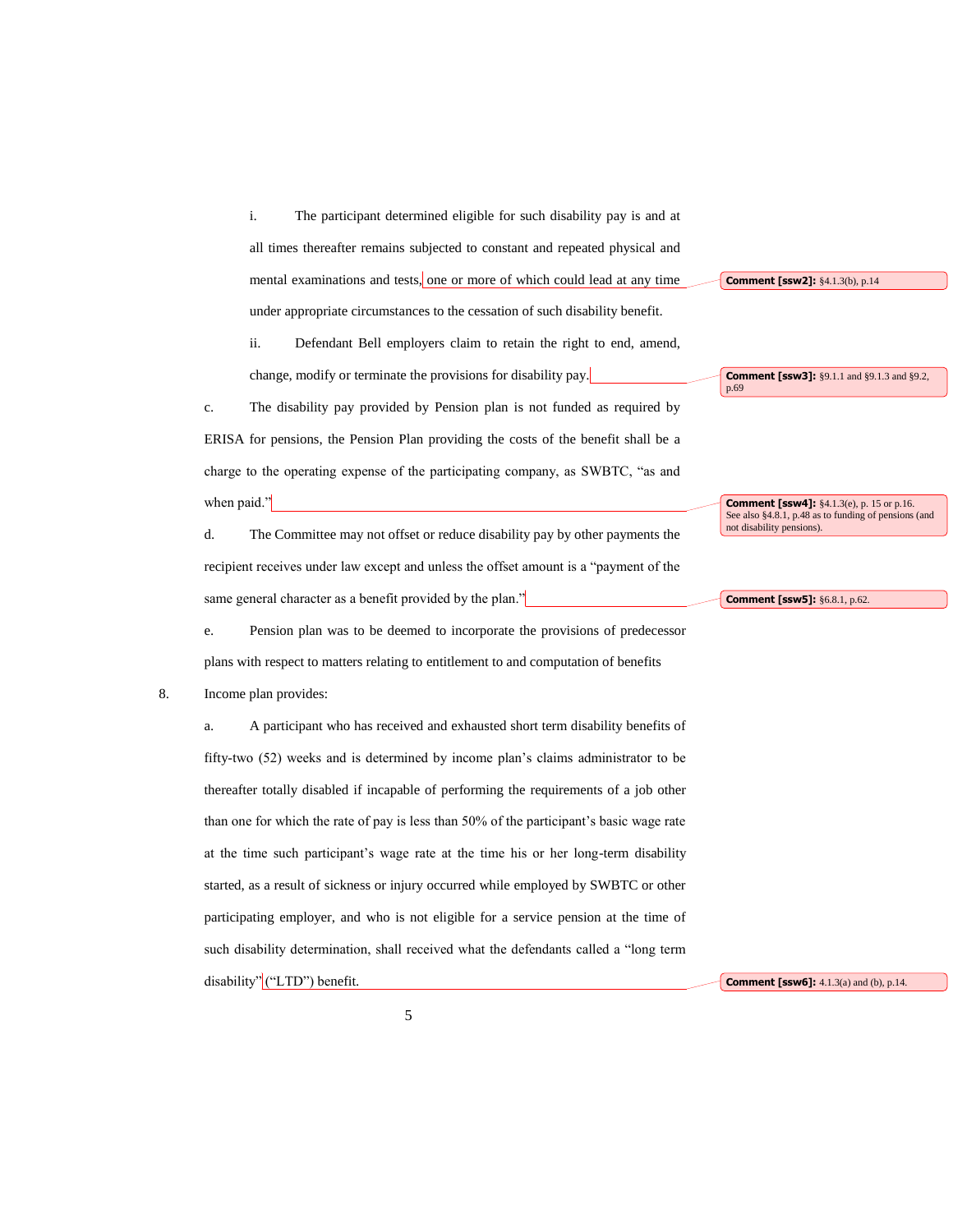i. The participant determined eligible for such disability pay is and at all times thereafter remains subjected to constant and repeated physical and mental examinations and tests, one or more of which could lead at any time under appropriate circumstances to the cessation of such disability benefit.

> **Comment [ssw2]:** §4.1.3(b), p.14

ii. Defendant Bell employers claim to retain the right to end, amend, change, modify or terminate the provisions for disability pay.

> **Comment [ssw3]:** §9.1.1 and §9.1.3 and §9.2, p.69

c. The disability pay provided by Pension plan is not funded as required by ERISA for pensions, the Pension Plan providing the costs of the benefit shall be a charge to the operating expense of the participating company, as SWBTC, "as and when paid."

> **Comment [ssw4]:** §4.1.3(e), p. 15 or p.16. See also §4.8.1, p.48 as to funding of pensions (and not disability pensions).

d. The Committee may not offset or reduce disability pay by other payments the recipient receives under law except and unless the offset amount is a "payment of the same general character as a benefit provided by the plan."

> **Comment [ssw5]:** §6.8.1, p.62.

e. Pension plan was to be deemed to incorporate the provisions of predecessor plans with respect to matters relating to entitlement to and computation of benefits

8. Income plan provides:

a. A participant who has received and exhausted short term disability benefits of fifty-two (52) weeks and is determined by income plan's claims administrator to be thereafter totally disabled if incapable of performing the requirements of a job other than one for which the rate of pay is less than 50% of the participant's basic wage rate at the time such participant's wage rate at the time his or her long-term disability started, as a result of sickness or injury occurred while employed by SWBTC or other participating employer, and who is not eligible for a service pension at the time of such disability determination, shall received what the defendants called a "long term disability" ("LTD") benefit.

> **Comment [ssw6]:** 4.1.3(a) and (b), p.14.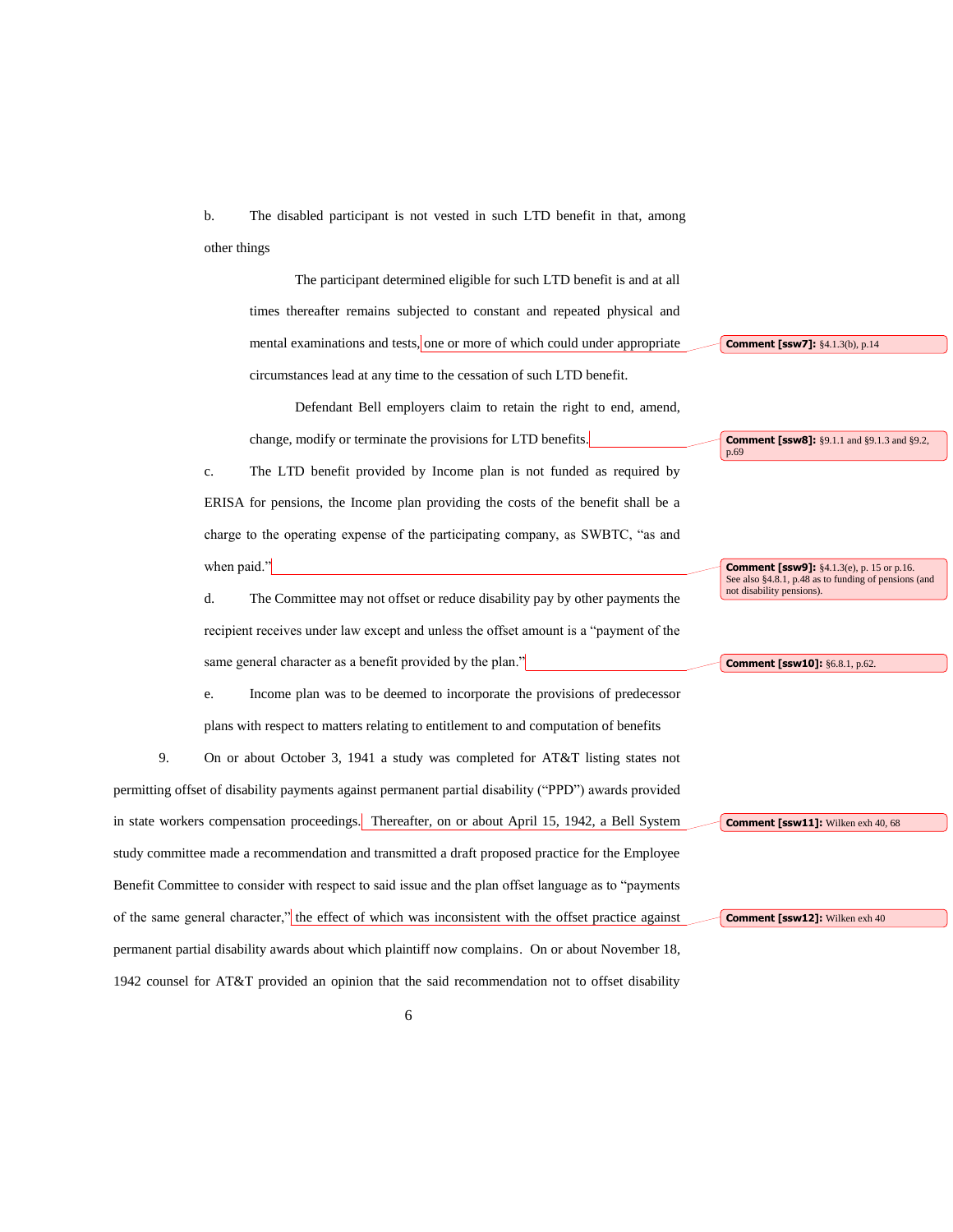b. The disabled participant is not vested in such LTD benefit in that, among other things

The participant determined eligible for such LTD benefit is and at all times thereafter remains subjected to constant and repeated physical and mental examinations and tests, one or more of which could under appropriate circumstances lead at any time to the cessation of such LTD benefit.

Defendant Bell employers claim to retain the right to end, amend, change, modify or terminate the provisions for LTD benefits.

c. The LTD benefit provided by Income plan is not funded as required by ERISA for pensions, the Income plan providing the costs of the benefit shall be a charge to the operating expense of the participating company, as SWBTC, "as and when paid."

d. The Committee may not offset or reduce disability pay by other payments the recipient receives under law except and unless the offset amount is a "payment of the same general character as a benefit provided by the plan."

e. Income plan was to be deemed to incorporate the provisions of predecessor plans with respect to matters relating to entitlement to and computation of benefits

9. On or about October 3, 1941 a study was completed for AT&T listing states not permitting offset of disability payments against permanent partial disability ("PPD") awards provided in state workers compensation proceedings. Thereafter, on or about April 15, 1942, a Bell System study committee made a recommendation and transmitted a draft proposed practice for the Employee Benefit Committee to consider with respect to said issue and the plan offset language as to "payments of the same general character," the effect of which was inconsistent with the offset practice against permanent partial disability awards about which plaintiff now complains. On or about November 18, 1942 counsel for AT&T provided an opinion that the said recommendation not to offset disability

Comment [ssw7]: §4.1.3(b), p.14

Comment [ssw8]: §9.1.1 and §9.1.3 and §9.2, p.69

Comment [ssw9]: §4.1.3(e), p. 15 or p.16. See also §4.8.1, p.48 as to funding of pensions (and not disability pensions).

Comment [ssw10]: §6.8.1, p.62.

Comment [ssw11]: Wilken exh 40, 68

Comment [ssw12]: Wilken exh 40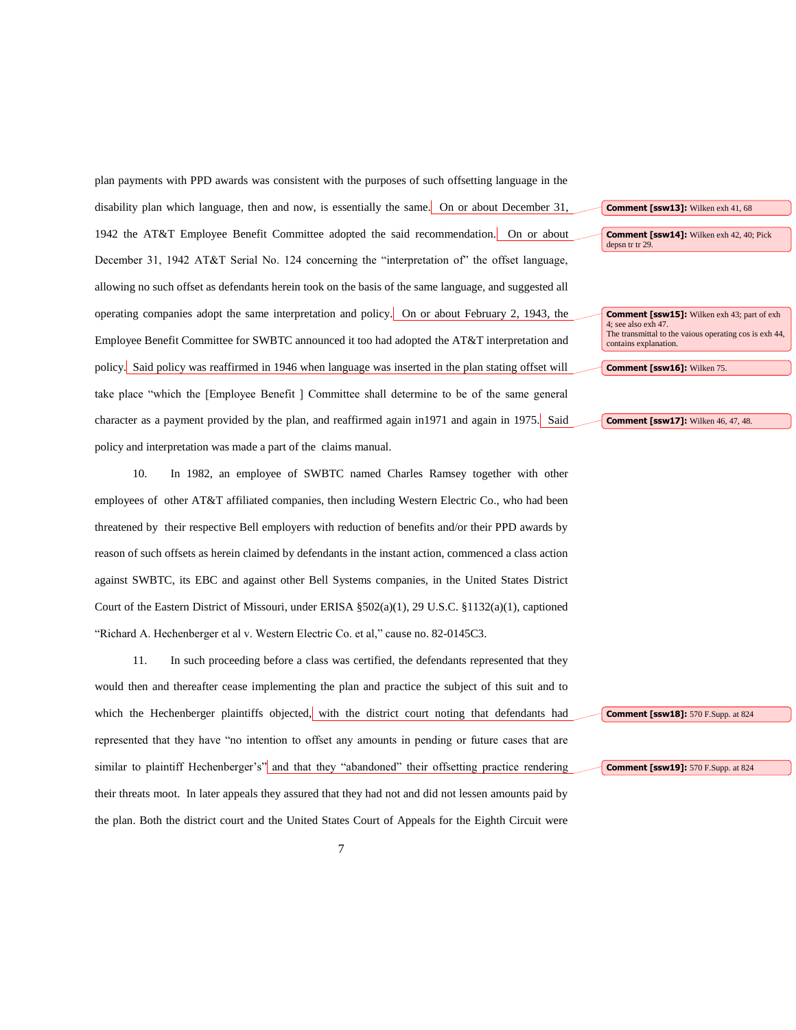plan payments with PPD awards was consistent with the purposes of such offsetting language in the disability plan which language, then and now, is essentially the same. On or about December 31, 1942 the AT&T Employee Benefit Committee adopted the said recommendation. On or about December 31, 1942 AT&T Serial No. 124 concerning the "interpretation of" the offset language, allowing no such offset as defendants herein took on the basis of the same language, and suggested all operating companies adopt the same interpretation and policy. On or about February 2, 1943, the Employee Benefit Committee for SWBTC announced it too had adopted the AT&T interpretation and policy. Said policy was reaffirmed in 1946 when language was inserted in the plan stating offset will take place "which the [Employee Benefit ] Committee shall determine to be of the same general character as a payment provided by the plan, and reaffirmed again in1971 and again in 1975. Said policy and interpretation was made a part of the claims manual.

10. In 1982, an employee of SWBTC named Charles Ramsey together with other employees of other AT&T affiliated companies, then including Western Electric Co., who had been threatened by their respective Bell employers with reduction of benefits and/or their PPD awards by reason of such offsets as herein claimed by defendants in the instant action, commenced a class action against SWBTC, its EBC and against other Bell Systems companies, in the United States District Court of the Eastern District of Missouri, under ERISA §502(a)(1), 29 U.S.C. §1132(a)(1), captioned "Richard A. Hechenberger et al v. Western Electric Co. et al," cause no. 82-0145C3.

11. In such proceeding before a class was certified, the defendants represented that they would then and thereafter cease implementing the plan and practice the subject of this suit and to which the Hechenberger plaintiffs objected, with the district court noting that defendants had represented that they have "no intention to offset any amounts in pending or future cases that are similar to plaintiff Hechenberger's" and that they "abandoned" their offsetting practice rendering their threats moot. In later appeals they assured that they had not and did not lessen amounts paid by the plan. Both the district court and the United States Court of Appeals for the Eighth Circuit were

**Comment [ssw13]:** Wilken exh 41, 68

**Comment [ssw14]:** Wilken exh 42, 40; Pick depsn tr tr 29.

**Comment [ssw15]:** Wilken exh 43; part of exh 4; see also exh 47. The transmittal to the vaious operating cos is exh 44, contains explanation.

**Comment [ssw16]:** Wilken 75.

**Comment [ssw17]:** Wilken 46, 47, 48.

**Comment [ssw18]:** 570 F.Supp. at 824

**Comment [ssw19]:** 570 F.Supp. at 824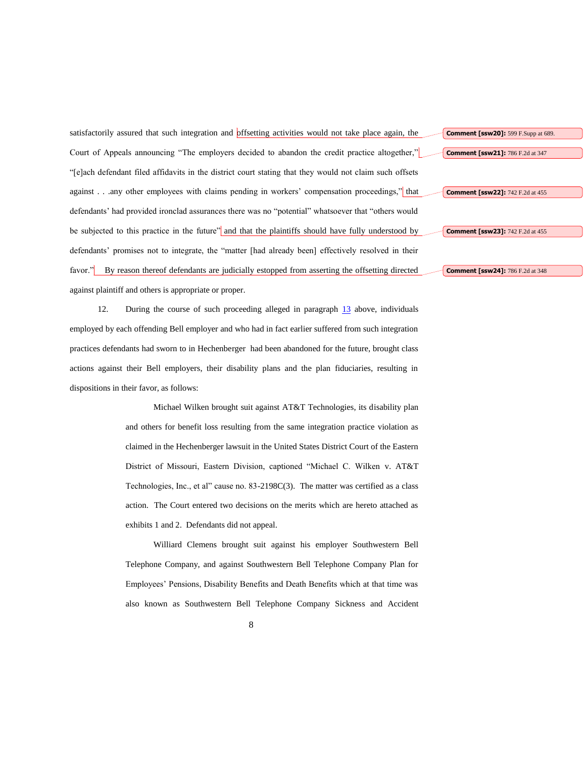satisfactorily assured that such integration and offsetting activities would not take place again, the Court of Appeals announcing "The employers decided to abandon the credit practice altogether," "[e]ach defendant filed affidavits in the district court stating that they would not claim such offsets against . . .any other employees with claims pending in workers' compensation proceedings," that defendants' had provided ironclad assurances there was no "potential" whatsoever that "others would be subjected to this practice in the future" and that the plaintiffs should have fully understood by defendants' promises not to integrate, the "matter [had already been] effectively resolved in their favor." By reason thereof defendants are judicially estopped from asserting the offsetting directed against plaintiff and others is appropriate or proper.

Comment [ssw20]: 599 F.Supp at 689.

Comment [ssw21]: 786 F.2d at 347

Comment [ssw22]: 742 F.2d at 455

Comment [ssw23]: 742 F.2d at 455

Comment [ssw24]: 786 F.2d at 348

12. During the course of such proceeding alleged in paragraph 13 above, individuals employed by each offending Bell employer and who had in fact earlier suffered from such integration practices defendants had sworn to in Hechenberger had been abandoned for the future, brought class actions against their Bell employers, their disability plans and the plan fiduciaries, resulting in dispositions in their favor, as follows:

> Michael Wilken brought suit against AT&T Technologies, its disability plan and others for benefit loss resulting from the same integration practice violation as claimed in the Hechenberger lawsuit in the United States District Court of the Eastern District of Missouri, Eastern Division, captioned "Michael C. Wilken v. AT&T Technologies, Inc., et al" cause no. 83-2198C(3). The matter was certified as a class action. The Court entered two decisions on the merits which are hereto attached as exhibits 1 and 2. Defendants did not appeal.
>
> Williard Clemens brought suit against his employer Southwestern Bell Telephone Company, and against Southwestern Bell Telephone Company Plan for Employees' Pensions, Disability Benefits and Death Benefits which at that time was also known as Southwestern Bell Telephone Company Sickness and Accident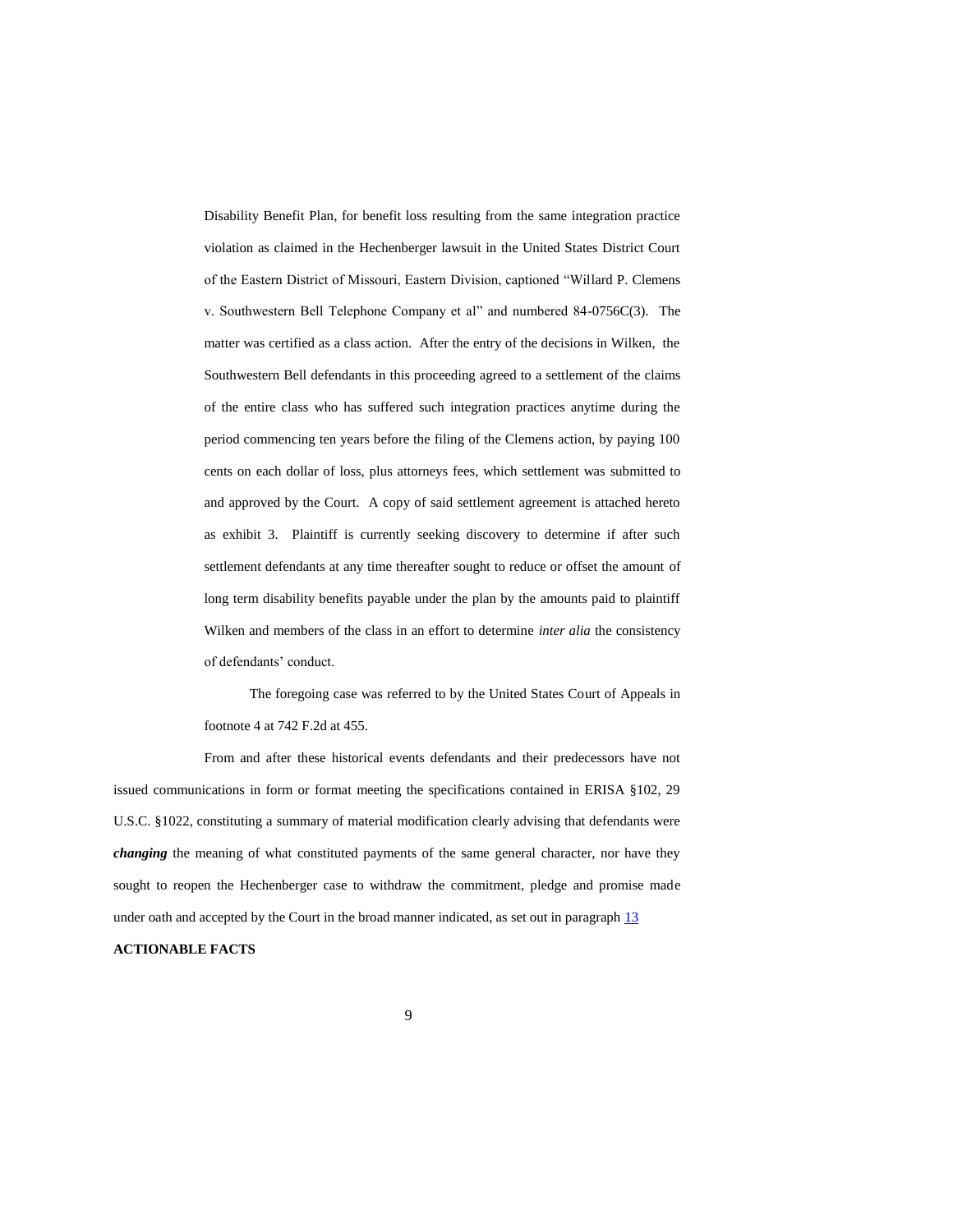Disability Benefit Plan, for benefit loss resulting from the same integration practice violation as claimed in the Hechenberger lawsuit in the United States District Court of the Eastern District of Missouri, Eastern Division, captioned "Willard P. Clemens v. Southwestern Bell Telephone Company et al" and numbered 84-0756C(3). The matter was certified as a class action. After the entry of the decisions in Wilken, the Southwestern Bell defendants in this proceeding agreed to a settlement of the claims of the entire class who has suffered such integration practices anytime during the period commencing ten years before the filing of the Clemens action, by paying 100 cents on each dollar of loss, plus attorneys fees, which settlement was submitted to and approved by the Court. A copy of said settlement agreement is attached hereto as exhibit 3. Plaintiff is currently seeking discovery to determine if after such settlement defendants at any time thereafter sought to reduce or offset the amount of long term disability benefits payable under the plan by the amounts paid to plaintiff Wilken and members of the class in an effort to determine *inter alia* the consistency of defendants' conduct.

The foregoing case was referred to by the United States Court of Appeals in footnote 4 at 742 F.2d at 455.

From and after these historical events defendants and their predecessors have not issued communications in form or format meeting the specifications contained in ERISA §102, 29 U.S.C. §1022, constituting a summary of material modification clearly advising that defendants were ***changing*** the meaning of what constituted payments of the same general character, nor have they sought to reopen the Hechenberger case to withdraw the commitment, pledge and promise made under oath and accepted by the Court in the broad manner indicated, as set out in paragraph 13

**ACTIONABLE FACTS**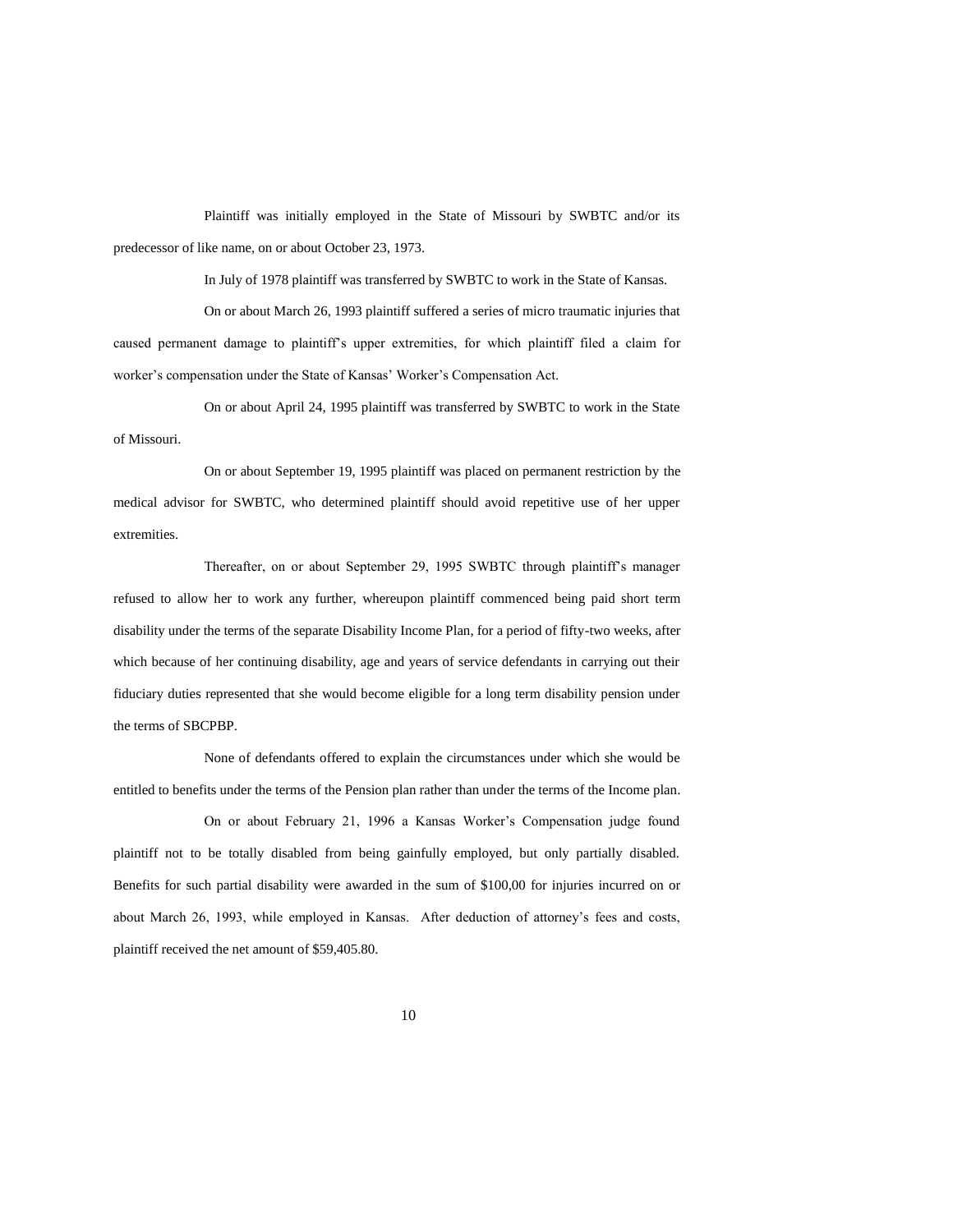Plaintiff was initially employed in the State of Missouri by SWBTC and/or its predecessor of like name, on or about October 23, 1973.

In July of 1978 plaintiff was transferred by SWBTC to work in the State of Kansas.

On or about March 26, 1993 plaintiff suffered a series of micro traumatic injuries that caused permanent damage to plaintiff's upper extremities, for which plaintiff filed a claim for worker's compensation under the State of Kansas' Worker's Compensation Act.

On or about April 24, 1995 plaintiff was transferred by SWBTC to work in the State of Missouri.

On or about September 19, 1995 plaintiff was placed on permanent restriction by the medical advisor for SWBTC, who determined plaintiff should avoid repetitive use of her upper extremities.

Thereafter, on or about September 29, 1995 SWBTC through plaintiff's manager refused to allow her to work any further, whereupon plaintiff commenced being paid short term disability under the terms of the separate Disability Income Plan, for a period of fifty-two weeks, after which because of her continuing disability, age and years of service defendants in carrying out their fiduciary duties represented that she would become eligible for a long term disability pension under the terms of SBCPBP.

None of defendants offered to explain the circumstances under which she would be entitled to benefits under the terms of the Pension plan rather than under the terms of the Income plan.

On or about February 21, 1996 a Kansas Worker's Compensation judge found plaintiff not to be totally disabled from being gainfully employed, but only partially disabled. Benefits for such partial disability were awarded in the sum of $100,00 for injuries incurred on or about March 26, 1993, while employed in Kansas. After deduction of attorney's fees and costs, plaintiff received the net amount of $59,405.80.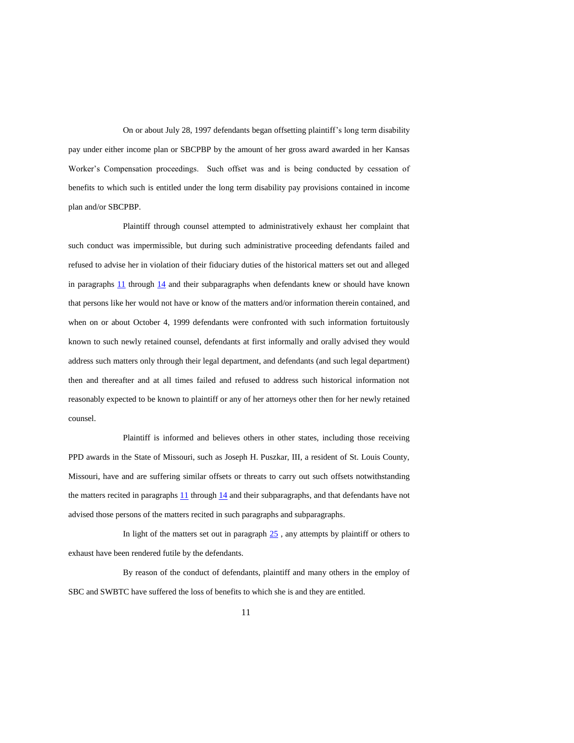On or about July 28, 1997 defendants began offsetting plaintiff's long term disability pay under either income plan or SBCPBP by the amount of her gross award awarded in her Kansas Worker's Compensation proceedings. Such offset was and is being conducted by cessation of benefits to which such is entitled under the long term disability pay provisions contained in income plan and/or SBCPBP.

Plaintiff through counsel attempted to administratively exhaust her complaint that such conduct was impermissible, but during such administrative proceeding defendants failed and refused to advise her in violation of their fiduciary duties of the historical matters set out and alleged in paragraphs 11 through 14 and their subparagraphs when defendants knew or should have known that persons like her would not have or know of the matters and/or information therein contained, and when on or about October 4, 1999 defendants were confronted with such information fortuitously known to such newly retained counsel, defendants at first informally and orally advised they would address such matters only through their legal department, and defendants (and such legal department) then and thereafter and at all times failed and refused to address such historical information not reasonably expected to be known to plaintiff or any of her attorneys other then for her newly retained counsel.

Plaintiff is informed and believes others in other states, including those receiving PPD awards in the State of Missouri, such as Joseph H. Puszkar, III, a resident of St. Louis County, Missouri, have and are suffering similar offsets or threats to carry out such offsets notwithstanding the matters recited in paragraphs 11 through 14 and their subparagraphs, and that defendants have not advised those persons of the matters recited in such paragraphs and subparagraphs.

In light of the matters set out in paragraph 25 , any attempts by plaintiff or others to exhaust have been rendered futile by the defendants.

By reason of the conduct of defendants, plaintiff and many others in the employ of SBC and SWBTC have suffered the loss of benefits to which she is and they are entitled.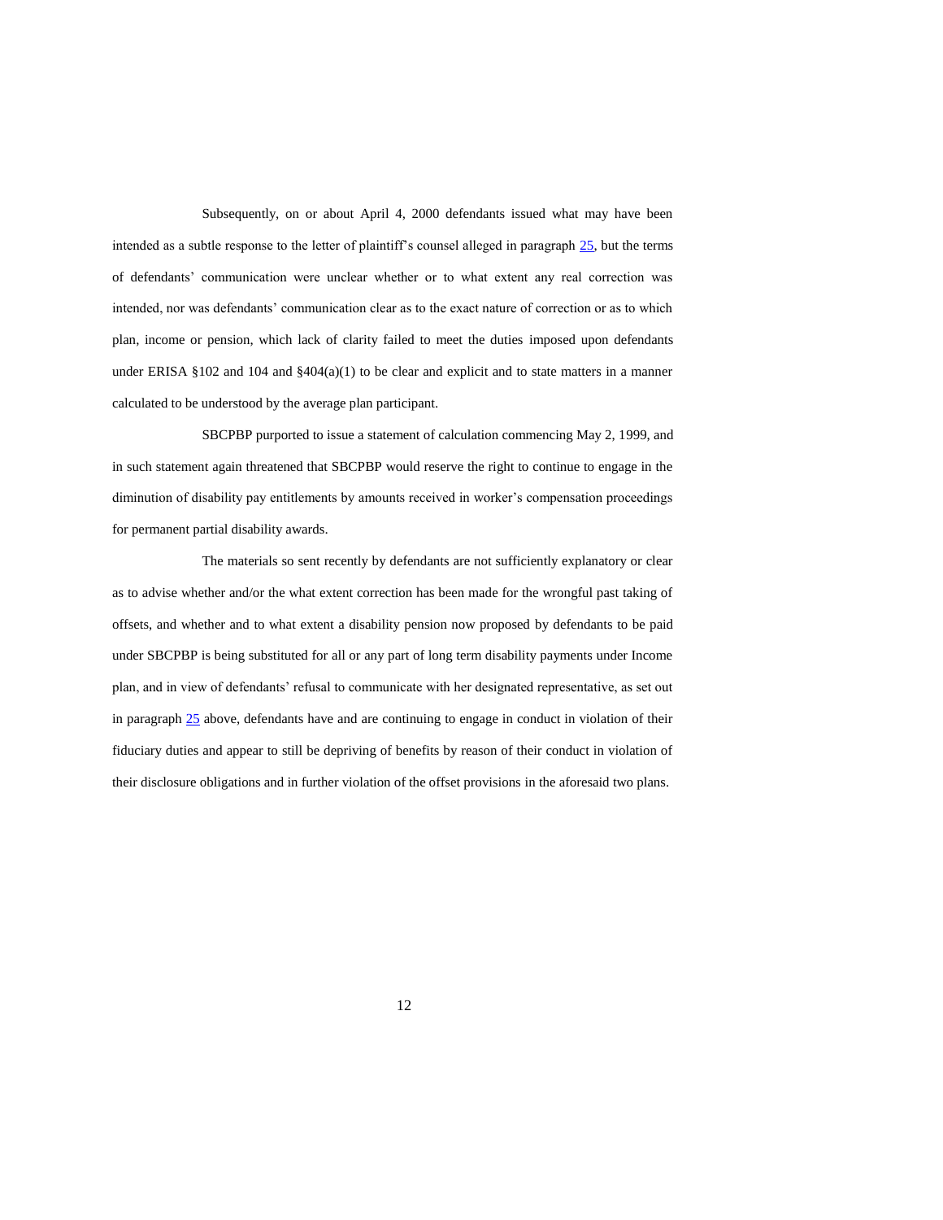Subsequently, on or about April 4, 2000 defendants issued what may have been intended as a subtle response to the letter of plaintiff's counsel alleged in paragraph 25, but the terms of defendants' communication were unclear whether or to what extent any real correction was intended, nor was defendants' communication clear as to the exact nature of correction or as to which plan, income or pension, which lack of clarity failed to meet the duties imposed upon defendants under ERISA §102 and 104 and §404(a)(1) to be clear and explicit and to state matters in a manner calculated to be understood by the average plan participant.

SBCPBP purported to issue a statement of calculation commencing May 2, 1999, and in such statement again threatened that SBCPBP would reserve the right to continue to engage in the diminution of disability pay entitlements by amounts received in worker's compensation proceedings for permanent partial disability awards.

The materials so sent recently by defendants are not sufficiently explanatory or clear as to advise whether and/or the what extent correction has been made for the wrongful past taking of offsets, and whether and to what extent a disability pension now proposed by defendants to be paid under SBCPBP is being substituted for all or any part of long term disability payments under Income plan, and in view of defendants' refusal to communicate with her designated representative, as set out in paragraph 25 above, defendants have and are continuing to engage in conduct in violation of their fiduciary duties and appear to still be depriving of benefits by reason of their conduct in violation of their disclosure obligations and in further violation of the offset provisions in the aforesaid two plans.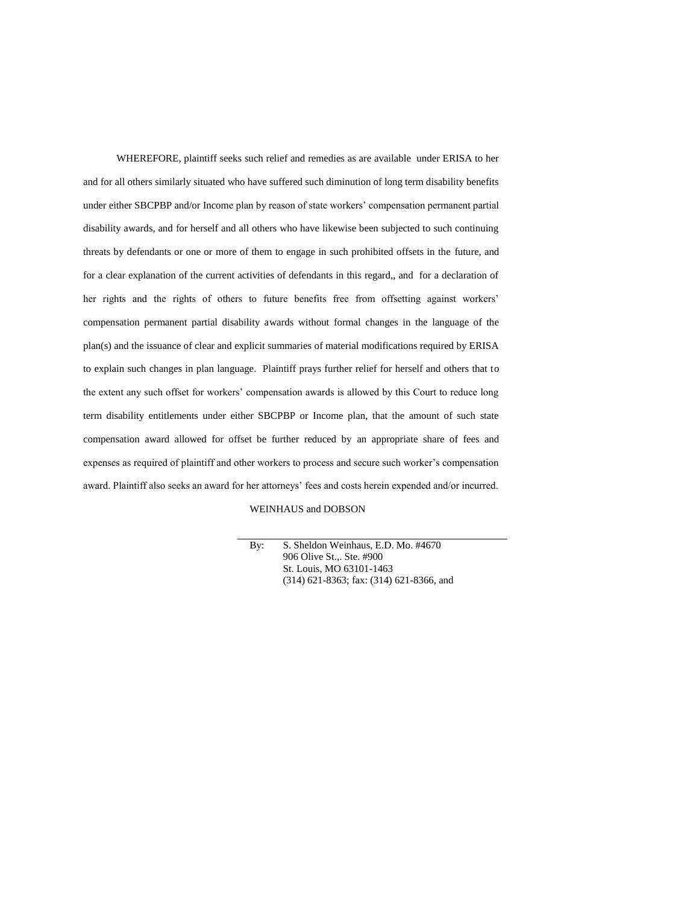WHEREFORE, plaintiff seeks such relief and remedies as are available under ERISA to her and for all others similarly situated who have suffered such diminution of long term disability benefits under either SBCPBP and/or Income plan by reason of state workers' compensation permanent partial disability awards, and for herself and all others who have likewise been subjected to such continuing threats by defendants or one or more of them to engage in such prohibited offsets in the future, and for a clear explanation of the current activities of defendants in this regard,, and for a declaration of her rights and the rights of others to future benefits free from offsetting against workers' compensation permanent partial disability awards without formal changes in the language of the plan(s) and the issuance of clear and explicit summaries of material modifications required by ERISA to explain such changes in plan language. Plaintiff prays further relief for herself and others that to the extent any such offset for workers' compensation awards is allowed by this Court to reduce long term disability entitlements under either SBCPBP or Income plan, that the amount of such state compensation award allowed for offset be further reduced by an appropriate share of fees and expenses as required of plaintiff and other workers to process and secure such worker's compensation award. Plaintiff also seeks an award for her attorneys' fees and costs herein expended and/or incurred.

WEINHAUS and DOBSON

By: S. Sheldon Weinhaus, E.D. Mo. #4670
906 Olive St.,. Ste. #900
St. Louis, MO 63101-1463
(314) 621-8363; fax: (314) 621-8366, and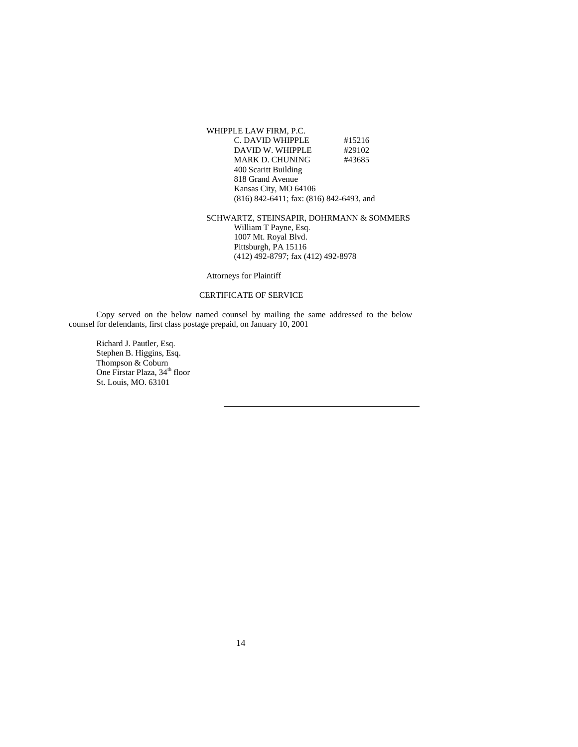WHIPPLE LAW FIRM, P.C.

C. DAVID WHIPPLE #15216
DAVID W. WHIPPLE #29102
MARK D. CHUNING #43685
400 Scaritt Building
818 Grand Avenue
Kansas City, MO 64106
(816) 842-6411; fax: (816) 842-6493, and

SCHWARTZ, STEINSAPIR, DOHRMANN & SOMMERS

William T Payne, Esq.
1007 Mt. Royal Blvd.
Pittsburgh, PA 15116
(412) 492-8797; fax (412) 492-8978

Attorneys for Plaintiff

CERTIFICATE OF SERVICE

Copy served on the below named counsel by mailing the same addressed to the below counsel for defendants, first class postage prepaid, on January 10, 2001

Richard J. Pautler, Esq.
Stephen B. Higgins, Esq.
Thompson & Coburn
One Firstar Plaza, 34th floor
St. Louis, MO. 63101

\_\_\_\_\_\_\_\_\_\_\_\_\_\_\_\_\_\_\_\_\_\_\_\_\_\_\_\_\_\_\_\_\_\_\_\_\_\_\_\_